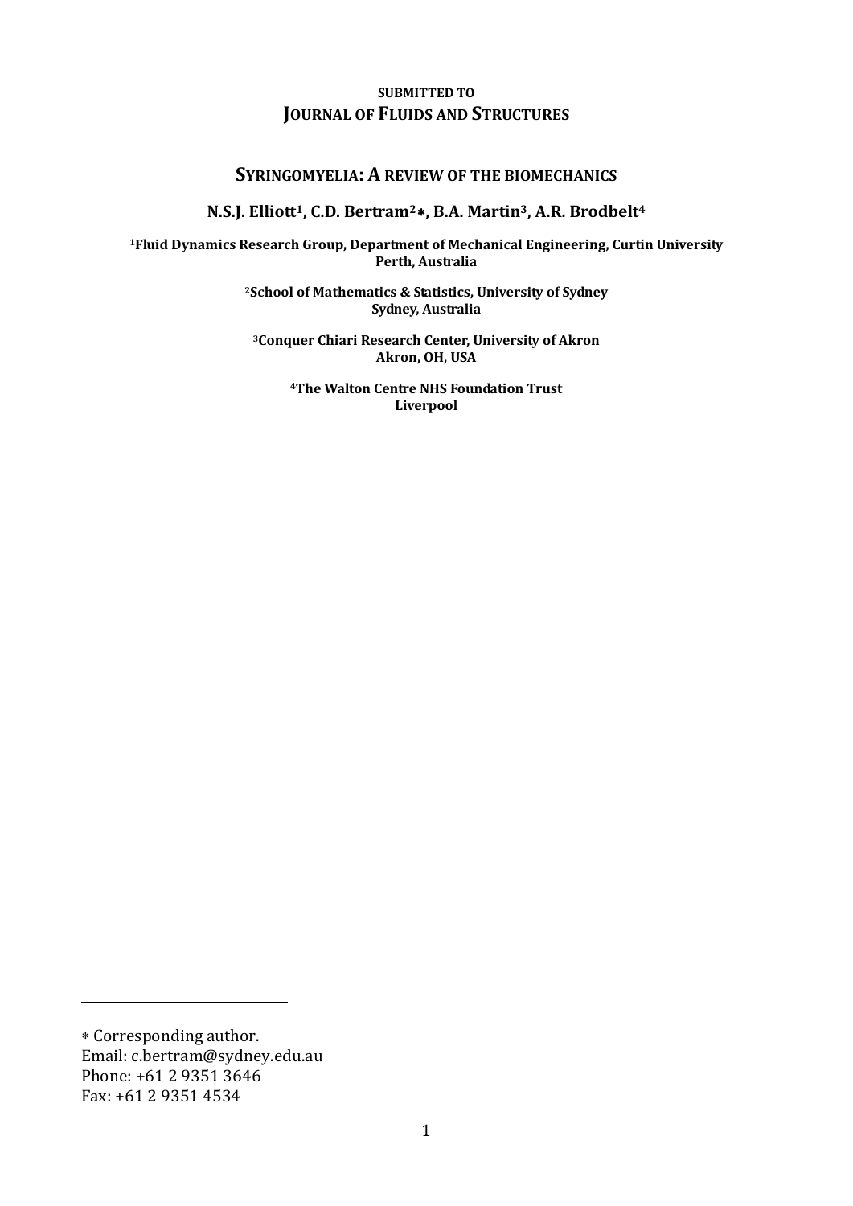**SUBMITTED TO**
**JOURNAL OF FLUIDS AND STRUCTURES**

# SYRINGOMYELIA: A REVIEW OF THE BIOMECHANICS

**N.S.J. Elliott[1], C.D. Bertram[2]∗, B.A. Martin[3], A.R. Brodbelt[4]**

[1]Fluid Dynamics Research Group, Department of Mechanical Engineering, Curtin University
Perth, Australia

[2]School of Mathematics & Statistics, University of Sydney
Sydney, Australia

[3]Conquer Chiari Research Center, University of Akron
Akron, OH, USA

[4]The Walton Centre NHS Foundation Trust
Liverpool

---

∗ Corresponding author.
Email: c.bertram@sydney.edu.au
Phone: +61 2 9351 3646
Fax: +61 2 9351 4534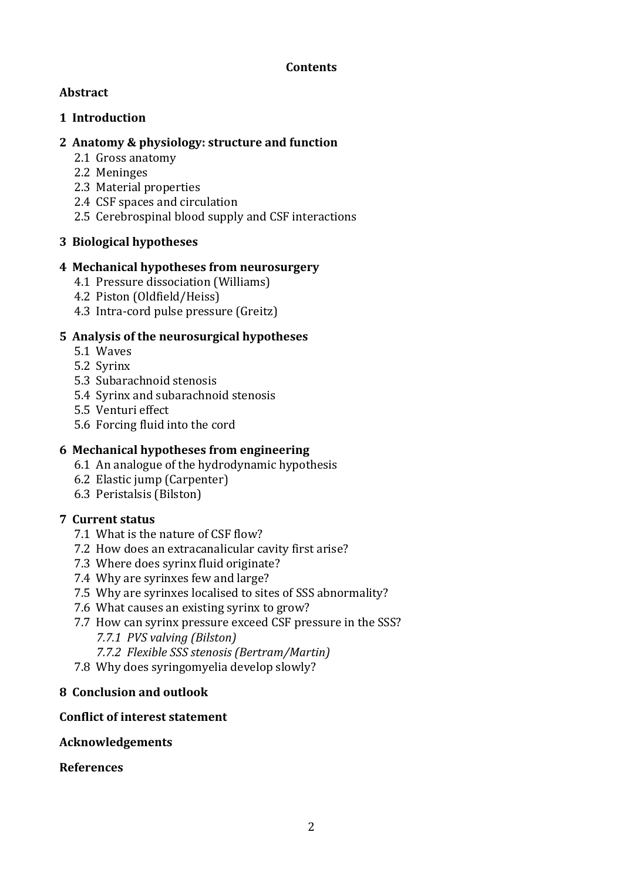## Contents

**Abstract**

**1 Introduction**

**2 Anatomy & physiology: structure and function**

- 2.1 Gross anatomy
- 2.2 Meninges
- 2.3 Material properties
- 2.4 CSF spaces and circulation
- 2.5 Cerebrospinal blood supply and CSF interactions

**3 Biological hypotheses**

**4 Mechanical hypotheses from neurosurgery**

- 4.1 Pressure dissociation (Williams)
- 4.2 Piston (Oldfield/Heiss)
- 4.3 Intra-cord pulse pressure (Greitz)

**5 Analysis of the neurosurgical hypotheses**

- 5.1 Waves
- 5.2 Syrinx
- 5.3 Subarachnoid stenosis
- 5.4 Syrinx and subarachnoid stenosis
- 5.5 Venturi effect
- 5.6 Forcing fluid into the cord

**6 Mechanical hypotheses from engineering**

- 6.1 An analogue of the hydrodynamic hypothesis
- 6.2 Elastic jump (Carpenter)
- 6.3 Peristalsis (Bilston)

**7 Current status**

- 7.1 What is the nature of CSF flow?
- 7.2 How does an extracanalicular cavity first arise?
- 7.3 Where does syrinx fluid originate?
- 7.4 Why are syrinxes few and large?
- 7.5 Why are syrinxes localised to sites of SSS abnormality?
- 7.6 What causes an existing syrinx to grow?
- 7.7 How can syrinx pressure exceed CSF pressure in the SSS?
  - *7.7.1 PVS valving (Bilston)*
  - *7.7.2 Flexible SSS stenosis (Bertram/Martin)*
- 7.8 Why does syringomyelia develop slowly?

**8 Conclusion and outlook**

**Conflict of interest statement**

**Acknowledgements**

**References**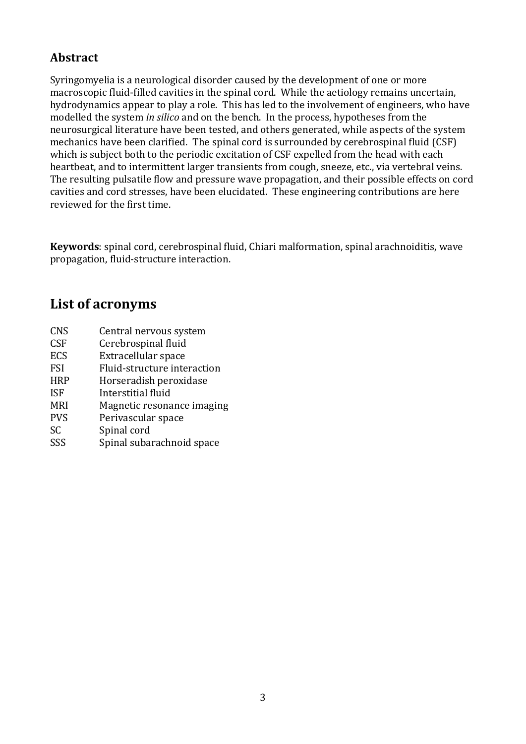## Abstract

Syringomyelia is a neurological disorder caused by the development of one or more macroscopic fluid-filled cavities in the spinal cord. While the aetiology remains uncertain, hydrodynamics appear to play a role. This has led to the involvement of engineers, who have modelled the system *in silico* and on the bench. In the process, hypotheses from the neurosurgical literature have been tested, and others generated, while aspects of the system mechanics have been clarified. The spinal cord is surrounded by cerebrospinal fluid (CSF) which is subject both to the periodic excitation of CSF expelled from the head with each heartbeat, and to intermittent larger transients from cough, sneeze, etc., via vertebral veins. The resulting pulsatile flow and pressure wave propagation, and their possible effects on cord cavities and cord stresses, have been elucidated. These engineering contributions are here reviewed for the first time.

**Keywords**: spinal cord, cerebrospinal fluid, Chiari malformation, spinal arachnoiditis, wave propagation, fluid-structure interaction.

# List of acronyms

| | |
|---|---|
| CNS | Central nervous system |
| CSF | Cerebrospinal fluid |
| ECS | Extracellular space |
| FSI | Fluid-structure interaction |
| HRP | Horseradish peroxidase |
| ISF | Interstitial fluid |
| MRI | Magnetic resonance imaging |
| PVS | Perivascular space |
| SC | Spinal cord |
| SSS | Spinal subarachnoid space |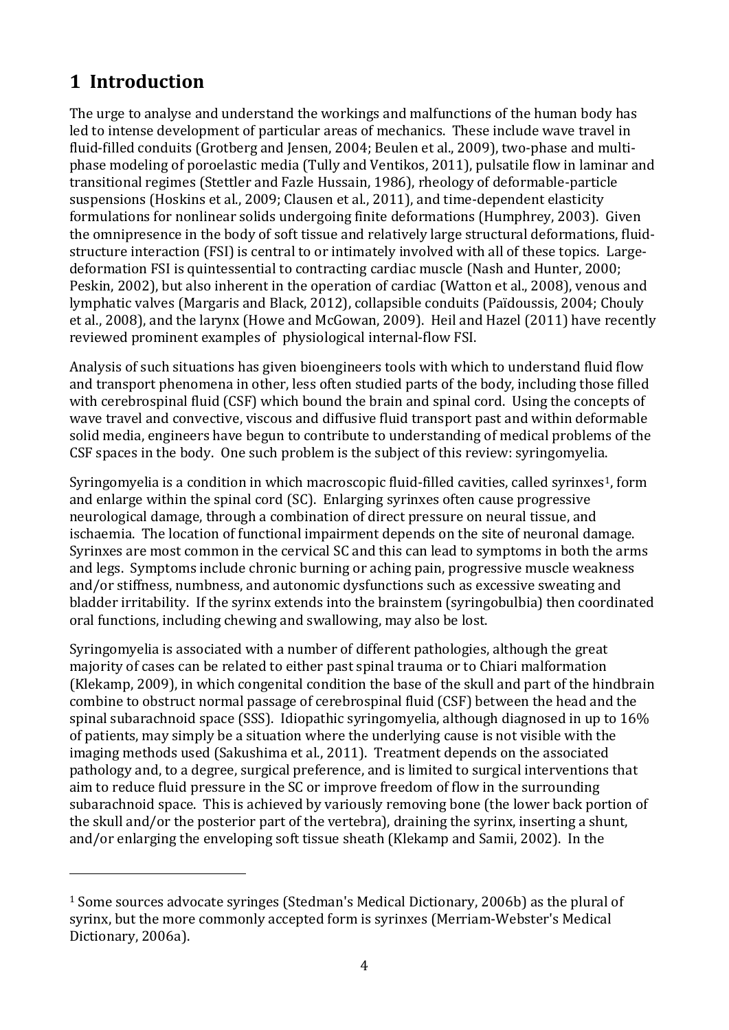# 1 Introduction

The urge to analyse and understand the workings and malfunctions of the human body has led to intense development of particular areas of mechanics. These include wave travel in fluid-filled conduits (Grotberg and Jensen, 2004; Beulen et al., 2009), two-phase and multi-phase modeling of poroelastic media (Tully and Ventikos, 2011), pulsatile flow in laminar and transitional regimes (Stettler and Fazle Hussain, 1986), rheology of deformable-particle suspensions (Hoskins et al., 2009; Clausen et al., 2011), and time-dependent elasticity formulations for nonlinear solids undergoing finite deformations (Humphrey, 2003). Given the omnipresence in the body of soft tissue and relatively large structural deformations, fluid-structure interaction (FSI) is central to or intimately involved with all of these topics. Large-deformation FSI is quintessential to contracting cardiac muscle (Nash and Hunter, 2000; Peskin, 2002), but also inherent in the operation of cardiac (Watton et al., 2008), venous and lymphatic valves (Margaris and Black, 2012), collapsible conduits (Païdoussis, 2004; Chouly et al., 2008), and the larynx (Howe and McGowan, 2009). Heil and Hazel (2011) have recently reviewed prominent examples of physiological internal-flow FSI.

Analysis of such situations has given bioengineers tools with which to understand fluid flow and transport phenomena in other, less often studied parts of the body, including those filled with cerebrospinal fluid (CSF) which bound the brain and spinal cord. Using the concepts of wave travel and convective, viscous and diffusive fluid transport past and within deformable solid media, engineers have begun to contribute to understanding of medical problems of the CSF spaces in the body. One such problem is the subject of this review: syringomyelia.

Syringomyelia is a condition in which macroscopic fluid-filled cavities, called syrinxes[1], form and enlarge within the spinal cord (SC). Enlarging syrinxes often cause progressive neurological damage, through a combination of direct pressure on neural tissue, and ischaemia. The location of functional impairment depends on the site of neuronal damage. Syrinxes are most common in the cervical SC and this can lead to symptoms in both the arms and legs. Symptoms include chronic burning or aching pain, progressive muscle weakness and/or stiffness, numbness, and autonomic dysfunctions such as excessive sweating and bladder irritability. If the syrinx extends into the brainstem (syringobulbia) then coordinated oral functions, including chewing and swallowing, may also be lost.

Syringomyelia is associated with a number of different pathologies, although the great majority of cases can be related to either past spinal trauma or to Chiari malformation (Klekamp, 2009), in which congenital condition the base of the skull and part of the hindbrain combine to obstruct normal passage of cerebrospinal fluid (CSF) between the head and the spinal subarachnoid space (SSS). Idiopathic syringomyelia, although diagnosed in up to 16% of patients, may simply be a situation where the underlying cause is not visible with the imaging methods used (Sakushima et al., 2011). Treatment depends on the associated pathology and, to a degree, surgical preference, and is limited to surgical interventions that aim to reduce fluid pressure in the SC or improve freedom of flow in the surrounding subarachnoid space. This is achieved by variously removing bone (the lower back portion of the skull and/or the posterior part of the vertebra), draining the syrinx, inserting a shunt, and/or enlarging the enveloping soft tissue sheath (Klekamp and Samii, 2002). In the

[1] Some sources advocate syringes (Stedman's Medical Dictionary, 2006b) as the plural of syrinx, but the more commonly accepted form is syrinxes (Merriam-Webster's Medical Dictionary, 2006a).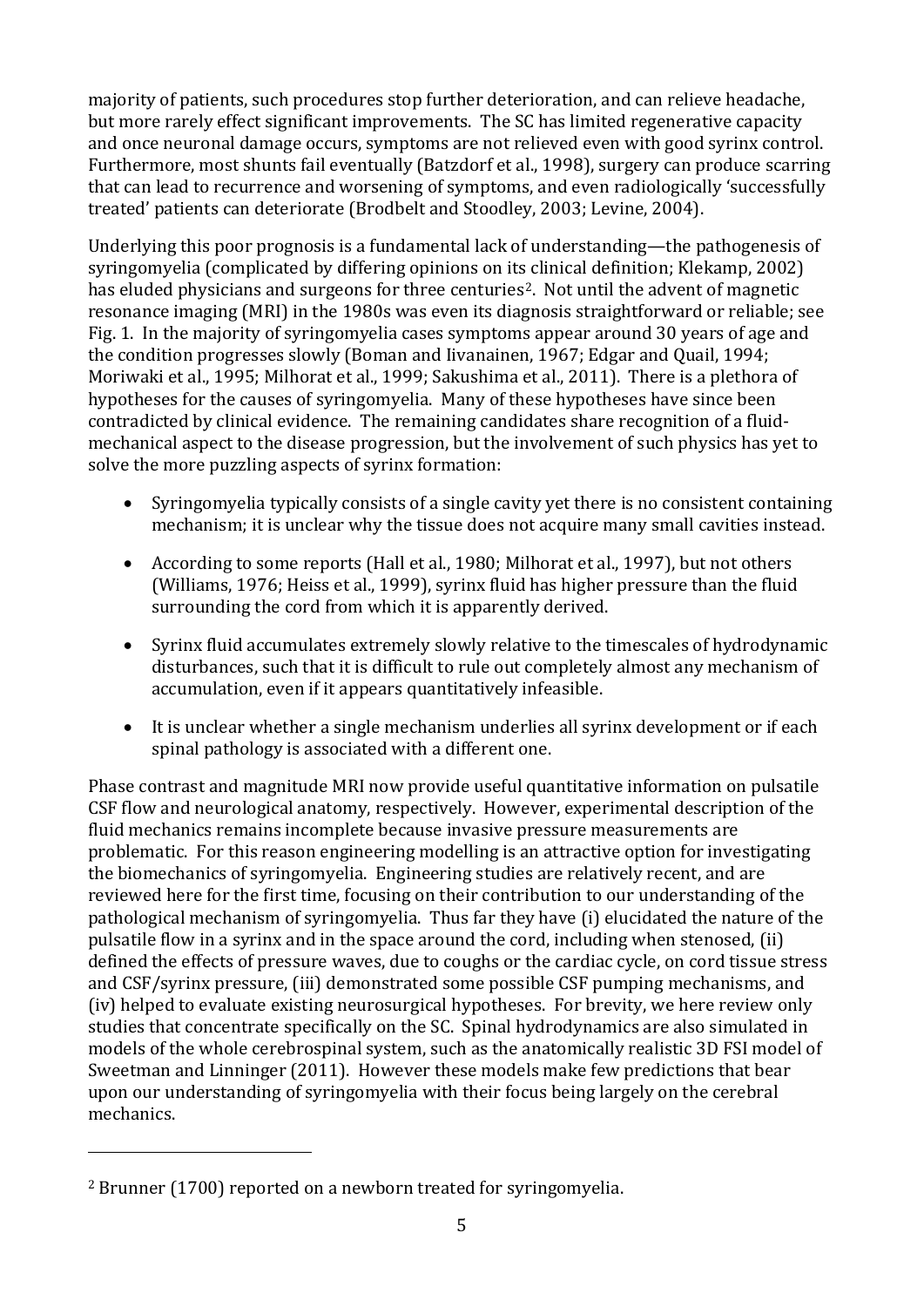majority of patients, such procedures stop further deterioration, and can relieve headache, but more rarely effect significant improvements. The SC has limited regenerative capacity and once neuronal damage occurs, symptoms are not relieved even with good syrinx control. Furthermore, most shunts fail eventually (Batzdorf et al., 1998), surgery can produce scarring that can lead to recurrence and worsening of symptoms, and even radiologically 'successfully treated' patients can deteriorate (Brodbelt and Stoodley, 2003; Levine, 2004).

Underlying this poor prognosis is a fundamental lack of understanding—the pathogenesis of syringomyelia (complicated by differing opinions on its clinical definition; Klekamp, 2002) has eluded physicians and surgeons for three centuries[2]. Not until the advent of magnetic resonance imaging (MRI) in the 1980s was even its diagnosis straightforward or reliable; see Fig. 1. In the majority of syringomyelia cases symptoms appear around 30 years of age and the condition progresses slowly (Boman and Iivanainen, 1967; Edgar and Quail, 1994; Moriwaki et al., 1995; Milhorat et al., 1999; Sakushima et al., 2011). There is a plethora of hypotheses for the causes of syringomyelia. Many of these hypotheses have since been contradicted by clinical evidence. The remaining candidates share recognition of a fluid-mechanical aspect to the disease progression, but the involvement of such physics has yet to solve the more puzzling aspects of syrinx formation:

- Syringomyelia typically consists of a single cavity yet there is no consistent containing mechanism; it is unclear why the tissue does not acquire many small cavities instead.
- According to some reports (Hall et al., 1980; Milhorat et al., 1997), but not others (Williams, 1976; Heiss et al., 1999), syrinx fluid has higher pressure than the fluid surrounding the cord from which it is apparently derived.
- Syrinx fluid accumulates extremely slowly relative to the timescales of hydrodynamic disturbances, such that it is difficult to rule out completely almost any mechanism of accumulation, even if it appears quantitatively infeasible.
- It is unclear whether a single mechanism underlies all syrinx development or if each spinal pathology is associated with a different one.

Phase contrast and magnitude MRI now provide useful quantitative information on pulsatile CSF flow and neurological anatomy, respectively. However, experimental description of the fluid mechanics remains incomplete because invasive pressure measurements are problematic. For this reason engineering modelling is an attractive option for investigating the biomechanics of syringomyelia. Engineering studies are relatively recent, and are reviewed here for the first time, focusing on their contribution to our understanding of the pathological mechanism of syringomyelia. Thus far they have (i) elucidated the nature of the pulsatile flow in a syrinx and in the space around the cord, including when stenosed, (ii) defined the effects of pressure waves, due to coughs or the cardiac cycle, on cord tissue stress and CSF/syrinx pressure, (iii) demonstrated some possible CSF pumping mechanisms, and (iv) helped to evaluate existing neurosurgical hypotheses. For brevity, we here review only studies that concentrate specifically on the SC. Spinal hydrodynamics are also simulated in models of the whole cerebrospinal system, such as the anatomically realistic 3D FSI model of Sweetman and Linninger (2011). However these models make few predictions that bear upon our understanding of syringomyelia with their focus being largely on the cerebral mechanics.

[2] Brunner (1700) reported on a newborn treated for syringomyelia.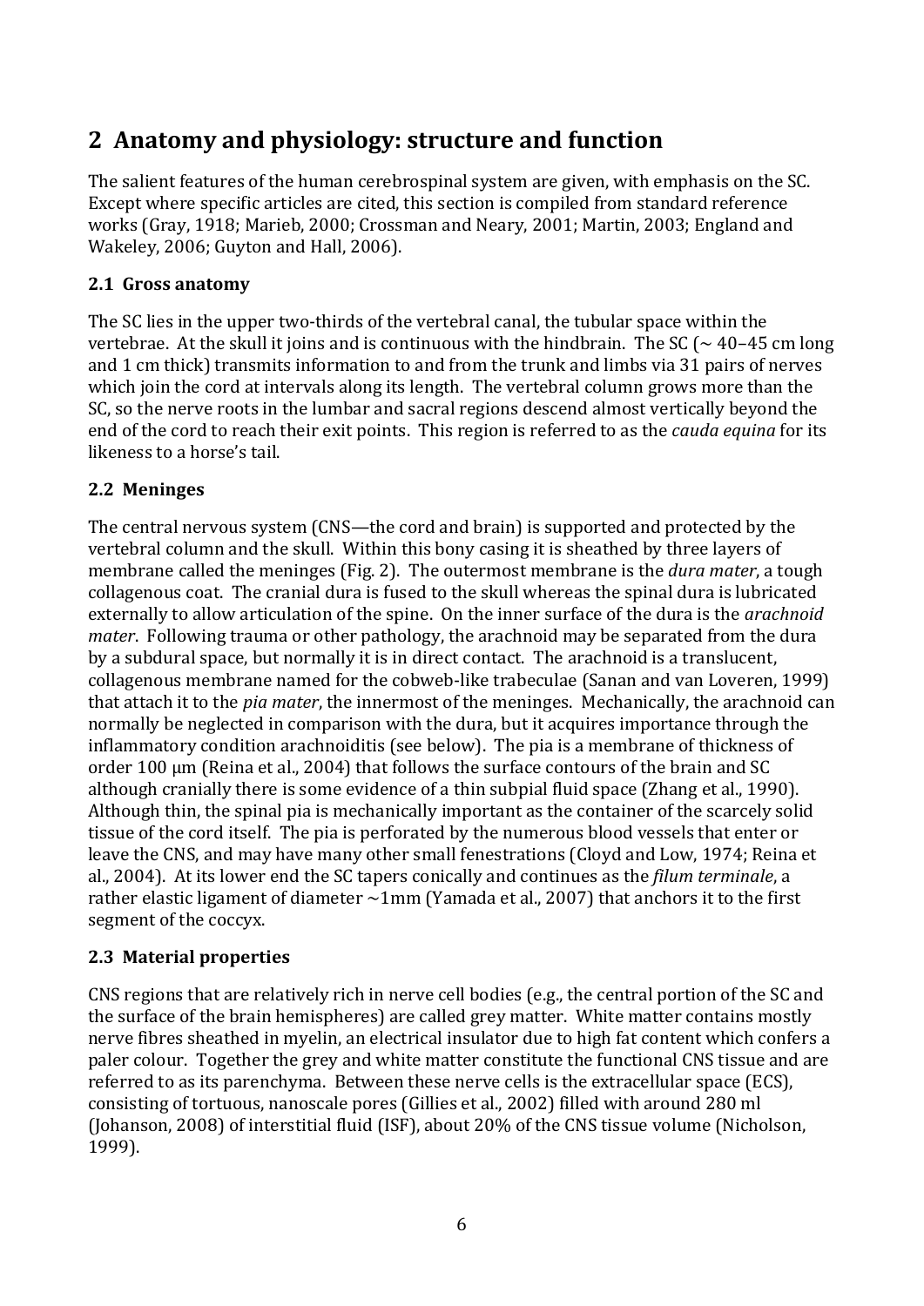# 2 Anatomy and physiology: structure and function

The salient features of the human cerebrospinal system are given, with emphasis on the SC. Except where specific articles are cited, this section is compiled from standard reference works (Gray, 1918; Marieb, 2000; Crossman and Neary, 2001; Martin, 2003; England and Wakeley, 2006; Guyton and Hall, 2006).

## 2.1 Gross anatomy

The SC lies in the upper two-thirds of the vertebral canal, the tubular space within the vertebrae. At the skull it joins and is continuous with the hindbrain. The SC (~ 40–45 cm long and 1 cm thick) transmits information to and from the trunk and limbs via 31 pairs of nerves which join the cord at intervals along its length. The vertebral column grows more than the SC, so the nerve roots in the lumbar and sacral regions descend almost vertically beyond the end of the cord to reach their exit points. This region is referred to as the *cauda equina* for its likeness to a horse's tail.

## 2.2 Meninges

The central nervous system (CNS—the cord and brain) is supported and protected by the vertebral column and the skull. Within this bony casing it is sheathed by three layers of membrane called the meninges (Fig. 2). The outermost membrane is the *dura mater*, a tough collagenous coat. The cranial dura is fused to the skull whereas the spinal dura is lubricated externally to allow articulation of the spine. On the inner surface of the dura is the *arachnoid mater*. Following trauma or other pathology, the arachnoid may be separated from the dura by a subdural space, but normally it is in direct contact. The arachnoid is a translucent, collagenous membrane named for the cobweb-like trabeculae (Sanan and van Loveren, 1999) that attach it to the *pia mater*, the innermost of the meninges. Mechanically, the arachnoid can normally be neglected in comparison with the dura, but it acquires importance through the inflammatory condition arachnoiditis (see below). The pia is a membrane of thickness of order 100 μm (Reina et al., 2004) that follows the surface contours of the brain and SC although cranially there is some evidence of a thin subpial fluid space (Zhang et al., 1990). Although thin, the spinal pia is mechanically important as the container of the scarcely solid tissue of the cord itself. The pia is perforated by the numerous blood vessels that enter or leave the CNS, and may have many other small fenestrations (Cloyd and Low, 1974; Reina et al., 2004). At its lower end the SC tapers conically and continues as the *filum terminale*, a rather elastic ligament of diameter ~1mm (Yamada et al., 2007) that anchors it to the first segment of the coccyx.

## 2.3 Material properties

CNS regions that are relatively rich in nerve cell bodies (e.g., the central portion of the SC and the surface of the brain hemispheres) are called grey matter. White matter contains mostly nerve fibres sheathed in myelin, an electrical insulator due to high fat content which confers a paler colour. Together the grey and white matter constitute the functional CNS tissue and are referred to as its parenchyma. Between these nerve cells is the extracellular space (ECS), consisting of tortuous, nanoscale pores (Gillies et al., 2002) filled with around 280 ml (Johanson, 2008) of interstitial fluid (ISF), about 20% of the CNS tissue volume (Nicholson, 1999).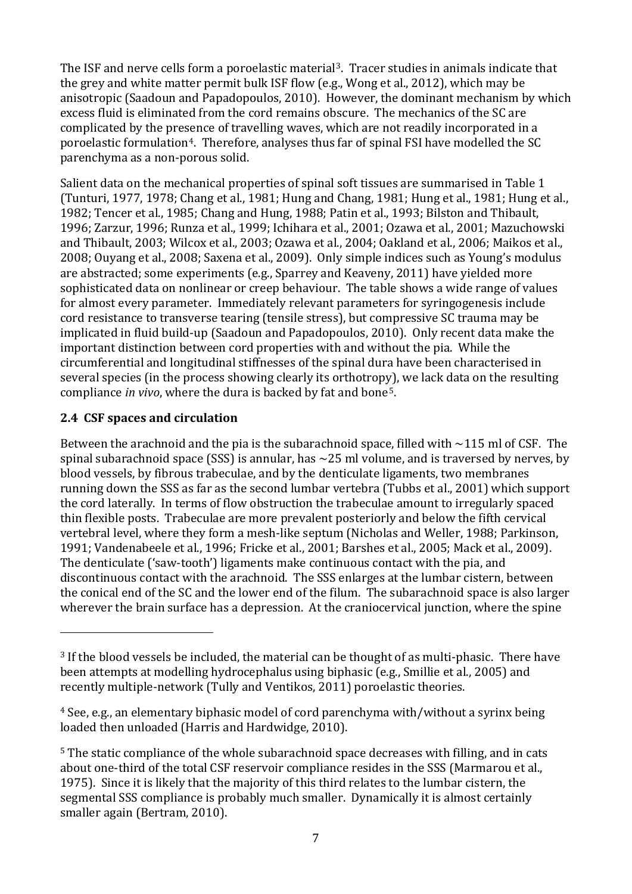The ISF and nerve cells form a poroelastic material[3]. Tracer studies in animals indicate that the grey and white matter permit bulk ISF flow (e.g., Wong et al., 2012), which may be anisotropic (Saadoun and Papadopoulos, 2010). However, the dominant mechanism by which excess fluid is eliminated from the cord remains obscure. The mechanics of the SC are complicated by the presence of travelling waves, which are not readily incorporated in a poroelastic formulation[4]. Therefore, analyses thus far of spinal FSI have modelled the SC parenchyma as a non-porous solid.

Salient data on the mechanical properties of spinal soft tissues are summarised in Table 1 (Tunturi, 1977, 1978; Chang et al., 1981; Hung and Chang, 1981; Hung et al., 1981; Hung et al., 1982; Tencer et al., 1985; Chang and Hung, 1988; Patin et al., 1993; Bilston and Thibault, 1996; Zarzur, 1996; Runza et al., 1999; Ichihara et al., 2001; Ozawa et al., 2001; Mazuchowski and Thibault, 2003; Wilcox et al., 2003; Ozawa et al., 2004; Oakland et al., 2006; Maikos et al., 2008; Ouyang et al., 2008; Saxena et al., 2009). Only simple indices such as Young's modulus are abstracted; some experiments (e.g., Sparrey and Keaveny, 2011) have yielded more sophisticated data on nonlinear or creep behaviour. The table shows a wide range of values for almost every parameter. Immediately relevant parameters for syringogenesis include cord resistance to transverse tearing (tensile stress), but compressive SC trauma may be implicated in fluid build-up (Saadoun and Papadopoulos, 2010). Only recent data make the important distinction between cord properties with and without the pia. While the circumferential and longitudinal stiffnesses of the spinal dura have been characterised in several species (in the process showing clearly its orthotropy), we lack data on the resulting compliance *in vivo*, where the dura is backed by fat and bone[5].

## 2.4 CSF spaces and circulation

Between the arachnoid and the pia is the subarachnoid space, filled with ~115 ml of CSF. The spinal subarachnoid space (SSS) is annular, has ~25 ml volume, and is traversed by nerves, by blood vessels, by fibrous trabeculae, and by the denticulate ligaments, two membranes running down the SSS as far as the second lumbar vertebra (Tubbs et al., 2001) which support the cord laterally. In terms of flow obstruction the trabeculae amount to irregularly spaced thin flexible posts. Trabeculae are more prevalent posteriorly and below the fifth cervical vertebral level, where they form a mesh-like septum (Nicholas and Weller, 1988; Parkinson, 1991; Vandenabeele et al., 1996; Fricke et al., 2001; Barshes et al., 2005; Mack et al., 2009). The denticulate ('saw-tooth') ligaments make continuous contact with the pia, and discontinuous contact with the arachnoid. The SSS enlarges at the lumbar cistern, between the conical end of the SC and the lower end of the filum. The subarachnoid space is also larger wherever the brain surface has a depression. At the craniocervical junction, where the spine

---

[3] If the blood vessels be included, the material can be thought of as multi-phasic. There have been attempts at modelling hydrocephalus using biphasic (e.g., Smillie et al., 2005) and recently multiple-network (Tully and Ventikos, 2011) poroelastic theories.

[4] See, e.g., an elementary biphasic model of cord parenchyma with/without a syrinx being loaded then unloaded (Harris and Hardwidge, 2010).

[5] The static compliance of the whole subarachnoid space decreases with filling, and in cats about one-third of the total CSF reservoir compliance resides in the SSS (Marmarou et al., 1975). Since it is likely that the majority of this third relates to the lumbar cistern, the segmental SSS compliance is probably much smaller. Dynamically it is almost certainly smaller again (Bertram, 2010).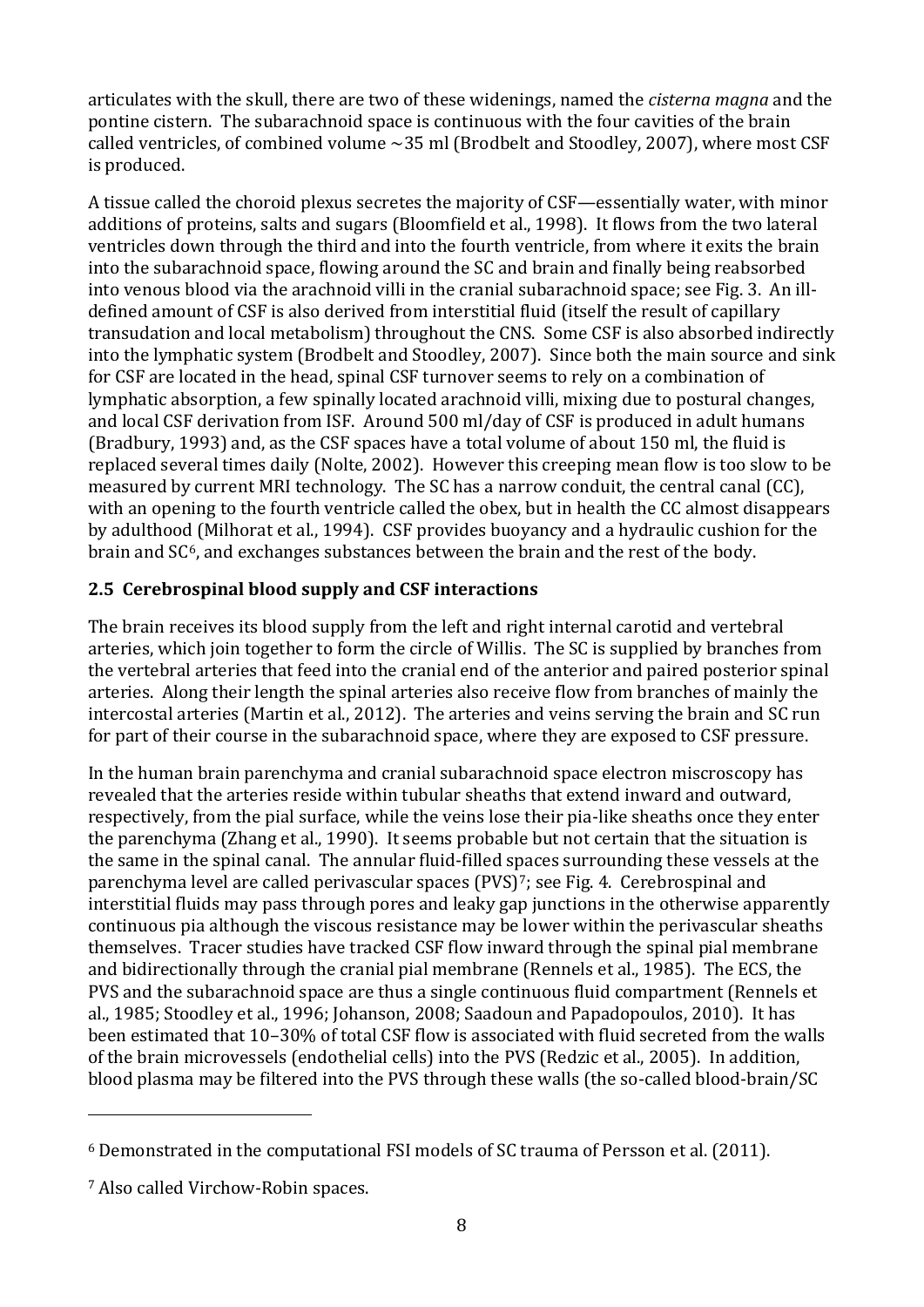articulates with the skull, there are two of these widenings, named the *cisterna magna* and the pontine cistern. The subarachnoid space is continuous with the four cavities of the brain called ventricles, of combined volume ~35 ml (Brodbelt and Stoodley, 2007), where most CSF is produced.

A tissue called the choroid plexus secretes the majority of CSF—essentially water, with minor additions of proteins, salts and sugars (Bloomfield et al., 1998). It flows from the two lateral ventricles down through the third and into the fourth ventricle, from where it exits the brain into the subarachnoid space, flowing around the SC and brain and finally being reabsorbed into venous blood via the arachnoid villi in the cranial subarachnoid space; see Fig. 3. An ill-defined amount of CSF is also derived from interstitial fluid (itself the result of capillary transudation and local metabolism) throughout the CNS. Some CSF is also absorbed indirectly into the lymphatic system (Brodbelt and Stoodley, 2007). Since both the main source and sink for CSF are located in the head, spinal CSF turnover seems to rely on a combination of lymphatic absorption, a few spinally located arachnoid villi, mixing due to postural changes, and local CSF derivation from ISF. Around 500 ml/day of CSF is produced in adult humans (Bradbury, 1993) and, as the CSF spaces have a total volume of about 150 ml, the fluid is replaced several times daily (Nolte, 2002). However this creeping mean flow is too slow to be measured by current MRI technology. The SC has a narrow conduit, the central canal (CC), with an opening to the fourth ventricle called the obex, but in health the CC almost disappears by adulthood (Milhorat et al., 1994). CSF provides buoyancy and a hydraulic cushion for the brain and SC[6], and exchanges substances between the brain and the rest of the body.

## 2.5 Cerebrospinal blood supply and CSF interactions

The brain receives its blood supply from the left and right internal carotid and vertebral arteries, which join together to form the circle of Willis. The SC is supplied by branches from the vertebral arteries that feed into the cranial end of the anterior and paired posterior spinal arteries. Along their length the spinal arteries also receive flow from branches of mainly the intercostal arteries (Martin et al., 2012). The arteries and veins serving the brain and SC run for part of their course in the subarachnoid space, where they are exposed to CSF pressure.

In the human brain parenchyma and cranial subarachnoid space electron miscroscopy has revealed that the arteries reside within tubular sheaths that extend inward and outward, respectively, from the pial surface, while the veins lose their pia-like sheaths once they enter the parenchyma (Zhang et al., 1990). It seems probable but not certain that the situation is the same in the spinal canal. The annular fluid-filled spaces surrounding these vessels at the parenchyma level are called perivascular spaces (PVS)[7]; see Fig. 4. Cerebrospinal and interstitial fluids may pass through pores and leaky gap junctions in the otherwise apparently continuous pia although the viscous resistance may be lower within the perivascular sheaths themselves. Tracer studies have tracked CSF flow inward through the spinal pial membrane and bidirectionally through the cranial pial membrane (Rennels et al., 1985). The ECS, the PVS and the subarachnoid space are thus a single continuous fluid compartment (Rennels et al., 1985; Stoodley et al., 1996; Johanson, 2008; Saadoun and Papadopoulos, 2010). It has been estimated that 10–30% of total CSF flow is associated with fluid secreted from the walls of the brain microvessels (endothelial cells) into the PVS (Redzic et al., 2005). In addition, blood plasma may be filtered into the PVS through these walls (the so-called blood-brain/SC

---

[6] Demonstrated in the computational FSI models of SC trauma of Persson et al. (2011).

[7] Also called Virchow-Robin spaces.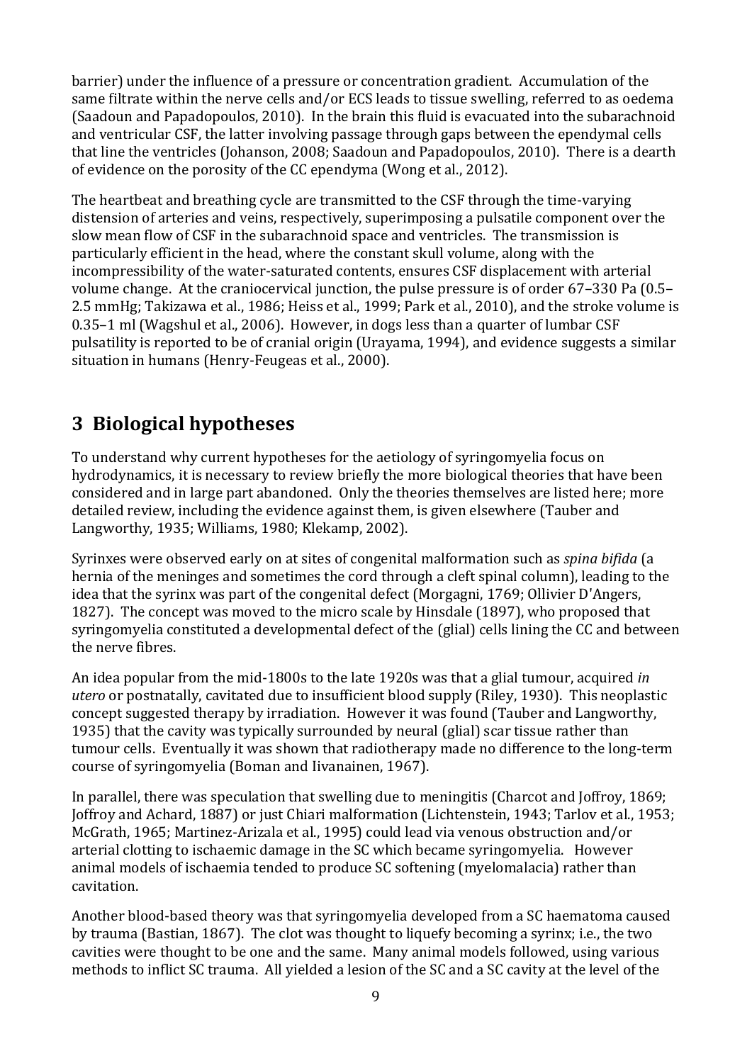barrier) under the influence of a pressure or concentration gradient. Accumulation of the same filtrate within the nerve cells and/or ECS leads to tissue swelling, referred to as oedema (Saadoun and Papadopoulos, 2010). In the brain this fluid is evacuated into the subarachnoid and ventricular CSF, the latter involving passage through gaps between the ependymal cells that line the ventricles (Johanson, 2008; Saadoun and Papadopoulos, 2010). There is a dearth of evidence on the porosity of the CC ependyma (Wong et al., 2012).

The heartbeat and breathing cycle are transmitted to the CSF through the time-varying distension of arteries and veins, respectively, superimposing a pulsatile component over the slow mean flow of CSF in the subarachnoid space and ventricles. The transmission is particularly efficient in the head, where the constant skull volume, along with the incompressibility of the water-saturated contents, ensures CSF displacement with arterial volume change. At the craniocervical junction, the pulse pressure is of order 67–330 Pa (0.5–2.5 mmHg; Takizawa et al., 1986; Heiss et al., 1999; Park et al., 2010), and the stroke volume is 0.35–1 ml (Wagshul et al., 2006). However, in dogs less than a quarter of lumbar CSF pulsatility is reported to be of cranial origin (Urayama, 1994), and evidence suggests a similar situation in humans (Henry-Feugeas et al., 2000).

# 3 Biological hypotheses

To understand why current hypotheses for the aetiology of syringomyelia focus on hydrodynamics, it is necessary to review briefly the more biological theories that have been considered and in large part abandoned. Only the theories themselves are listed here; more detailed review, including the evidence against them, is given elsewhere (Tauber and Langworthy, 1935; Williams, 1980; Klekamp, 2002).

Syrinxes were observed early on at sites of congenital malformation such as *spina bifida* (a hernia of the meninges and sometimes the cord through a cleft spinal column), leading to the idea that the syrinx was part of the congenital defect (Morgagni, 1769; Ollivier D'Angers, 1827). The concept was moved to the micro scale by Hinsdale (1897), who proposed that syringomyelia constituted a developmental defect of the (glial) cells lining the CC and between the nerve fibres.

An idea popular from the mid-1800s to the late 1920s was that a glial tumour, acquired *in utero* or postnatally, cavitated due to insufficient blood supply (Riley, 1930). This neoplastic concept suggested therapy by irradiation. However it was found (Tauber and Langworthy, 1935) that the cavity was typically surrounded by neural (glial) scar tissue rather than tumour cells. Eventually it was shown that radiotherapy made no difference to the long-term course of syringomyelia (Boman and Iivanainen, 1967).

In parallel, there was speculation that swelling due to meningitis (Charcot and Joffroy, 1869; Joffroy and Achard, 1887) or just Chiari malformation (Lichtenstein, 1943; Tarlov et al., 1953; McGrath, 1965; Martinez-Arizala et al., 1995) could lead via venous obstruction and/or arterial clotting to ischaemic damage in the SC which became syringomyelia. However animal models of ischaemia tended to produce SC softening (myelomalacia) rather than cavitation.

Another blood-based theory was that syringomyelia developed from a SC haematoma caused by trauma (Bastian, 1867). The clot was thought to liquefy becoming a syrinx; i.e., the two cavities were thought to be one and the same. Many animal models followed, using various methods to inflict SC trauma. All yielded a lesion of the SC and a SC cavity at the level of the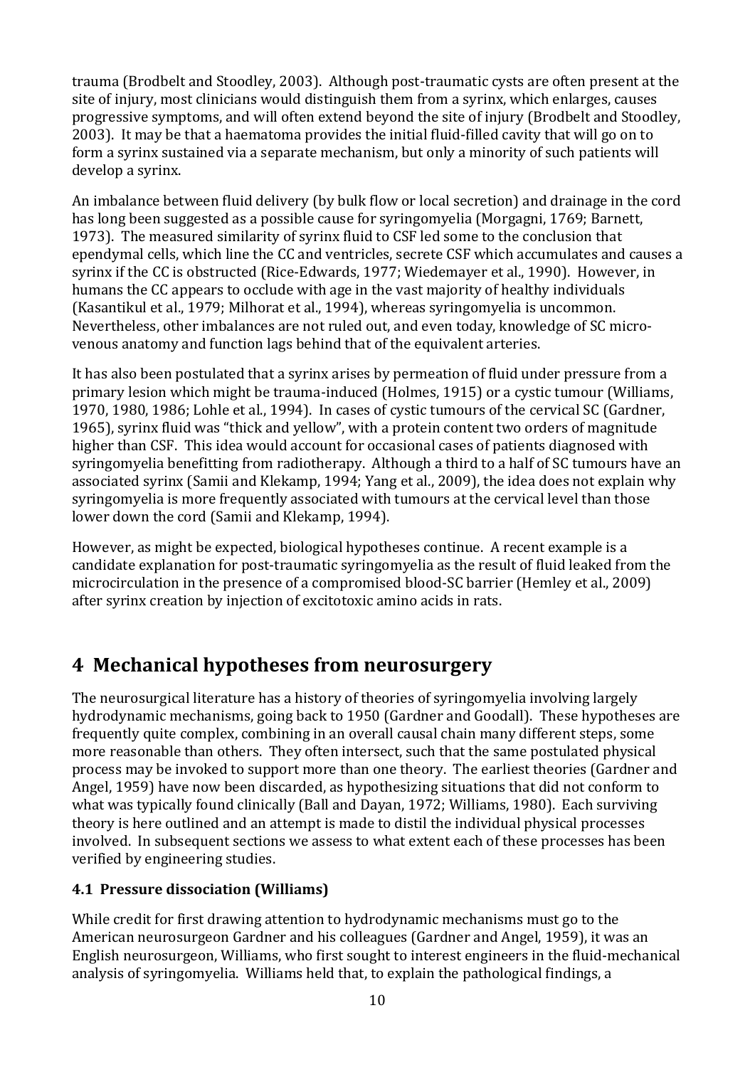trauma (Brodbelt and Stoodley, 2003). Although post-traumatic cysts are often present at the site of injury, most clinicians would distinguish them from a syrinx, which enlarges, causes progressive symptoms, and will often extend beyond the site of injury (Brodbelt and Stoodley, 2003). It may be that a haematoma provides the initial fluid-filled cavity that will go on to form a syrinx sustained via a separate mechanism, but only a minority of such patients will develop a syrinx.

An imbalance between fluid delivery (by bulk flow or local secretion) and drainage in the cord has long been suggested as a possible cause for syringomyelia (Morgagni, 1769; Barnett, 1973). The measured similarity of syrinx fluid to CSF led some to the conclusion that ependymal cells, which line the CC and ventricles, secrete CSF which accumulates and causes a syrinx if the CC is obstructed (Rice-Edwards, 1977; Wiedemayer et al., 1990). However, in humans the CC appears to occlude with age in the vast majority of healthy individuals (Kasantikul et al., 1979; Milhorat et al., 1994), whereas syringomyelia is uncommon. Nevertheless, other imbalances are not ruled out, and even today, knowledge of SC micro-venous anatomy and function lags behind that of the equivalent arteries.

It has also been postulated that a syrinx arises by permeation of fluid under pressure from a primary lesion which might be trauma-induced (Holmes, 1915) or a cystic tumour (Williams, 1970, 1980, 1986; Lohle et al., 1994). In cases of cystic tumours of the cervical SC (Gardner, 1965), syrinx fluid was "thick and yellow", with a protein content two orders of magnitude higher than CSF. This idea would account for occasional cases of patients diagnosed with syringomyelia benefitting from radiotherapy. Although a third to a half of SC tumours have an associated syrinx (Samii and Klekamp, 1994; Yang et al., 2009), the idea does not explain why syringomyelia is more frequently associated with tumours at the cervical level than those lower down the cord (Samii and Klekamp, 1994).

However, as might be expected, biological hypotheses continue. A recent example is a candidate explanation for post-traumatic syringomyelia as the result of fluid leaked from the microcirculation in the presence of a compromised blood-SC barrier (Hemley et al., 2009) after syrinx creation by injection of excitotoxic amino acids in rats.

# 4 Mechanical hypotheses from neurosurgery

The neurosurgical literature has a history of theories of syringomyelia involving largely hydrodynamic mechanisms, going back to 1950 (Gardner and Goodall). These hypotheses are frequently quite complex, combining in an overall causal chain many different steps, some more reasonable than others. They often intersect, such that the same postulated physical process may be invoked to support more than one theory. The earliest theories (Gardner and Angel, 1959) have now been discarded, as hypothesizing situations that did not conform to what was typically found clinically (Ball and Dayan, 1972; Williams, 1980). Each surviving theory is here outlined and an attempt is made to distil the individual physical processes involved. In subsequent sections we assess to what extent each of these processes has been verified by engineering studies.

## 4.1 Pressure dissociation (Williams)

While credit for first drawing attention to hydrodynamic mechanisms must go to the American neurosurgeon Gardner and his colleagues (Gardner and Angel, 1959), it was an English neurosurgeon, Williams, who first sought to interest engineers in the fluid-mechanical analysis of syringomyelia. Williams held that, to explain the pathological findings, a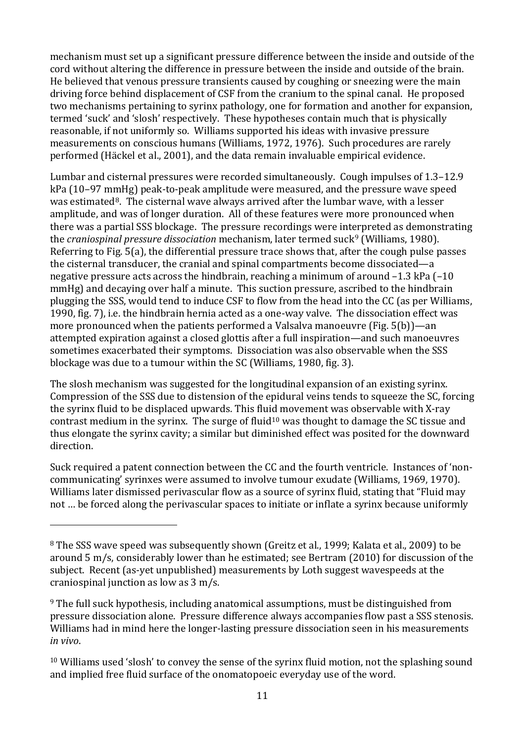mechanism must set up a significant pressure difference between the inside and outside of the cord without altering the difference in pressure between the inside and outside of the brain. He believed that venous pressure transients caused by coughing or sneezing were the main driving force behind displacement of CSF from the cranium to the spinal canal. He proposed two mechanisms pertaining to syrinx pathology, one for formation and another for expansion, termed 'suck' and 'slosh' respectively. These hypotheses contain much that is physically reasonable, if not uniformly so. Williams supported his ideas with invasive pressure measurements on conscious humans (Williams, 1972, 1976). Such procedures are rarely performed (Häckel et al., 2001), and the data remain invaluable empirical evidence.

Lumbar and cisternal pressures were recorded simultaneously. Cough impulses of 1.3–12.9 kPa (10–97 mmHg) peak-to-peak amplitude were measured, and the pressure wave speed was estimated[8]. The cisternal wave always arrived after the lumbar wave, with a lesser amplitude, and was of longer duration. All of these features were more pronounced when there was a partial SSS blockage. The pressure recordings were interpreted as demonstrating the *craniospinal pressure dissociation* mechanism, later termed suck[9] (Williams, 1980). Referring to Fig. 5(a), the differential pressure trace shows that, after the cough pulse passes the cisternal transducer, the cranial and spinal compartments become dissociated—a negative pressure acts across the hindbrain, reaching a minimum of around –1.3 kPa (–10 mmHg) and decaying over half a minute. This suction pressure, ascribed to the hindbrain plugging the SSS, would tend to induce CSF to flow from the head into the CC (as per Williams, 1990, fig. 7), i.e. the hindbrain hernia acted as a one-way valve. The dissociation effect was more pronounced when the patients performed a Valsalva manoeuvre (Fig. 5(b))—an attempted expiration against a closed glottis after a full inspiration—and such manoeuvres sometimes exacerbated their symptoms. Dissociation was also observable when the SSS blockage was due to a tumour within the SC (Williams, 1980, fig. 3).

The slosh mechanism was suggested for the longitudinal expansion of an existing syrinx. Compression of the SSS due to distension of the epidural veins tends to squeeze the SC, forcing the syrinx fluid to be displaced upwards. This fluid movement was observable with X-ray contrast medium in the syrinx. The surge of fluid[10] was thought to damage the SC tissue and thus elongate the syrinx cavity; a similar but diminished effect was posited for the downward direction.

Suck required a patent connection between the CC and the fourth ventricle. Instances of 'non-communicating' syrinxes were assumed to involve tumour exudate (Williams, 1969, 1970). Williams later dismissed perivascular flow as a source of syrinx fluid, stating that "Fluid may not … be forced along the perivascular spaces to initiate or inflate a syrinx because uniformly

---

[8] The SSS wave speed was subsequently shown (Greitz et al., 1999; Kalata et al., 2009) to be around 5 m/s, considerably lower than he estimated; see Bertram (2010) for discussion of the subject. Recent (as-yet unpublished) measurements by Loth suggest wavespeeds at the craniospinal junction as low as 3 m/s.

[9] The full suck hypothesis, including anatomical assumptions, must be distinguished from pressure dissociation alone. Pressure difference always accompanies flow past a SSS stenosis. Williams had in mind here the longer-lasting pressure dissociation seen in his measurements *in vivo*.

[10] Williams used 'slosh' to convey the sense of the syrinx fluid motion, not the splashing sound and implied free fluid surface of the onomatopoeic everyday use of the word.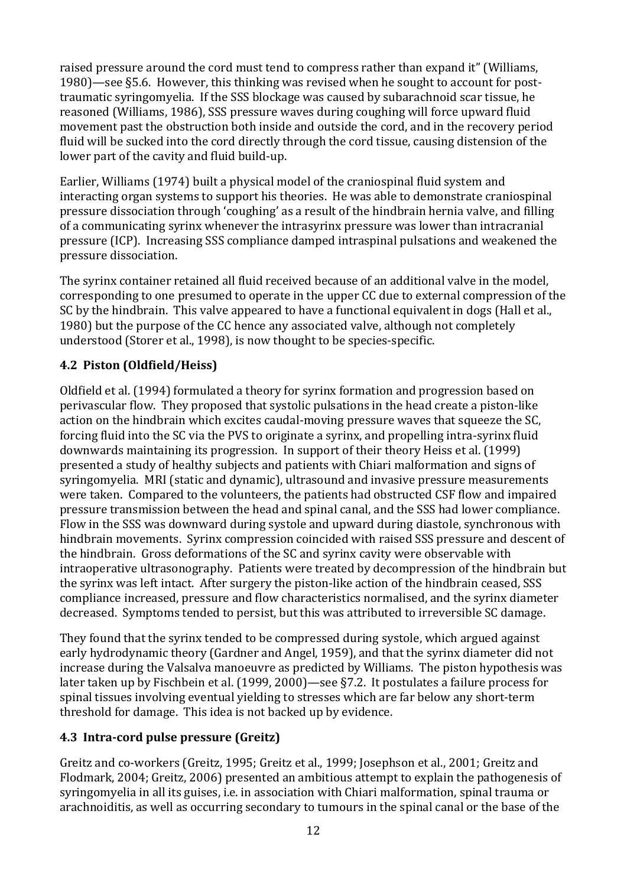raised pressure around the cord must tend to compress rather than expand it" (Williams, 1980)—see §5.6. However, this thinking was revised when he sought to account for post-traumatic syringomyelia. If the SSS blockage was caused by subarachnoid scar tissue, he reasoned (Williams, 1986), SSS pressure waves during coughing will force upward fluid movement past the obstruction both inside and outside the cord, and in the recovery period fluid will be sucked into the cord directly through the cord tissue, causing distension of the lower part of the cavity and fluid build-up.

Earlier, Williams (1974) built a physical model of the craniospinal fluid system and interacting organ systems to support his theories. He was able to demonstrate craniospinal pressure dissociation through 'coughing' as a result of the hindbrain hernia valve, and filling of a communicating syrinx whenever the intrasyrinx pressure was lower than intracranial pressure (ICP). Increasing SSS compliance damped intraspinal pulsations and weakened the pressure dissociation.

The syrinx container retained all fluid received because of an additional valve in the model, corresponding to one presumed to operate in the upper CC due to external compression of the SC by the hindbrain. This valve appeared to have a functional equivalent in dogs (Hall et al., 1980) but the purpose of the CC hence any associated valve, although not completely understood (Storer et al., 1998), is now thought to be species-specific.

### 4.2 Piston (Oldfield/Heiss)

Oldfield et al. (1994) formulated a theory for syrinx formation and progression based on perivascular flow. They proposed that systolic pulsations in the head create a piston-like action on the hindbrain which excites caudal-moving pressure waves that squeeze the SC, forcing fluid into the SC via the PVS to originate a syrinx, and propelling intra-syrinx fluid downwards maintaining its progression. In support of their theory Heiss et al. (1999) presented a study of healthy subjects and patients with Chiari malformation and signs of syringomyelia. MRI (static and dynamic), ultrasound and invasive pressure measurements were taken. Compared to the volunteers, the patients had obstructed CSF flow and impaired pressure transmission between the head and spinal canal, and the SSS had lower compliance. Flow in the SSS was downward during systole and upward during diastole, synchronous with hindbrain movements. Syrinx compression coincided with raised SSS pressure and descent of the hindbrain. Gross deformations of the SC and syrinx cavity were observable with intraoperative ultrasonography. Patients were treated by decompression of the hindbrain but the syrinx was left intact. After surgery the piston-like action of the hindbrain ceased, SSS compliance increased, pressure and flow characteristics normalised, and the syrinx diameter decreased. Symptoms tended to persist, but this was attributed to irreversible SC damage.

They found that the syrinx tended to be compressed during systole, which argued against early hydrodynamic theory (Gardner and Angel, 1959), and that the syrinx diameter did not increase during the Valsalva manoeuvre as predicted by Williams. The piston hypothesis was later taken up by Fischbein et al. (1999, 2000)—see §7.2. It postulates a failure process for spinal tissues involving eventual yielding to stresses which are far below any short-term threshold for damage. This idea is not backed up by evidence.

### 4.3 Intra-cord pulse pressure (Greitz)

Greitz and co-workers (Greitz, 1995; Greitz et al., 1999; Josephson et al., 2001; Greitz and Flodmark, 2004; Greitz, 2006) presented an ambitious attempt to explain the pathogenesis of syringomyelia in all its guises, i.e. in association with Chiari malformation, spinal trauma or arachnoiditis, as well as occurring secondary to tumours in the spinal canal or the base of the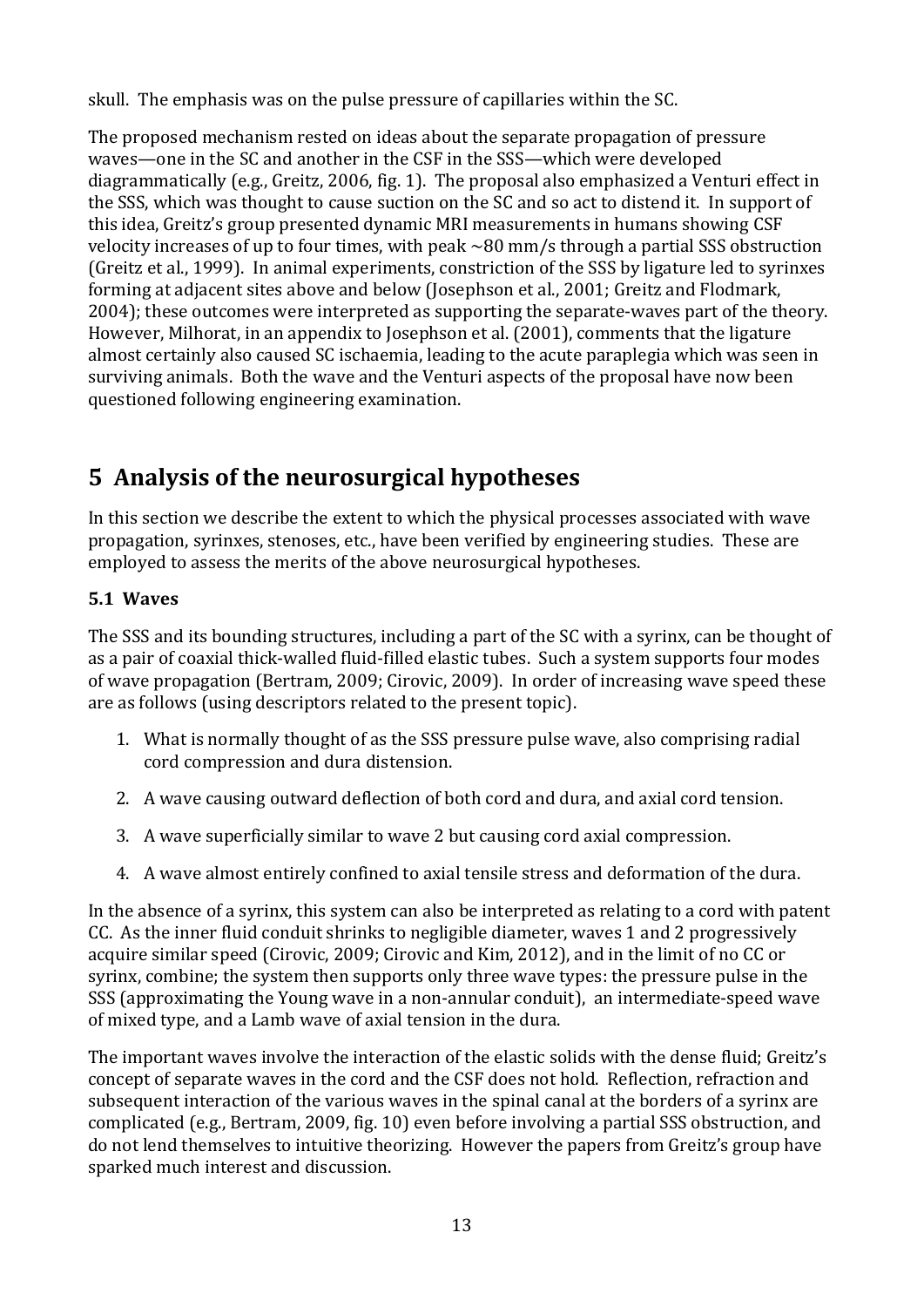skull. The emphasis was on the pulse pressure of capillaries within the SC.

The proposed mechanism rested on ideas about the separate propagation of pressure waves—one in the SC and another in the CSF in the SSS—which were developed diagrammatically (e.g., Greitz, 2006, fig. 1). The proposal also emphasized a Venturi effect in the SSS, which was thought to cause suction on the SC and so act to distend it. In support of this idea, Greitz's group presented dynamic MRI measurements in humans showing CSF velocity increases of up to four times, with peak ~80 mm/s through a partial SSS obstruction (Greitz et al., 1999). In animal experiments, constriction of the SSS by ligature led to syrinxes forming at adjacent sites above and below (Josephson et al., 2001; Greitz and Flodmark, 2004); these outcomes were interpreted as supporting the separate-waves part of the theory. However, Milhorat, in an appendix to Josephson et al. (2001), comments that the ligature almost certainly also caused SC ischaemia, leading to the acute paraplegia which was seen in surviving animals. Both the wave and the Venturi aspects of the proposal have now been questioned following engineering examination.

## 5 Analysis of the neurosurgical hypotheses

In this section we describe the extent to which the physical processes associated with wave propagation, syrinxes, stenoses, etc., have been verified by engineering studies. These are employed to assess the merits of the above neurosurgical hypotheses.

### 5.1 Waves

The SSS and its bounding structures, including a part of the SC with a syrinx, can be thought of as a pair of coaxial thick-walled fluid-filled elastic tubes. Such a system supports four modes of wave propagation (Bertram, 2009; Cirovic, 2009). In order of increasing wave speed these are as follows (using descriptors related to the present topic).

1. What is normally thought of as the SSS pressure pulse wave, also comprising radial cord compression and dura distension.
2. A wave causing outward deflection of both cord and dura, and axial cord tension.
3. A wave superficially similar to wave 2 but causing cord axial compression.
4. A wave almost entirely confined to axial tensile stress and deformation of the dura.

In the absence of a syrinx, this system can also be interpreted as relating to a cord with patent CC. As the inner fluid conduit shrinks to negligible diameter, waves 1 and 2 progressively acquire similar speed (Cirovic, 2009; Cirovic and Kim, 2012), and in the limit of no CC or syrinx, combine; the system then supports only three wave types: the pressure pulse in the SSS (approximating the Young wave in a non-annular conduit), an intermediate-speed wave of mixed type, and a Lamb wave of axial tension in the dura.

The important waves involve the interaction of the elastic solids with the dense fluid; Greitz's concept of separate waves in the cord and the CSF does not hold. Reflection, refraction and subsequent interaction of the various waves in the spinal canal at the borders of a syrinx are complicated (e.g., Bertram, 2009, fig. 10) even before involving a partial SSS obstruction, and do not lend themselves to intuitive theorizing. However the papers from Greitz's group have sparked much interest and discussion.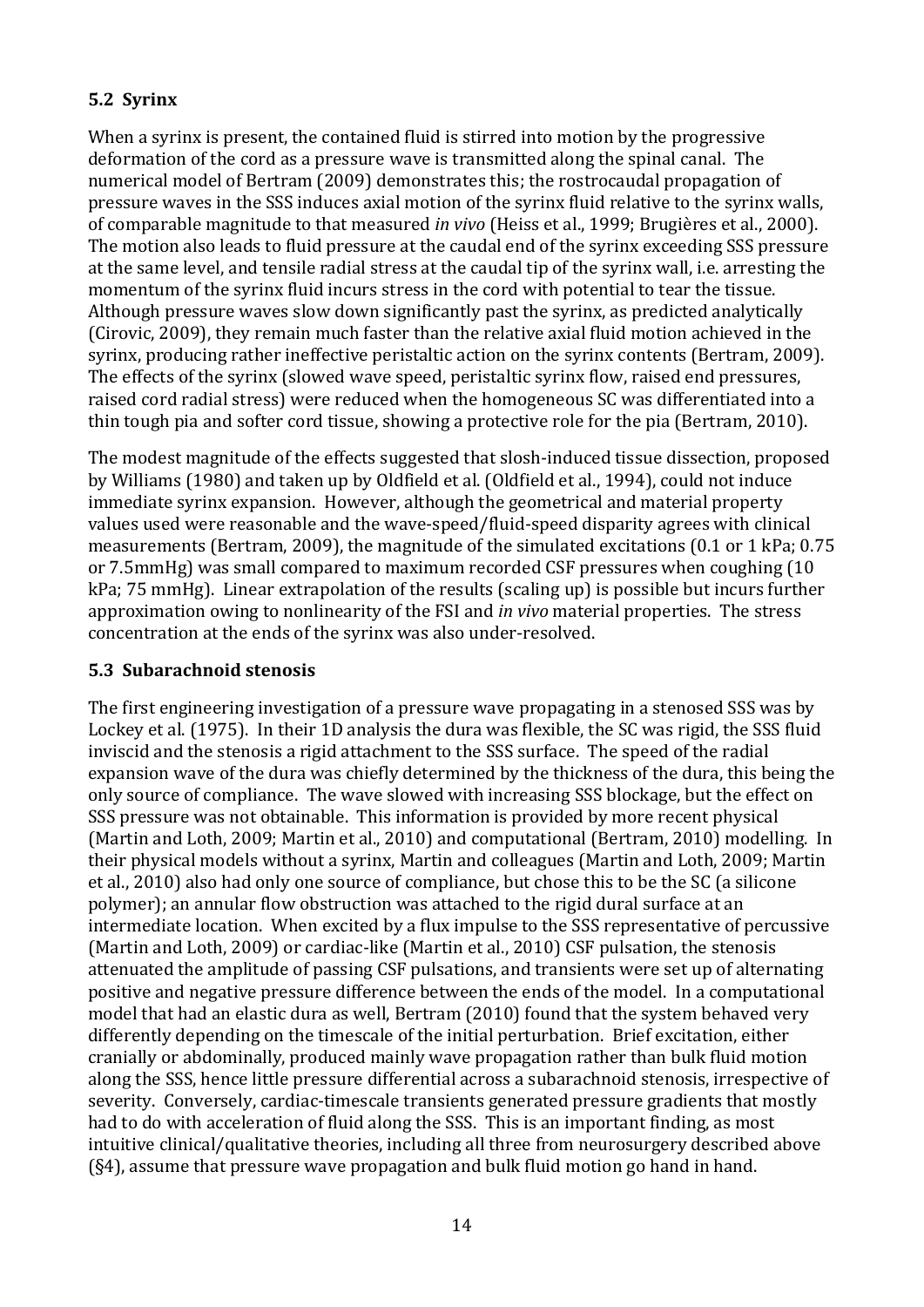## 5.2 Syrinx

When a syrinx is present, the contained fluid is stirred into motion by the progressive deformation of the cord as a pressure wave is transmitted along the spinal canal. The numerical model of Bertram (2009) demonstrates this; the rostrocaudal propagation of pressure waves in the SSS induces axial motion of the syrinx fluid relative to the syrinx walls, of comparable magnitude to that measured *in vivo* (Heiss et al., 1999; Brugières et al., 2000). The motion also leads to fluid pressure at the caudal end of the syrinx exceeding SSS pressure at the same level, and tensile radial stress at the caudal tip of the syrinx wall, i.e. arresting the momentum of the syrinx fluid incurs stress in the cord with potential to tear the tissue. Although pressure waves slow down significantly past the syrinx, as predicted analytically (Cirovic, 2009), they remain much faster than the relative axial fluid motion achieved in the syrinx, producing rather ineffective peristaltic action on the syrinx contents (Bertram, 2009). The effects of the syrinx (slowed wave speed, peristaltic syrinx flow, raised end pressures, raised cord radial stress) were reduced when the homogeneous SC was differentiated into a thin tough pia and softer cord tissue, showing a protective role for the pia (Bertram, 2010).

The modest magnitude of the effects suggested that slosh-induced tissue dissection, proposed by Williams (1980) and taken up by Oldfield et al. (Oldfield et al., 1994), could not induce immediate syrinx expansion. However, although the geometrical and material property values used were reasonable and the wave-speed/fluid-speed disparity agrees with clinical measurements (Bertram, 2009), the magnitude of the simulated excitations (0.1 or 1 kPa; 0.75 or 7.5mmHg) was small compared to maximum recorded CSF pressures when coughing (10 kPa; 75 mmHg). Linear extrapolation of the results (scaling up) is possible but incurs further approximation owing to nonlinearity of the FSI and *in vivo* material properties. The stress concentration at the ends of the syrinx was also under-resolved.

## 5.3 Subarachnoid stenosis

The first engineering investigation of a pressure wave propagating in a stenosed SSS was by Lockey et al. (1975). In their 1D analysis the dura was flexible, the SC was rigid, the SSS fluid inviscid and the stenosis a rigid attachment to the SSS surface. The speed of the radial expansion wave of the dura was chiefly determined by the thickness of the dura, this being the only source of compliance. The wave slowed with increasing SSS blockage, but the effect on SSS pressure was not obtainable. This information is provided by more recent physical (Martin and Loth, 2009; Martin et al., 2010) and computational (Bertram, 2010) modelling. In their physical models without a syrinx, Martin and colleagues (Martin and Loth, 2009; Martin et al., 2010) also had only one source of compliance, but chose this to be the SC (a silicone polymer); an annular flow obstruction was attached to the rigid dural surface at an intermediate location. When excited by a flux impulse to the SSS representative of percussive (Martin and Loth, 2009) or cardiac-like (Martin et al., 2010) CSF pulsation, the stenosis attenuated the amplitude of passing CSF pulsations, and transients were set up of alternating positive and negative pressure difference between the ends of the model. In a computational model that had an elastic dura as well, Bertram (2010) found that the system behaved very differently depending on the timescale of the initial perturbation. Brief excitation, either cranially or abdominally, produced mainly wave propagation rather than bulk fluid motion along the SSS, hence little pressure differential across a subarachnoid stenosis, irrespective of severity. Conversely, cardiac-timescale transients generated pressure gradients that mostly had to do with acceleration of fluid along the SSS. This is an important finding, as most intuitive clinical/qualitative theories, including all three from neurosurgery described above (§4), assume that pressure wave propagation and bulk fluid motion go hand in hand.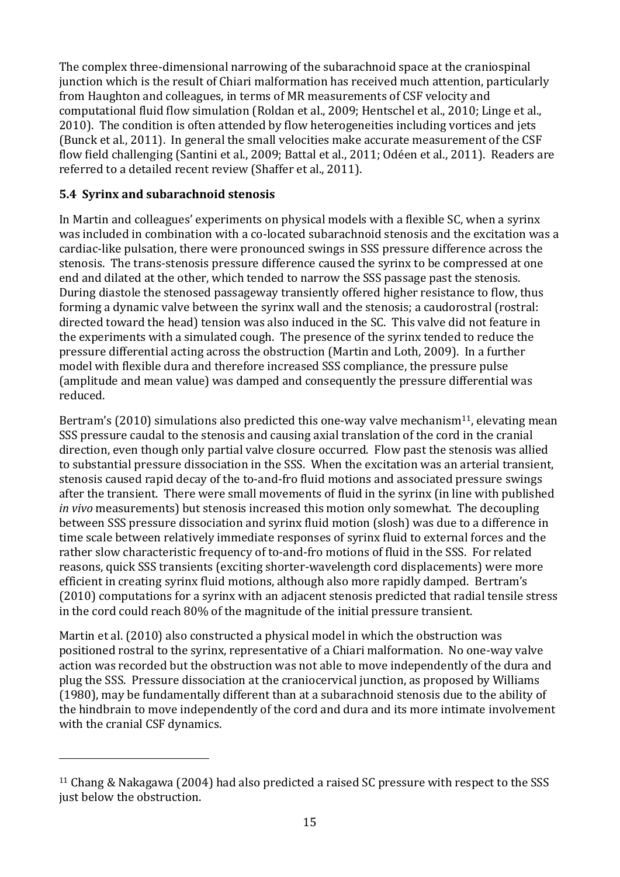The complex three-dimensional narrowing of the subarachnoid space at the craniospinal junction which is the result of Chiari malformation has received much attention, particularly from Haughton and colleagues, in terms of MR measurements of CSF velocity and computational fluid flow simulation (Roldan et al., 2009; Hentschel et al., 2010; Linge et al., 2010). The condition is often attended by flow heterogeneities including vortices and jets (Bunck et al., 2011). In general the small velocities make accurate measurement of the CSF flow field challenging (Santini et al., 2009; Battal et al., 2011; Odéen et al., 2011). Readers are referred to a detailed recent review (Shaffer et al., 2011).

### 5.4 Syrinx and subarachnoid stenosis

In Martin and colleagues' experiments on physical models with a flexible SC, when a syrinx was included in combination with a co-located subarachnoid stenosis and the excitation was a cardiac-like pulsation, there were pronounced swings in SSS pressure difference across the stenosis. The trans-stenosis pressure difference caused the syrinx to be compressed at one end and dilated at the other, which tended to narrow the SSS passage past the stenosis. During diastole the stenosed passageway transiently offered higher resistance to flow, thus forming a dynamic valve between the syrinx wall and the stenosis; a caudorostral (rostral: directed toward the head) tension was also induced in the SC. This valve did not feature in the experiments with a simulated cough. The presence of the syrinx tended to reduce the pressure differential acting across the obstruction (Martin and Loth, 2009). In a further model with flexible dura and therefore increased SSS compliance, the pressure pulse (amplitude and mean value) was damped and consequently the pressure differential was reduced.

Bertram's (2010) simulations also predicted this one-way valve mechanism[11], elevating mean SSS pressure caudal to the stenosis and causing axial translation of the cord in the cranial direction, even though only partial valve closure occurred. Flow past the stenosis was allied to substantial pressure dissociation in the SSS. When the excitation was an arterial transient, stenosis caused rapid decay of the to-and-fro fluid motions and associated pressure swings after the transient. There were small movements of fluid in the syrinx (in line with published *in vivo* measurements) but stenosis increased this motion only somewhat. The decoupling between SSS pressure dissociation and syrinx fluid motion (slosh) was due to a difference in time scale between relatively immediate responses of syrinx fluid to external forces and the rather slow characteristic frequency of to-and-fro motions of fluid in the SSS. For related reasons, quick SSS transients (exciting shorter-wavelength cord displacements) were more efficient in creating syrinx fluid motions, although also more rapidly damped. Bertram's (2010) computations for a syrinx with an adjacent stenosis predicted that radial tensile stress in the cord could reach 80% of the magnitude of the initial pressure transient.

Martin et al. (2010) also constructed a physical model in which the obstruction was positioned rostral to the syrinx, representative of a Chiari malformation. No one-way valve action was recorded but the obstruction was not able to move independently of the dura and plug the SSS. Pressure dissociation at the craniocervical junction, as proposed by Williams (1980), may be fundamentally different than at a subarachnoid stenosis due to the ability of the hindbrain to move independently of the cord and dura and its more intimate involvement with the cranial CSF dynamics.

---

[11] Chang & Nakagawa (2004) had also predicted a raised SC pressure with respect to the SSS just below the obstruction.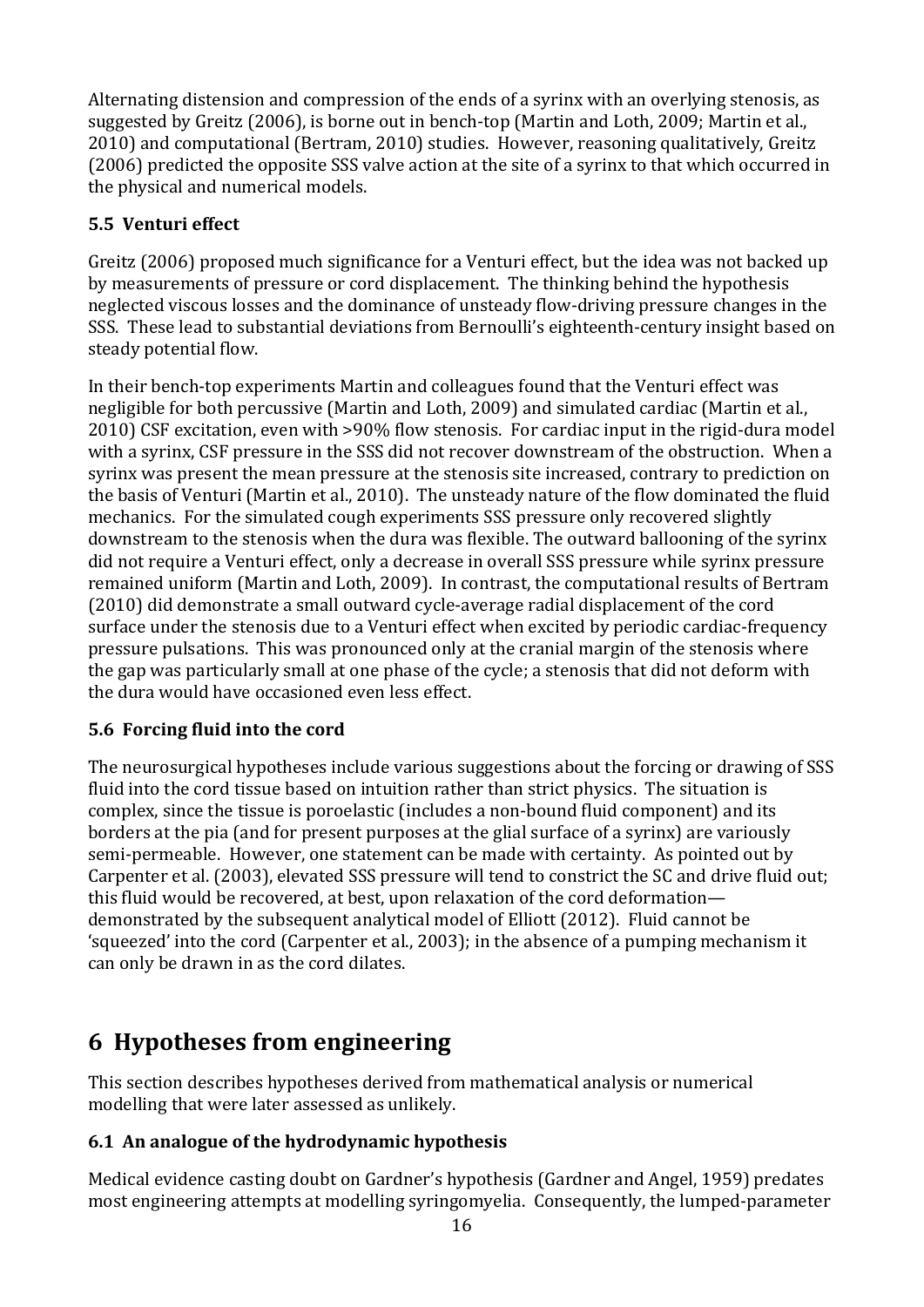Alternating distension and compression of the ends of a syrinx with an overlying stenosis, as suggested by Greitz (2006), is borne out in bench-top (Martin and Loth, 2009; Martin et al., 2010) and computational (Bertram, 2010) studies. However, reasoning qualitatively, Greitz (2006) predicted the opposite SSS valve action at the site of a syrinx to that which occurred in the physical and numerical models.

### 5.5 Venturi effect

Greitz (2006) proposed much significance for a Venturi effect, but the idea was not backed up by measurements of pressure or cord displacement. The thinking behind the hypothesis neglected viscous losses and the dominance of unsteady flow-driving pressure changes in the SSS. These lead to substantial deviations from Bernoulli's eighteenth-century insight based on steady potential flow.

In their bench-top experiments Martin and colleagues found that the Venturi effect was negligible for both percussive (Martin and Loth, 2009) and simulated cardiac (Martin et al., 2010) CSF excitation, even with >90% flow stenosis. For cardiac input in the rigid-dura model with a syrinx, CSF pressure in the SSS did not recover downstream of the obstruction. When a syrinx was present the mean pressure at the stenosis site increased, contrary to prediction on the basis of Venturi (Martin et al., 2010). The unsteady nature of the flow dominated the fluid mechanics. For the simulated cough experiments SSS pressure only recovered slightly downstream to the stenosis when the dura was flexible. The outward ballooning of the syrinx did not require a Venturi effect, only a decrease in overall SSS pressure while syrinx pressure remained uniform (Martin and Loth, 2009). In contrast, the computational results of Bertram (2010) did demonstrate a small outward cycle-average radial displacement of the cord surface under the stenosis due to a Venturi effect when excited by periodic cardiac-frequency pressure pulsations. This was pronounced only at the cranial margin of the stenosis where the gap was particularly small at one phase of the cycle; a stenosis that did not deform with the dura would have occasioned even less effect.

### 5.6 Forcing fluid into the cord

The neurosurgical hypotheses include various suggestions about the forcing or drawing of SSS fluid into the cord tissue based on intuition rather than strict physics. The situation is complex, since the tissue is poroelastic (includes a non-bound fluid component) and its borders at the pia (and for present purposes at the glial surface of a syrinx) are variously semi-permeable. However, one statement can be made with certainty. As pointed out by Carpenter et al. (2003), elevated SSS pressure will tend to constrict the SC and drive fluid out; this fluid would be recovered, at best, upon relaxation of the cord deformation—demonstrated by the subsequent analytical model of Elliott (2012). Fluid cannot be 'squeezed' into the cord (Carpenter et al., 2003); in the absence of a pumping mechanism it can only be drawn in as the cord dilates.

# 6 Hypotheses from engineering

This section describes hypotheses derived from mathematical analysis or numerical modelling that were later assessed as unlikely.

### 6.1 An analogue of the hydrodynamic hypothesis

Medical evidence casting doubt on Gardner's hypothesis (Gardner and Angel, 1959) predates most engineering attempts at modelling syringomyelia. Consequently, the lumped-parameter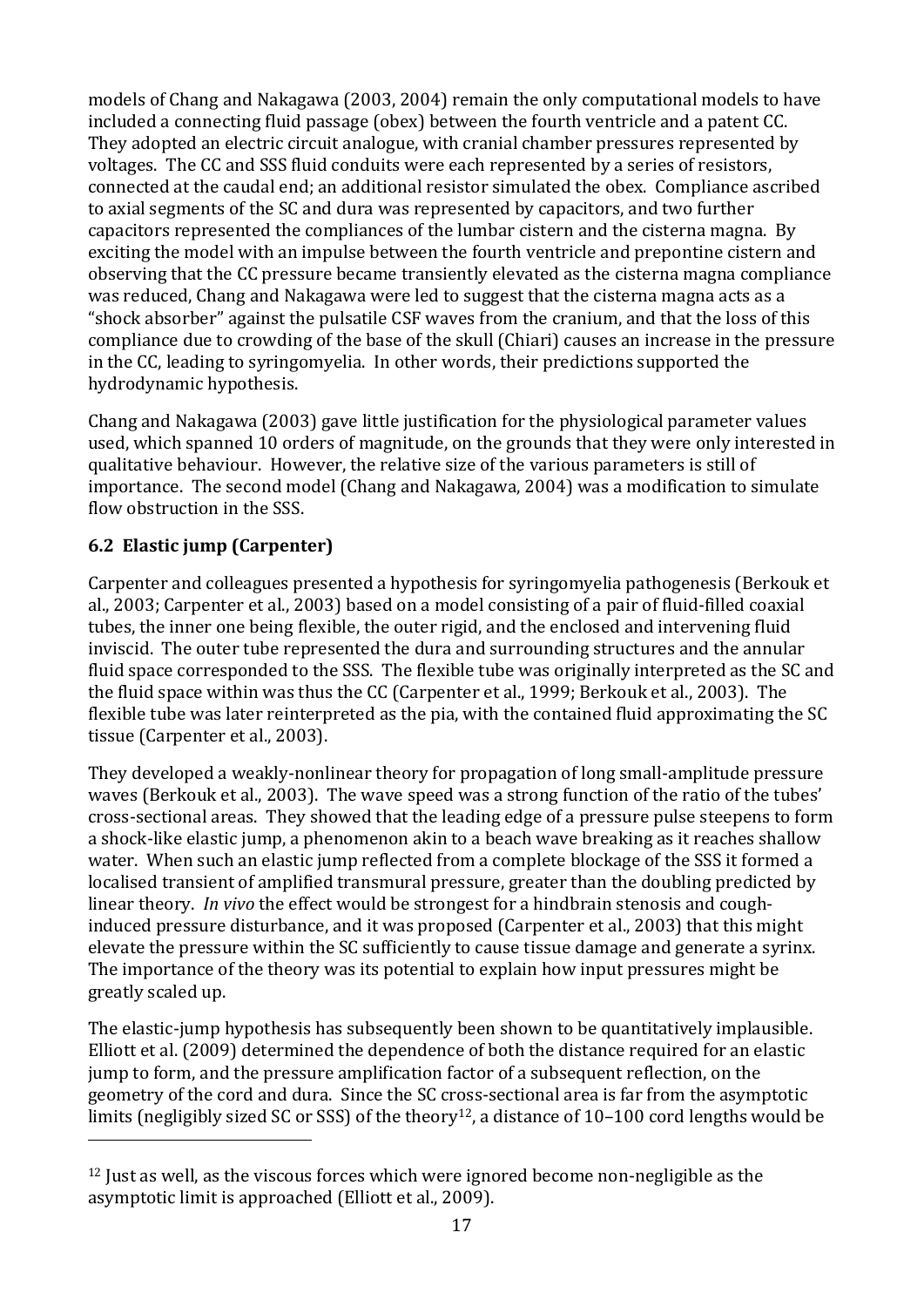models of Chang and Nakagawa (2003, 2004) remain the only computational models to have included a connecting fluid passage (obex) between the fourth ventricle and a patent CC. They adopted an electric circuit analogue, with cranial chamber pressures represented by voltages. The CC and SSS fluid conduits were each represented by a series of resistors, connected at the caudal end; an additional resistor simulated the obex. Compliance ascribed to axial segments of the SC and dura was represented by capacitors, and two further capacitors represented the compliances of the lumbar cistern and the cisterna magna. By exciting the model with an impulse between the fourth ventricle and prepontine cistern and observing that the CC pressure became transiently elevated as the cisterna magna compliance was reduced, Chang and Nakagawa were led to suggest that the cisterna magna acts as a "shock absorber" against the pulsatile CSF waves from the cranium, and that the loss of this compliance due to crowding of the base of the skull (Chiari) causes an increase in the pressure in the CC, leading to syringomyelia. In other words, their predictions supported the hydrodynamic hypothesis.

Chang and Nakagawa (2003) gave little justification for the physiological parameter values used, which spanned 10 orders of magnitude, on the grounds that they were only interested in qualitative behaviour. However, the relative size of the various parameters is still of importance. The second model (Chang and Nakagawa, 2004) was a modification to simulate flow obstruction in the SSS.

### 6.2 Elastic jump (Carpenter)

Carpenter and colleagues presented a hypothesis for syringomyelia pathogenesis (Berkouk et al., 2003; Carpenter et al., 2003) based on a model consisting of a pair of fluid-filled coaxial tubes, the inner one being flexible, the outer rigid, and the enclosed and intervening fluid inviscid. The outer tube represented the dura and surrounding structures and the annular fluid space corresponded to the SSS. The flexible tube was originally interpreted as the SC and the fluid space within was thus the CC (Carpenter et al., 1999; Berkouk et al., 2003). The flexible tube was later reinterpreted as the pia, with the contained fluid approximating the SC tissue (Carpenter et al., 2003).

They developed a weakly-nonlinear theory for propagation of long small-amplitude pressure waves (Berkouk et al., 2003). The wave speed was a strong function of the ratio of the tubes' cross-sectional areas. They showed that the leading edge of a pressure pulse steepens to form a shock-like elastic jump, a phenomenon akin to a beach wave breaking as it reaches shallow water. When such an elastic jump reflected from a complete blockage of the SSS it formed a localised transient of amplified transmural pressure, greater than the doubling predicted by linear theory. *In vivo* the effect would be strongest for a hindbrain stenosis and cough-induced pressure disturbance, and it was proposed (Carpenter et al., 2003) that this might elevate the pressure within the SC sufficiently to cause tissue damage and generate a syrinx. The importance of the theory was its potential to explain how input pressures might be greatly scaled up.

The elastic-jump hypothesis has subsequently been shown to be quantitatively implausible. Elliott et al. (2009) determined the dependence of both the distance required for an elastic jump to form, and the pressure amplification factor of a subsequent reflection, on the geometry of the cord and dura. Since the SC cross-sectional area is far from the asymptotic limits (negligibly sized SC or SSS) of the theory[12], a distance of 10–100 cord lengths would be

[12] Just as well, as the viscous forces which were ignored become non-negligible as the asymptotic limit is approached (Elliott et al., 2009).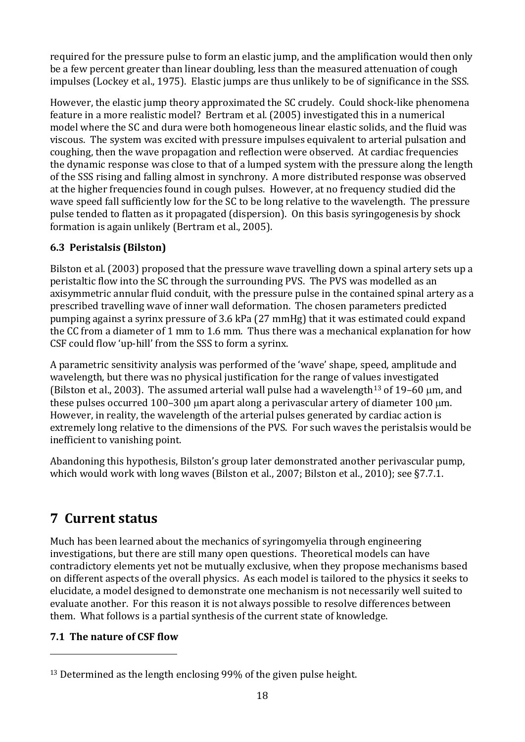required for the pressure pulse to form an elastic jump, and the amplification would then only be a few percent greater than linear doubling, less than the measured attenuation of cough impulses (Lockey et al., 1975). Elastic jumps are thus unlikely to be of significance in the SSS.

However, the elastic jump theory approximated the SC crudely. Could shock-like phenomena feature in a more realistic model? Bertram et al. (2005) investigated this in a numerical model where the SC and dura were both homogeneous linear elastic solids, and the fluid was viscous. The system was excited with pressure impulses equivalent to arterial pulsation and coughing, then the wave propagation and reflection were observed. At cardiac frequencies the dynamic response was close to that of a lumped system with the pressure along the length of the SSS rising and falling almost in synchrony. A more distributed response was observed at the higher frequencies found in cough pulses. However, at no frequency studied did the wave speed fall sufficiently low for the SC to be long relative to the wavelength. The pressure pulse tended to flatten as it propagated (dispersion). On this basis syringogenesis by shock formation is again unlikely (Bertram et al., 2005).

### 6.3 Peristalsis (Bilston)

Bilston et al. (2003) proposed that the pressure wave travelling down a spinal artery sets up a peristaltic flow into the SC through the surrounding PVS. The PVS was modelled as an axisymmetric annular fluid conduit, with the pressure pulse in the contained spinal artery as a prescribed travelling wave of inner wall deformation. The chosen parameters predicted pumping against a syrinx pressure of 3.6 kPa (27 mmHg) that it was estimated could expand the CC from a diameter of 1 mm to 1.6 mm. Thus there was a mechanical explanation for how CSF could flow 'up-hill' from the SSS to form a syrinx.

A parametric sensitivity analysis was performed of the 'wave' shape, speed, amplitude and wavelength, but there was no physical justification for the range of values investigated (Bilston et al., 2003). The assumed arterial wall pulse had a wavelength[13] of 19–60 μm, and these pulses occurred 100–300 μm apart along a perivascular artery of diameter 100 μm. However, in reality, the wavelength of the arterial pulses generated by cardiac action is extremely long relative to the dimensions of the PVS. For such waves the peristalsis would be inefficient to vanishing point.

Abandoning this hypothesis, Bilston's group later demonstrated another perivascular pump, which would work with long waves (Bilston et al., 2007; Bilston et al., 2010); see §7.7.1.

## 7 Current status

Much has been learned about the mechanics of syringomyelia through engineering investigations, but there are still many open questions. Theoretical models can have contradictory elements yet not be mutually exclusive, when they propose mechanisms based on different aspects of the overall physics. As each model is tailored to the physics it seeks to elucidate, a model designed to demonstrate one mechanism is not necessarily well suited to evaluate another. For this reason it is not always possible to resolve differences between them. What follows is a partial synthesis of the current state of knowledge.

### 7.1 The nature of CSF flow

[13] Determined as the length enclosing 99% of the given pulse height.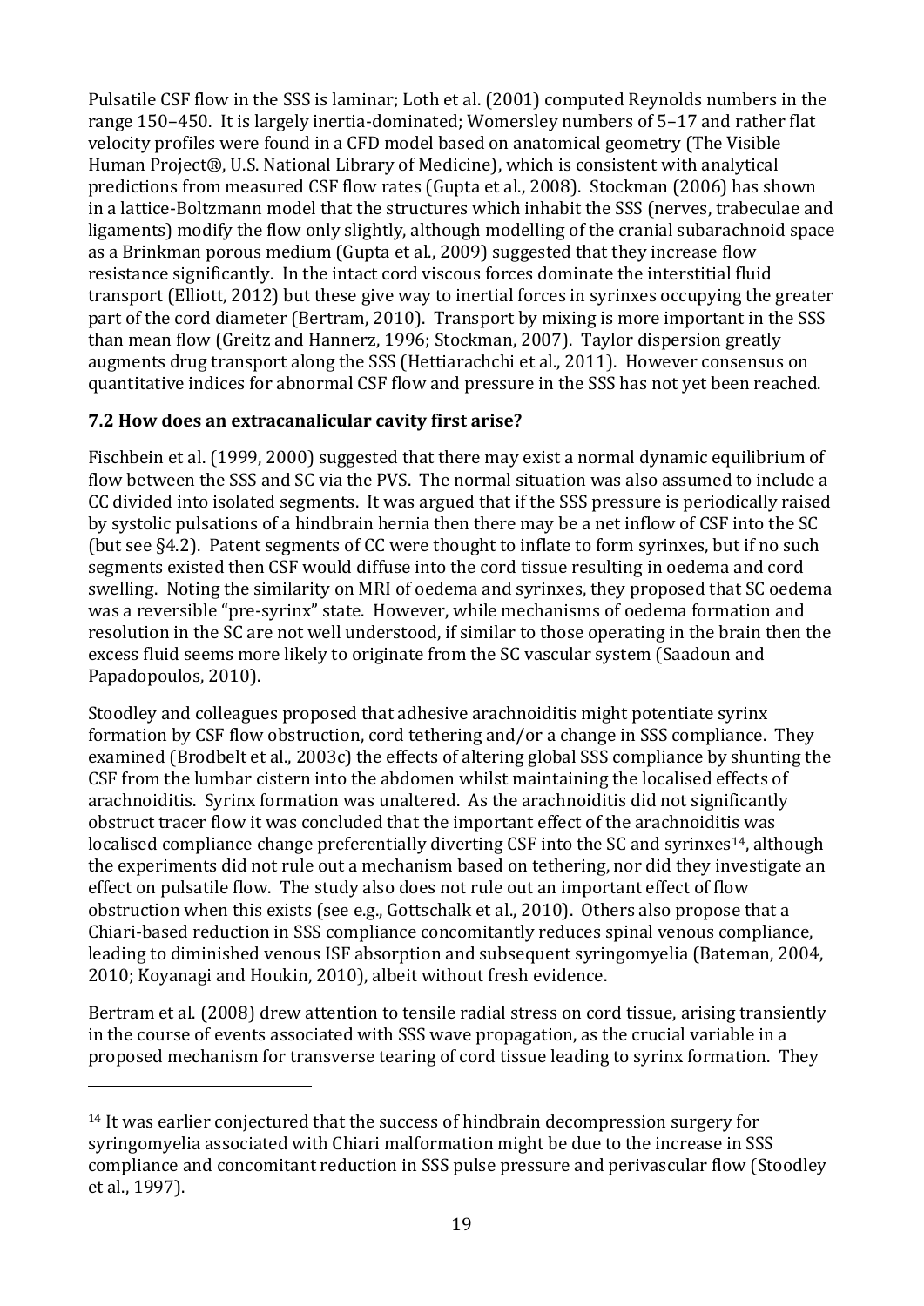Pulsatile CSF flow in the SSS is laminar; Loth et al. (2001) computed Reynolds numbers in the range 150–450. It is largely inertia-dominated; Womersley numbers of 5–17 and rather flat velocity profiles were found in a CFD model based on anatomical geometry (The Visible Human Project®, U.S. National Library of Medicine), which is consistent with analytical predictions from measured CSF flow rates (Gupta et al., 2008). Stockman (2006) has shown in a lattice-Boltzmann model that the structures which inhabit the SSS (nerves, trabeculae and ligaments) modify the flow only slightly, although modelling of the cranial subarachnoid space as a Brinkman porous medium (Gupta et al., 2009) suggested that they increase flow resistance significantly. In the intact cord viscous forces dominate the interstitial fluid transport (Elliott, 2012) but these give way to inertial forces in syrinxes occupying the greater part of the cord diameter (Bertram, 2010). Transport by mixing is more important in the SSS than mean flow (Greitz and Hannerz, 1996; Stockman, 2007). Taylor dispersion greatly augments drug transport along the SSS (Hettiarachchi et al., 2011). However consensus on quantitative indices for abnormal CSF flow and pressure in the SSS has not yet been reached.

### 7.2 How does an extracanalicular cavity first arise?

Fischbein et al. (1999, 2000) suggested that there may exist a normal dynamic equilibrium of flow between the SSS and SC via the PVS. The normal situation was also assumed to include a CC divided into isolated segments. It was argued that if the SSS pressure is periodically raised by systolic pulsations of a hindbrain hernia then there may be a net inflow of CSF into the SC (but see §4.2). Patent segments of CC were thought to inflate to form syrinxes, but if no such segments existed then CSF would diffuse into the cord tissue resulting in oedema and cord swelling. Noting the similarity on MRI of oedema and syrinxes, they proposed that SC oedema was a reversible "pre-syrinx" state. However, while mechanisms of oedema formation and resolution in the SC are not well understood, if similar to those operating in the brain then the excess fluid seems more likely to originate from the SC vascular system (Saadoun and Papadopoulos, 2010).

Stoodley and colleagues proposed that adhesive arachnoiditis might potentiate syrinx formation by CSF flow obstruction, cord tethering and/or a change in SSS compliance. They examined (Brodbelt et al., 2003c) the effects of altering global SSS compliance by shunting the CSF from the lumbar cistern into the abdomen whilst maintaining the localised effects of arachnoiditis. Syrinx formation was unaltered. As the arachnoiditis did not significantly obstruct tracer flow it was concluded that the important effect of the arachnoiditis was localised compliance change preferentially diverting CSF into the SC and syrinxes[14], although the experiments did not rule out a mechanism based on tethering, nor did they investigate an effect on pulsatile flow. The study also does not rule out an important effect of flow obstruction when this exists (see e.g., Gottschalk et al., 2010). Others also propose that a Chiari-based reduction in SSS compliance concomitantly reduces spinal venous compliance, leading to diminished venous ISF absorption and subsequent syringomyelia (Bateman, 2004, 2010; Koyanagi and Houkin, 2010), albeit without fresh evidence.

Bertram et al. (2008) drew attention to tensile radial stress on cord tissue, arising transiently in the course of events associated with SSS wave propagation, as the crucial variable in a proposed mechanism for transverse tearing of cord tissue leading to syrinx formation. They

[14] It was earlier conjectured that the success of hindbrain decompression surgery for syringomyelia associated with Chiari malformation might be due to the increase in SSS compliance and concomitant reduction in SSS pulse pressure and perivascular flow (Stoodley et al., 1997).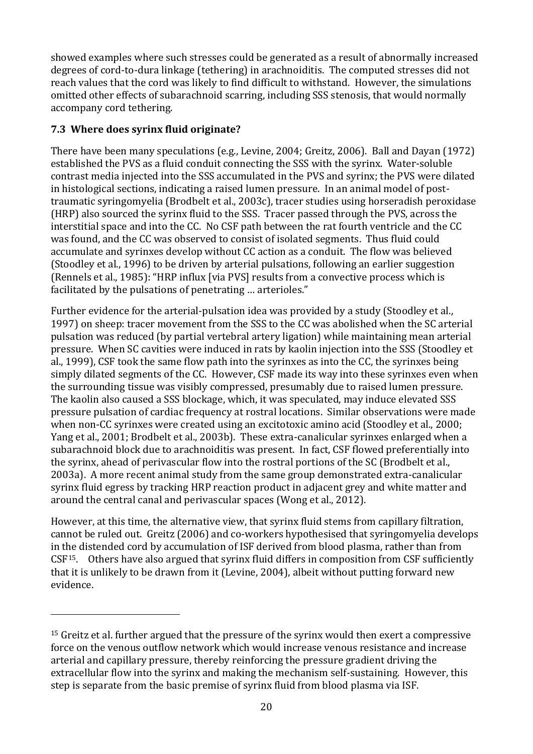showed examples where such stresses could be generated as a result of abnormally increased degrees of cord-to-dura linkage (tethering) in arachnoiditis. The computed stresses did not reach values that the cord was likely to find difficult to withstand. However, the simulations omitted other effects of subarachnoid scarring, including SSS stenosis, that would normally accompany cord tethering.

### 7.3 Where does syrinx fluid originate?

There have been many speculations (e.g., Levine, 2004; Greitz, 2006). Ball and Dayan (1972) established the PVS as a fluid conduit connecting the SSS with the syrinx. Water-soluble contrast media injected into the SSS accumulated in the PVS and syrinx; the PVS were dilated in histological sections, indicating a raised lumen pressure. In an animal model of post-traumatic syringomyelia (Brodbelt et al., 2003c), tracer studies using horseradish peroxidase (HRP) also sourced the syrinx fluid to the SSS. Tracer passed through the PVS, across the interstitial space and into the CC. No CSF path between the rat fourth ventricle and the CC was found, and the CC was observed to consist of isolated segments. Thus fluid could accumulate and syrinxes develop without CC action as a conduit. The flow was believed (Stoodley et al., 1996) to be driven by arterial pulsations, following an earlier suggestion (Rennels et al., 1985): "HRP influx [via PVS] results from a convective process which is facilitated by the pulsations of penetrating … arterioles."

Further evidence for the arterial-pulsation idea was provided by a study (Stoodley et al., 1997) on sheep: tracer movement from the SSS to the CC was abolished when the SC arterial pulsation was reduced (by partial vertebral artery ligation) while maintaining mean arterial pressure. When SC cavities were induced in rats by kaolin injection into the SSS (Stoodley et al., 1999), CSF took the same flow path into the syrinxes as into the CC, the syrinxes being simply dilated segments of the CC. However, CSF made its way into these syrinxes even when the surrounding tissue was visibly compressed, presumably due to raised lumen pressure. The kaolin also caused a SSS blockage, which, it was speculated, may induce elevated SSS pressure pulsation of cardiac frequency at rostral locations. Similar observations were made when non-CC syrinxes were created using an excitotoxic amino acid (Stoodley et al., 2000; Yang et al., 2001; Brodbelt et al., 2003b). These extra-canalicular syrinxes enlarged when a subarachnoid block due to arachnoiditis was present. In fact, CSF flowed preferentially into the syrinx, ahead of perivascular flow into the rostral portions of the SC (Brodbelt et al., 2003a). A more recent animal study from the same group demonstrated extra-canalicular syrinx fluid egress by tracking HRP reaction product in adjacent grey and white matter and around the central canal and perivascular spaces (Wong et al., 2012).

However, at this time, the alternative view, that syrinx fluid stems from capillary filtration, cannot be ruled out. Greitz (2006) and co-workers hypothesised that syringomyelia develops in the distended cord by accumulation of ISF derived from blood plasma, rather than from CSF[15]. Others have also argued that syrinx fluid differs in composition from CSF sufficiently that it is unlikely to be drawn from it (Levine, 2004), albeit without putting forward new evidence.

---

[15] Greitz et al. further argued that the pressure of the syrinx would then exert a compressive force on the venous outflow network which would increase venous resistance and increase arterial and capillary pressure, thereby reinforcing the pressure gradient driving the extracellular flow into the syrinx and making the mechanism self-sustaining. However, this step is separate from the basic premise of syrinx fluid from blood plasma via ISF.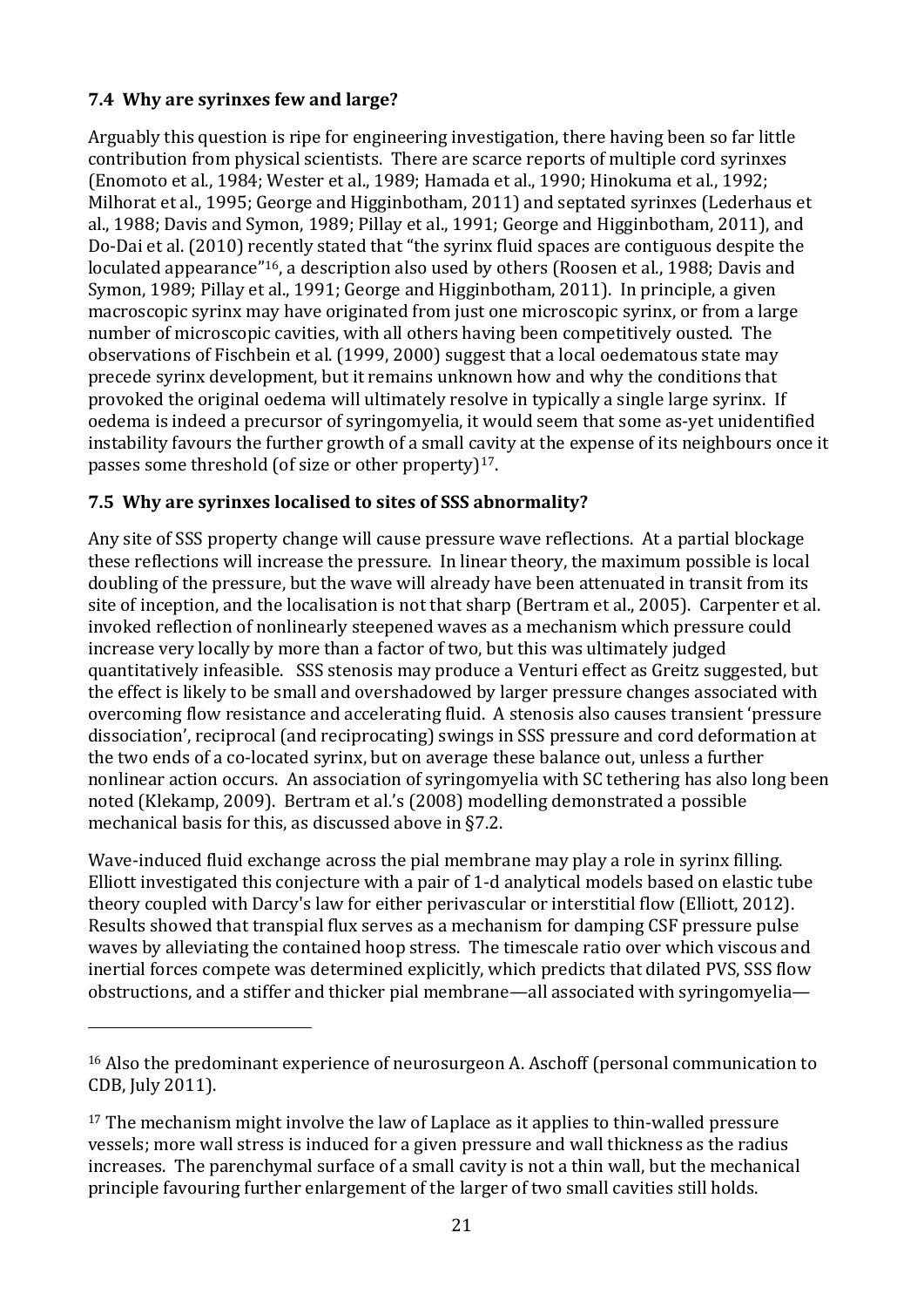### 7.4 Why are syrinxes few and large?

Arguably this question is ripe for engineering investigation, there having been so far little contribution from physical scientists. There are scarce reports of multiple cord syrinxes (Enomoto et al., 1984; Wester et al., 1989; Hamada et al., 1990; Hinokuma et al., 1992; Milhorat et al., 1995; George and Higginbotham, 2011) and septated syrinxes (Lederhaus et al., 1988; Davis and Symon, 1989; Pillay et al., 1991; George and Higginbotham, 2011), and Do-Dai et al. (2010) recently stated that "the syrinx fluid spaces are contiguous despite the loculated appearance"[16], a description also used by others (Roosen et al., 1988; Davis and Symon, 1989; Pillay et al., 1991; George and Higginbotham, 2011). In principle, a given macroscopic syrinx may have originated from just one microscopic syrinx, or from a large number of microscopic cavities, with all others having been competitively ousted. The observations of Fischbein et al. (1999, 2000) suggest that a local oedematous state may precede syrinx development, but it remains unknown how and why the conditions that provoked the original oedema will ultimately resolve in typically a single large syrinx. If oedema is indeed a precursor of syringomyelia, it would seem that some as-yet unidentified instability favours the further growth of a small cavity at the expense of its neighbours once it passes some threshold (of size or other property)[17].

### 7.5 Why are syrinxes localised to sites of SSS abnormality?

Any site of SSS property change will cause pressure wave reflections. At a partial blockage these reflections will increase the pressure. In linear theory, the maximum possible is local doubling of the pressure, but the wave will already have been attenuated in transit from its site of inception, and the localisation is not that sharp (Bertram et al., 2005). Carpenter et al. invoked reflection of nonlinearly steepened waves as a mechanism which pressure could increase very locally by more than a factor of two, but this was ultimately judged quantitatively infeasible. SSS stenosis may produce a Venturi effect as Greitz suggested, but the effect is likely to be small and overshadowed by larger pressure changes associated with overcoming flow resistance and accelerating fluid. A stenosis also causes transient 'pressure dissociation', reciprocal (and reciprocating) swings in SSS pressure and cord deformation at the two ends of a co-located syrinx, but on average these balance out, unless a further nonlinear action occurs. An association of syringomyelia with SC tethering has also long been noted (Klekamp, 2009). Bertram et al.'s (2008) modelling demonstrated a possible mechanical basis for this, as discussed above in §7.2.

Wave-induced fluid exchange across the pial membrane may play a role in syrinx filling. Elliott investigated this conjecture with a pair of 1-d analytical models based on elastic tube theory coupled with Darcy's law for either perivascular or interstitial flow (Elliott, 2012). Results showed that transpial flux serves as a mechanism for damping CSF pressure pulse waves by alleviating the contained hoop stress. The timescale ratio over which viscous and inertial forces compete was determined explicitly, which predicts that dilated PVS, SSS flow obstructions, and a stiffer and thicker pial membrane—all associated with syringomyelia—

---

[16] Also the predominant experience of neurosurgeon A. Aschoff (personal communication to CDB, July 2011).

[17] The mechanism might involve the law of Laplace as it applies to thin-walled pressure vessels; more wall stress is induced for a given pressure and wall thickness as the radius increases. The parenchymal surface of a small cavity is not a thin wall, but the mechanical principle favouring further enlargement of the larger of two small cavities still holds.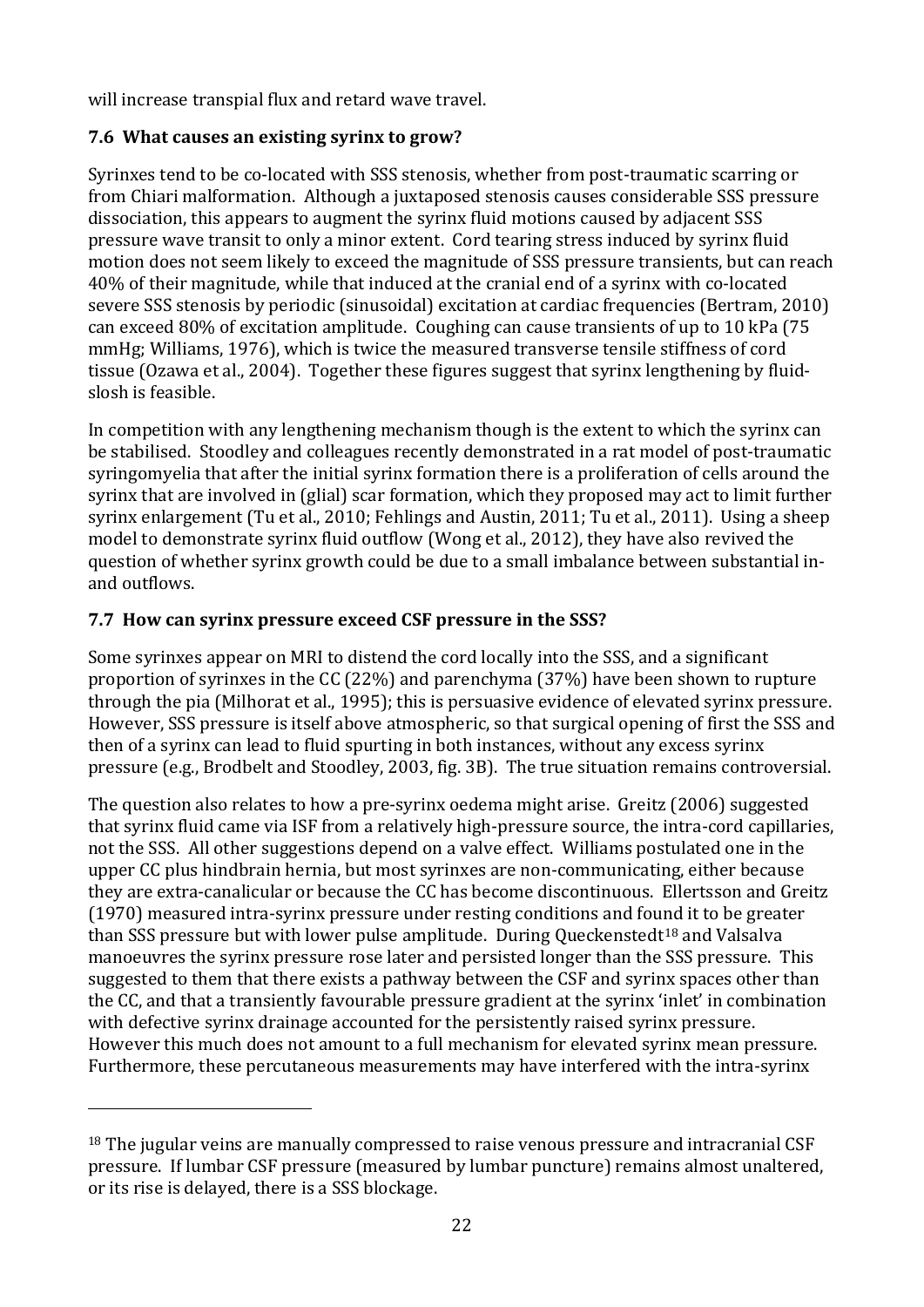will increase transpial flux and retard wave travel.

### 7.6 What causes an existing syrinx to grow?

Syrinxes tend to be co-located with SSS stenosis, whether from post-traumatic scarring or from Chiari malformation. Although a juxtaposed stenosis causes considerable SSS pressure dissociation, this appears to augment the syrinx fluid motions caused by adjacent SSS pressure wave transit to only a minor extent. Cord tearing stress induced by syrinx fluid motion does not seem likely to exceed the magnitude of SSS pressure transients, but can reach 40% of their magnitude, while that induced at the cranial end of a syrinx with co-located severe SSS stenosis by periodic (sinusoidal) excitation at cardiac frequencies (Bertram, 2010) can exceed 80% of excitation amplitude. Coughing can cause transients of up to 10 kPa (75 mmHg; Williams, 1976), which is twice the measured transverse tensile stiffness of cord tissue (Ozawa et al., 2004). Together these figures suggest that syrinx lengthening by fluid-slosh is feasible.

In competition with any lengthening mechanism though is the extent to which the syrinx can be stabilised. Stoodley and colleagues recently demonstrated in a rat model of post-traumatic syringomyelia that after the initial syrinx formation there is a proliferation of cells around the syrinx that are involved in (glial) scar formation, which they proposed may act to limit further syrinx enlargement (Tu et al., 2010; Fehlings and Austin, 2011; Tu et al., 2011). Using a sheep model to demonstrate syrinx fluid outflow (Wong et al., 2012), they have also revived the question of whether syrinx growth could be due to a small imbalance between substantial in- and outflows.

### 7.7 How can syrinx pressure exceed CSF pressure in the SSS?

Some syrinxes appear on MRI to distend the cord locally into the SSS, and a significant proportion of syrinxes in the CC (22%) and parenchyma (37%) have been shown to rupture through the pia (Milhorat et al., 1995); this is persuasive evidence of elevated syrinx pressure. However, SSS pressure is itself above atmospheric, so that surgical opening of first the SSS and then of a syrinx can lead to fluid spurting in both instances, without any excess syrinx pressure (e.g., Brodbelt and Stoodley, 2003, fig. 3B). The true situation remains controversial.

The question also relates to how a pre-syrinx oedema might arise. Greitz (2006) suggested that syrinx fluid came via ISF from a relatively high-pressure source, the intra-cord capillaries, not the SSS. All other suggestions depend on a valve effect. Williams postulated one in the upper CC plus hindbrain hernia, but most syrinxes are non-communicating, either because they are extra-canalicular or because the CC has become discontinuous. Ellertsson and Greitz (1970) measured intra-syrinx pressure under resting conditions and found it to be greater than SSS pressure but with lower pulse amplitude. During Queckenstedt[18] and Valsalva manoeuvres the syrinx pressure rose later and persisted longer than the SSS pressure. This suggested to them that there exists a pathway between the CSF and syrinx spaces other than the CC, and that a transiently favourable pressure gradient at the syrinx 'inlet' in combination with defective syrinx drainage accounted for the persistently raised syrinx pressure. However this much does not amount to a full mechanism for elevated syrinx mean pressure. Furthermore, these percutaneous measurements may have interfered with the intra-syrinx

[18] The jugular veins are manually compressed to raise venous pressure and intracranial CSF pressure. If lumbar CSF pressure (measured by lumbar puncture) remains almost unaltered, or its rise is delayed, there is a SSS blockage.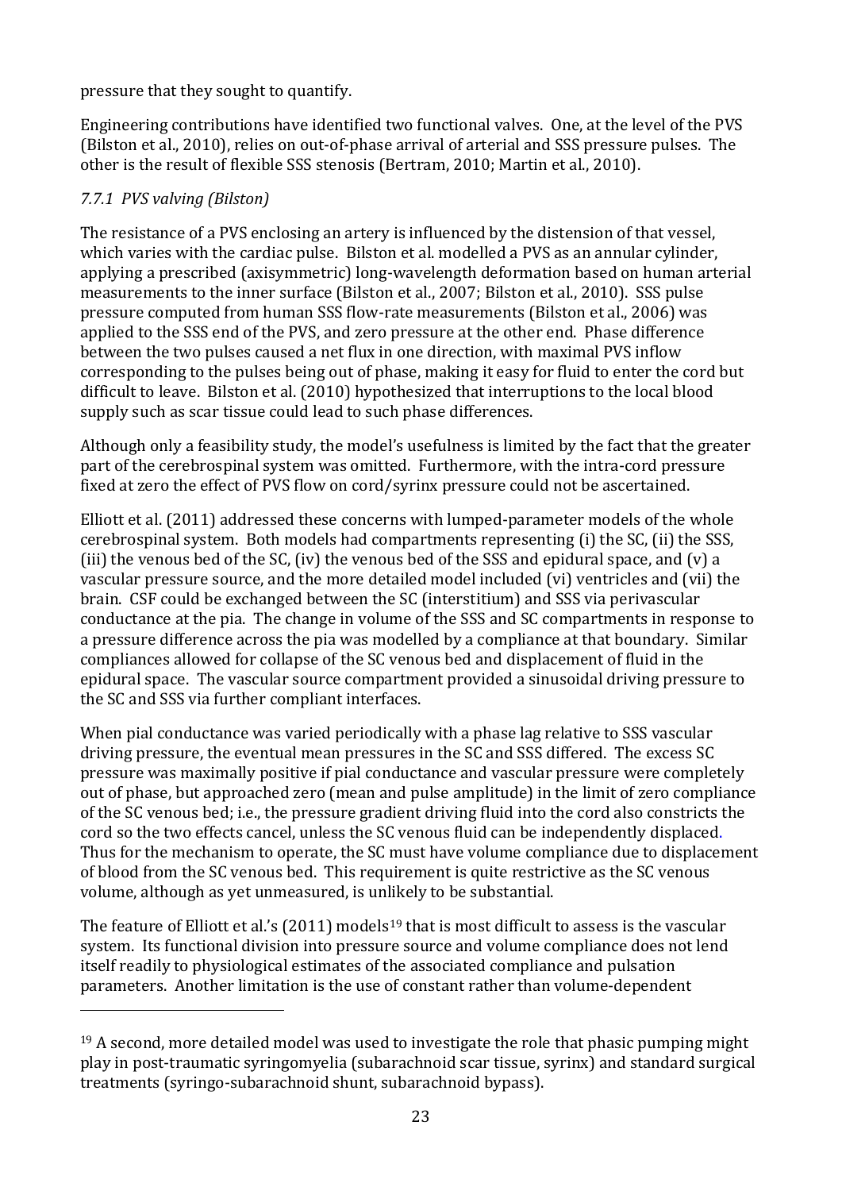pressure that they sought to quantify.

Engineering contributions have identified two functional valves. One, at the level of the PVS (Bilston et al., 2010), relies on out-of-phase arrival of arterial and SSS pressure pulses. The other is the result of flexible SSS stenosis (Bertram, 2010; Martin et al., 2010).

### *7.7.1 PVS valving (Bilston)*

The resistance of a PVS enclosing an artery is influenced by the distension of that vessel, which varies with the cardiac pulse. Bilston et al. modelled a PVS as an annular cylinder, applying a prescribed (axisymmetric) long-wavelength deformation based on human arterial measurements to the inner surface (Bilston et al., 2007; Bilston et al., 2010). SSS pulse pressure computed from human SSS flow-rate measurements (Bilston et al., 2006) was applied to the SSS end of the PVS, and zero pressure at the other end. Phase difference between the two pulses caused a net flux in one direction, with maximal PVS inflow corresponding to the pulses being out of phase, making it easy for fluid to enter the cord but difficult to leave. Bilston et al. (2010) hypothesized that interruptions to the local blood supply such as scar tissue could lead to such phase differences.

Although only a feasibility study, the model's usefulness is limited by the fact that the greater part of the cerebrospinal system was omitted. Furthermore, with the intra-cord pressure fixed at zero the effect of PVS flow on cord/syrinx pressure could not be ascertained.

Elliott et al. (2011) addressed these concerns with lumped-parameter models of the whole cerebrospinal system. Both models had compartments representing (i) the SC, (ii) the SSS, (iii) the venous bed of the SC, (iv) the venous bed of the SSS and epidural space, and (v) a vascular pressure source, and the more detailed model included (vi) ventricles and (vii) the brain. CSF could be exchanged between the SC (interstitium) and SSS via perivascular conductance at the pia. The change in volume of the SSS and SC compartments in response to a pressure difference across the pia was modelled by a compliance at that boundary. Similar compliances allowed for collapse of the SC venous bed and displacement of fluid in the epidural space. The vascular source compartment provided a sinusoidal driving pressure to the SC and SSS via further compliant interfaces.

When pial conductance was varied periodically with a phase lag relative to SSS vascular driving pressure, the eventual mean pressures in the SC and SSS differed. The excess SC pressure was maximally positive if pial conductance and vascular pressure were completely out of phase, but approached zero (mean and pulse amplitude) in the limit of zero compliance of the SC venous bed; i.e., the pressure gradient driving fluid into the cord also constricts the cord so the two effects cancel, unless the SC venous fluid can be independently displaced. Thus for the mechanism to operate, the SC must have volume compliance due to displacement of blood from the SC venous bed. This requirement is quite restrictive as the SC venous volume, although as yet unmeasured, is unlikely to be substantial.

The feature of Elliott et al.'s (2011) models[19] that is most difficult to assess is the vascular system. Its functional division into pressure source and volume compliance does not lend itself readily to physiological estimates of the associated compliance and pulsation parameters. Another limitation is the use of constant rather than volume-dependent

---

[19] A second, more detailed model was used to investigate the role that phasic pumping might play in post-traumatic syringomyelia (subarachnoid scar tissue, syrinx) and standard surgical treatments (syringo-subarachnoid shunt, subarachnoid bypass).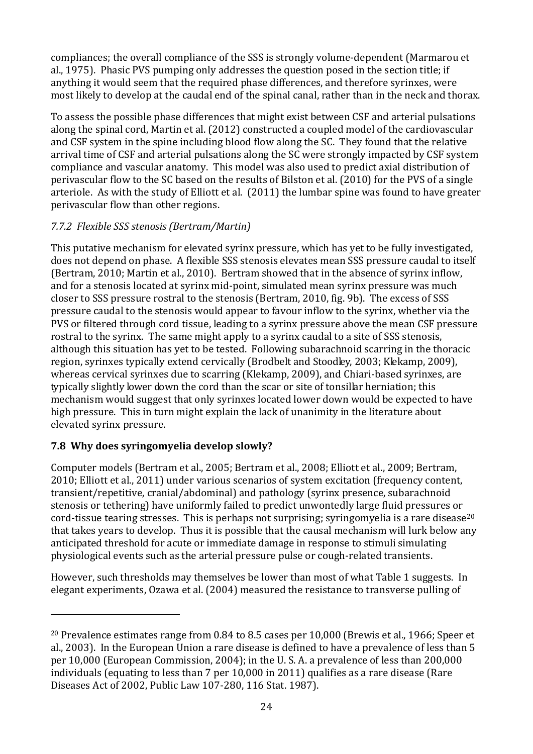compliances; the overall compliance of the SSS is strongly volume-dependent (Marmarou et al., 1975). Phasic PVS pumping only addresses the question posed in the section title; if anything it would seem that the required phase differences, and therefore syrinxes, were most likely to develop at the caudal end of the spinal canal, rather than in the neck and thorax.

To assess the possible phase differences that might exist between CSF and arterial pulsations along the spinal cord, Martin et al. (2012) constructed a coupled model of the cardiovascular and CSF system in the spine including blood flow along the SC. They found that the relative arrival time of CSF and arterial pulsations along the SC were strongly impacted by CSF system compliance and vascular anatomy. This model was also used to predict axial distribution of perivascular flow to the SC based on the results of Bilston et al. (2010) for the PVS of a single arteriole. As with the study of Elliott et al. (2011) the lumbar spine was found to have greater perivascular flow than other regions.

### *7.7.2 Flexible SSS stenosis (Bertram/Martin)*

This putative mechanism for elevated syrinx pressure, which has yet to be fully investigated, does not depend on phase. A flexible SSS stenosis elevates mean SSS pressure caudal to itself (Bertram, 2010; Martin et al., 2010). Bertram showed that in the absence of syrinx inflow, and for a stenosis located at syrinx mid-point, simulated mean syrinx pressure was much closer to SSS pressure rostral to the stenosis (Bertram, 2010, fig. 9b). The excess of SSS pressure caudal to the stenosis would appear to favour inflow to the syrinx, whether via the PVS or filtered through cord tissue, leading to a syrinx pressure above the mean CSF pressure rostral to the syrinx. The same might apply to a syrinx caudal to a site of SSS stenosis, although this situation has yet to be tested. Following subarachnoid scarring in the thoracic region, syrinxes typically extend cervically (Brodbelt and Stoodley, 2003; Klekamp, 2009), whereas cervical syrinxes due to scarring (Klekamp, 2009), and Chiari-based syrinxes, are typically slightly lower down the cord than the scar or site of tonsillar herniation; this mechanism would suggest that only syrinxes located lower down would be expected to have high pressure. This in turn might explain the lack of unanimity in the literature about elevated syrinx pressure.

## 7.8 Why does syringomyelia develop slowly?

Computer models (Bertram et al., 2005; Bertram et al., 2008; Elliott et al., 2009; Bertram, 2010; Elliott et al., 2011) under various scenarios of system excitation (frequency content, transient/repetitive, cranial/abdominal) and pathology (syrinx presence, subarachnoid stenosis or tethering) have uniformly failed to predict unwontedly large fluid pressures or cord-tissue tearing stresses. This is perhaps not surprising; syringomyelia is a rare disease[20] that takes years to develop. Thus it is possible that the causal mechanism will lurk below any anticipated threshold for acute or immediate damage in response to stimuli simulating physiological events such as the arterial pressure pulse or cough-related transients.

However, such thresholds may themselves be lower than most of what Table 1 suggests. In elegant experiments, Ozawa et al. (2004) measured the resistance to transverse pulling of

[20] Prevalence estimates range from 0.84 to 8.5 cases per 10,000 (Brewis et al., 1966; Speer et al., 2003). In the European Union a rare disease is defined to have a prevalence of less than 5 per 10,000 (European Commission, 2004); in the U. S. A. a prevalence of less than 200,000 individuals (equating to less than 7 per 10,000 in 2011) qualifies as a rare disease (Rare Diseases Act of 2002, Public Law 107-280, 116 Stat. 1987).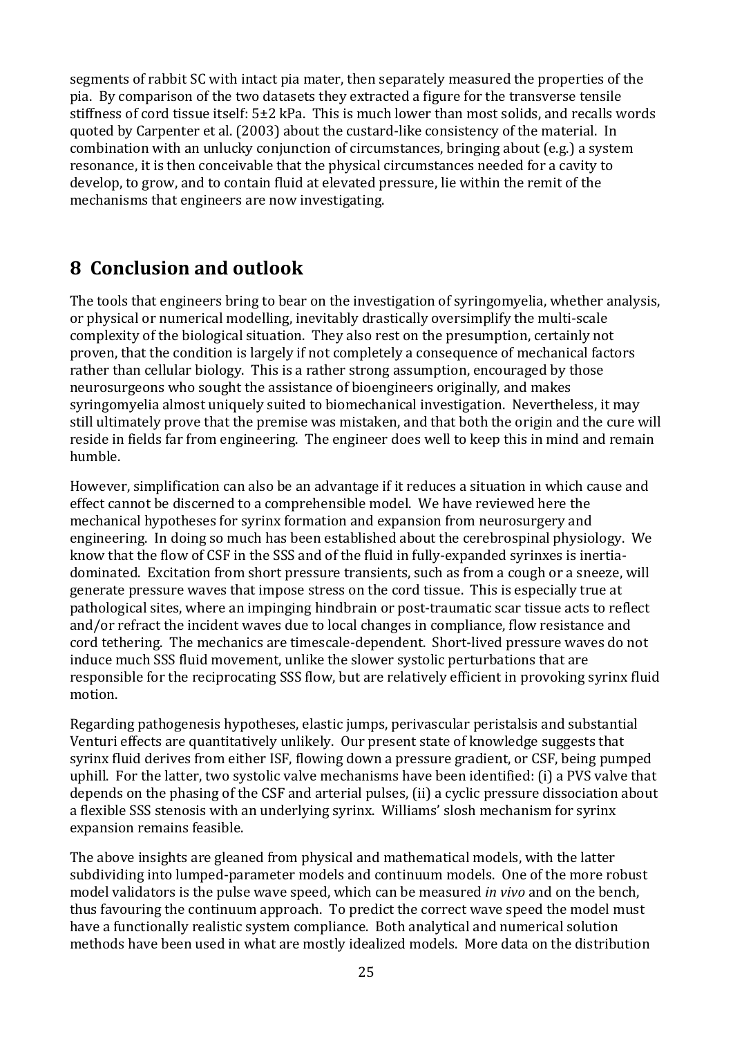segments of rabbit SC with intact pia mater, then separately measured the properties of the pia. By comparison of the two datasets they extracted a figure for the transverse tensile stiffness of cord tissue itself: 5±2 kPa. This is much lower than most solids, and recalls words quoted by Carpenter et al. (2003) about the custard-like consistency of the material. In combination with an unlucky conjunction of circumstances, bringing about (e.g.) a system resonance, it is then conceivable that the physical circumstances needed for a cavity to develop, to grow, and to contain fluid at elevated pressure, lie within the remit of the mechanisms that engineers are now investigating.

# 8 Conclusion and outlook

The tools that engineers bring to bear on the investigation of syringomyelia, whether analysis, or physical or numerical modelling, inevitably drastically oversimplify the multi-scale complexity of the biological situation. They also rest on the presumption, certainly not proven, that the condition is largely if not completely a consequence of mechanical factors rather than cellular biology. This is a rather strong assumption, encouraged by those neurosurgeons who sought the assistance of bioengineers originally, and makes syringomyelia almost uniquely suited to biomechanical investigation. Nevertheless, it may still ultimately prove that the premise was mistaken, and that both the origin and the cure will reside in fields far from engineering. The engineer does well to keep this in mind and remain humble.

However, simplification can also be an advantage if it reduces a situation in which cause and effect cannot be discerned to a comprehensible model. We have reviewed here the mechanical hypotheses for syrinx formation and expansion from neurosurgery and engineering. In doing so much has been established about the cerebrospinal physiology. We know that the flow of CSF in the SSS and of the fluid in fully-expanded syrinxes is inertia-dominated. Excitation from short pressure transients, such as from a cough or a sneeze, will generate pressure waves that impose stress on the cord tissue. This is especially true at pathological sites, where an impinging hindbrain or post-traumatic scar tissue acts to reflect and/or refract the incident waves due to local changes in compliance, flow resistance and cord tethering. The mechanics are timescale-dependent. Short-lived pressure waves do not induce much SSS fluid movement, unlike the slower systolic perturbations that are responsible for the reciprocating SSS flow, but are relatively efficient in provoking syrinx fluid motion.

Regarding pathogenesis hypotheses, elastic jumps, perivascular peristalsis and substantial Venturi effects are quantitatively unlikely. Our present state of knowledge suggests that syrinx fluid derives from either ISF, flowing down a pressure gradient, or CSF, being pumped uphill. For the latter, two systolic valve mechanisms have been identified: (i) a PVS valve that depends on the phasing of the CSF and arterial pulses, (ii) a cyclic pressure dissociation about a flexible SSS stenosis with an underlying syrinx. Williams' slosh mechanism for syrinx expansion remains feasible.

The above insights are gleaned from physical and mathematical models, with the latter subdividing into lumped-parameter models and continuum models. One of the more robust model validators is the pulse wave speed, which can be measured *in vivo* and on the bench, thus favouring the continuum approach. To predict the correct wave speed the model must have a functionally realistic system compliance. Both analytical and numerical solution methods have been used in what are mostly idealized models. More data on the distribution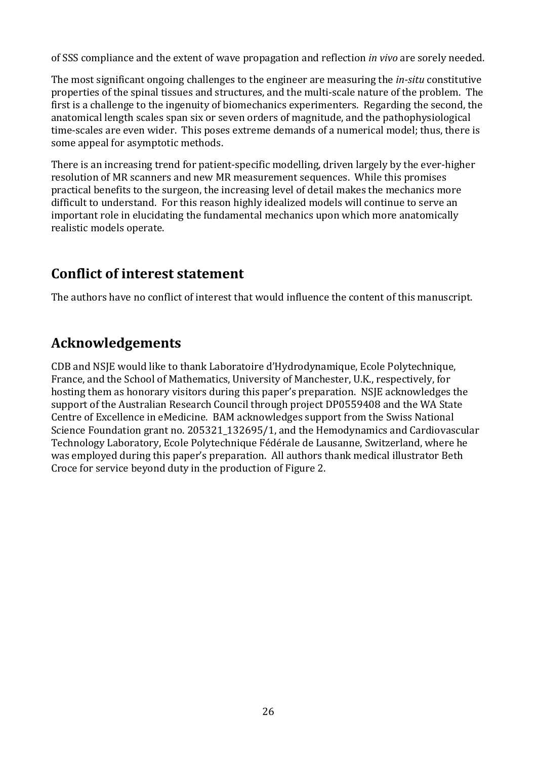of SSS compliance and the extent of wave propagation and reflection *in vivo* are sorely needed.

The most significant ongoing challenges to the engineer are measuring the *in-situ* constitutive properties of the spinal tissues and structures, and the multi-scale nature of the problem. The first is a challenge to the ingenuity of biomechanics experimenters. Regarding the second, the anatomical length scales span six or seven orders of magnitude, and the pathophysiological time-scales are even wider. This poses extreme demands of a numerical model; thus, there is some appeal for asymptotic methods.

There is an increasing trend for patient-specific modelling, driven largely by the ever-higher resolution of MR scanners and new MR measurement sequences. While this promises practical benefits to the surgeon, the increasing level of detail makes the mechanics more difficult to understand. For this reason highly idealized models will continue to serve an important role in elucidating the fundamental mechanics upon which more anatomically realistic models operate.

## Conflict of interest statement

The authors have no conflict of interest that would influence the content of this manuscript.

## Acknowledgements

CDB and NSJE would like to thank Laboratoire d'Hydrodynamique, Ecole Polytechnique, France, and the School of Mathematics, University of Manchester, U.K., respectively, for hosting them as honorary visitors during this paper's preparation. NSJE acknowledges the support of the Australian Research Council through project DP0559408 and the WA State Centre of Excellence in eMedicine. BAM acknowledges support from the Swiss National Science Foundation grant no. 205321_132695/1, and the Hemodynamics and Cardiovascular Technology Laboratory, Ecole Polytechnique Fédérale de Lausanne, Switzerland, where he was employed during this paper's preparation. All authors thank medical illustrator Beth Croce for service beyond duty in the production of Figure 2.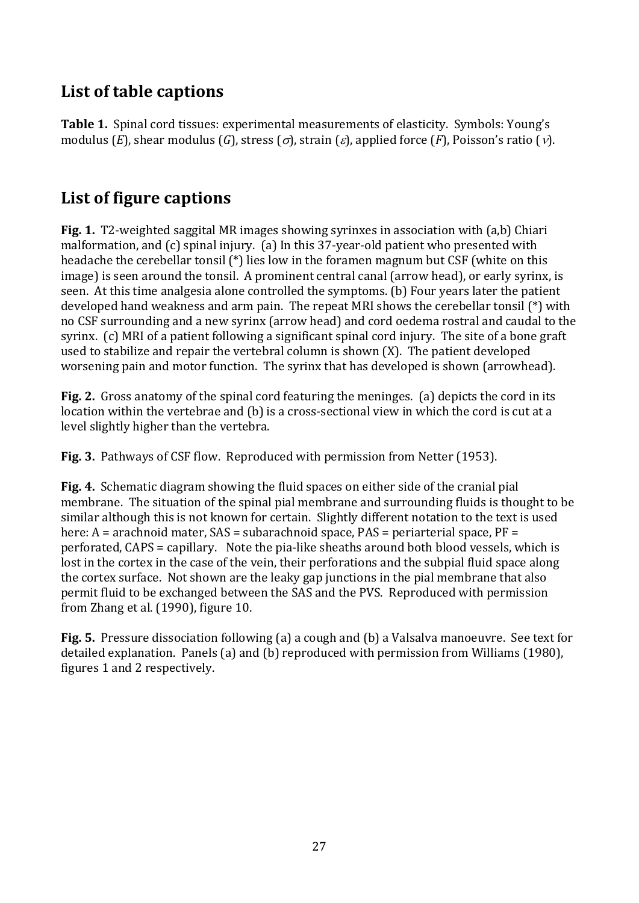## List of table captions

**Table 1.** Spinal cord tissues: experimental measurements of elasticity. Symbols: Young's modulus ($E$), shear modulus ($G$), stress ($\sigma$), strain ($\varepsilon$), applied force ($F$), Poisson's ratio ($\nu$).

## List of figure captions

**Fig. 1.** T2-weighted saggital MR images showing syrinxes in association with (a,b) Chiari malformation, and (c) spinal injury. (a) In this 37-year-old patient who presented with headache the cerebellar tonsil (*) lies low in the foramen magnum but CSF (white on this image) is seen around the tonsil. A prominent central canal (arrow head), or early syrinx, is seen. At this time analgesia alone controlled the symptoms. (b) Four years later the patient developed hand weakness and arm pain. The repeat MRI shows the cerebellar tonsil (*) with no CSF surrounding and a new syrinx (arrow head) and cord oedema rostral and caudal to the syrinx. (c) MRI of a patient following a significant spinal cord injury. The site of a bone graft used to stabilize and repair the vertebral column is shown (X). The patient developed worsening pain and motor function. The syrinx that has developed is shown (arrowhead).

**Fig. 2.** Gross anatomy of the spinal cord featuring the meninges. (a) depicts the cord in its location within the vertebrae and (b) is a cross-sectional view in which the cord is cut at a level slightly higher than the vertebra.

**Fig. 3.** Pathways of CSF flow. Reproduced with permission from Netter (1953).

**Fig. 4.** Schematic diagram showing the fluid spaces on either side of the cranial pial membrane. The situation of the spinal pial membrane and surrounding fluids is thought to be similar although this is not known for certain. Slightly different notation to the text is used here: A = arachnoid mater, SAS = subarachnoid space, PAS = periarterial space, PF = perforated, CAPS = capillary. Note the pia-like sheaths around both blood vessels, which is lost in the cortex in the case of the vein, their perforations and the subpial fluid space along the cortex surface. Not shown are the leaky gap junctions in the pial membrane that also permit fluid to be exchanged between the SAS and the PVS. Reproduced with permission from Zhang et al. (1990), figure 10.

**Fig. 5.** Pressure dissociation following (a) a cough and (b) a Valsalva manoeuvre. See text for detailed explanation. Panels (a) and (b) reproduced with permission from Williams (1980), figures 1 and 2 respectively.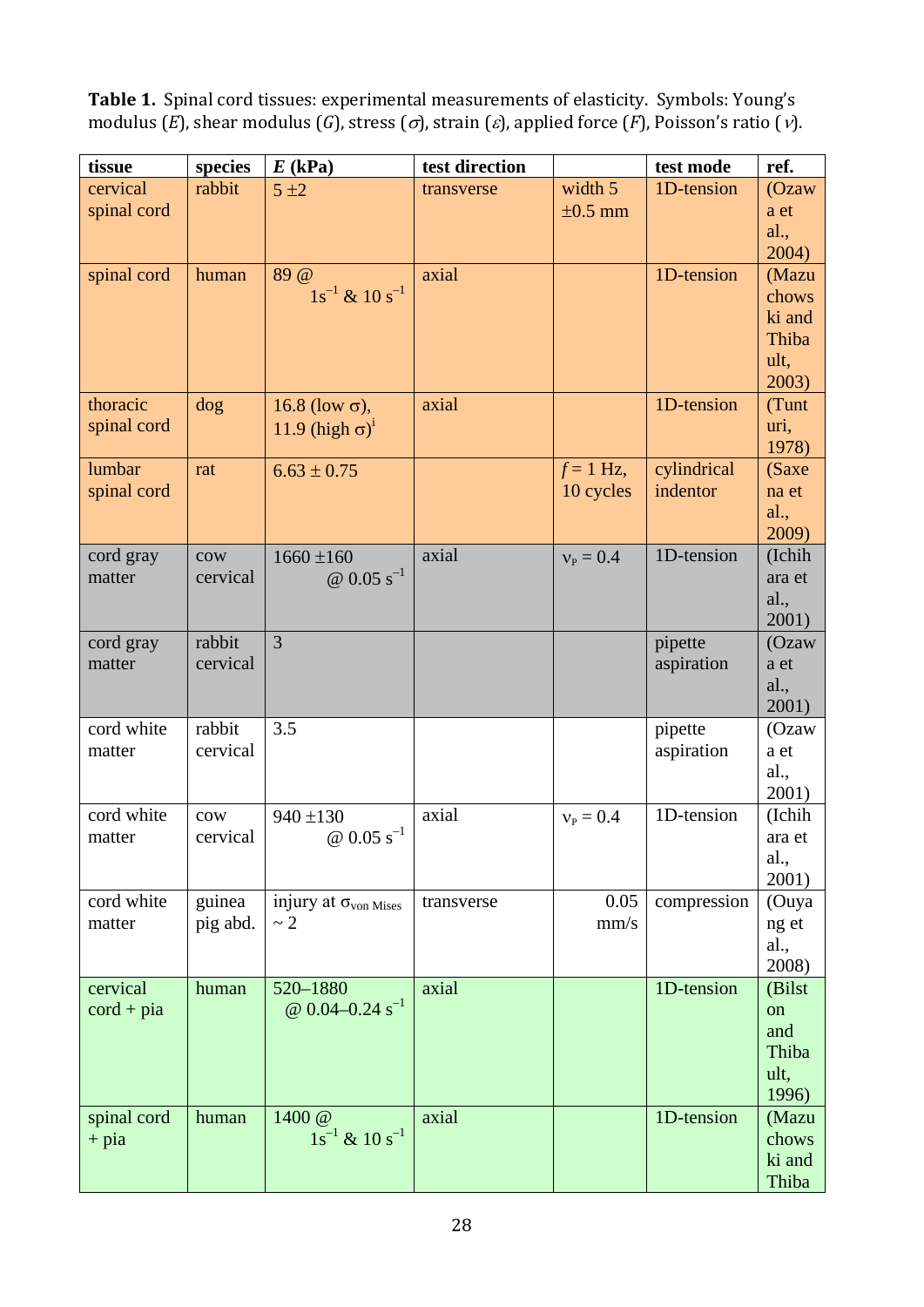**Table 1.** Spinal cord tissues: experimental measurements of elasticity. Symbols: Young's modulus ($E$), shear modulus ($G$), stress ($\sigma$), strain ($\varepsilon$), applied force ($F$), Poisson's ratio ($\nu$).

| tissue | species | $E$ (kPa) | test direction | | test mode | ref. |
|---|---|---|---|---|---|---|
| cervical spinal cord | rabbit | 5 ±2 | transverse | width 5 ±0.5 mm | 1D-tension | (Ozawa et al., 2004) |
| spinal cord | human | 89 @ $1s^{-1}$ & $10\ s^{-1}$ | axial | | 1D-tension | (Mazuchowski and Thibault, 2003) |
| thoracic spinal cord | dog | 16.8 (low $\sigma$), 11.9 (high $\sigma$)[i] | axial | | 1D-tension | (Tunturi, 1978) |
| lumbar spinal cord | rat | 6.63 ± 0.75 | | $f$ = 1 Hz, 10 cycles | cylindrical indentor | (Saxena et al., 2009) |
| cord gray matter | cow cervical | 1660 ±160 @ $0.05\ s^{-1}$ | axial | $\nu_P = 0.4$ | 1D-tension | (Ichihara et al., 2001) |
| cord gray matter | rabbit cervical | 3 | | | pipette aspiration | (Ozawa et al., 2001) |
| cord white matter | rabbit cervical | 3.5 | | | pipette aspiration | (Ozawa et al., 2001) |
| cord white matter | cow cervical | 940 ±130 @ $0.05\ s^{-1}$ | axial | $\nu_P = 0.4$ | 1D-tension | (Ichihara et al., 2001) |
| cord white matter | guinea pig abd. | injury at $\sigma_{\text{von Mises}}$ ~ 2 | transverse | 0.05 mm/s | compression | (Ouyang et al., 2008) |
| cervical cord + pia | human | 520–1880 @ 0.04–0.24 $s^{-1}$ | axial | | 1D-tension | (Bilston and Thibault, 1996) |
| spinal cord + pia | human | 1400 @ $1s^{-1}$ & $10\ s^{-1}$ | axial | | 1D-tension | (Mazuchowski and Thiba |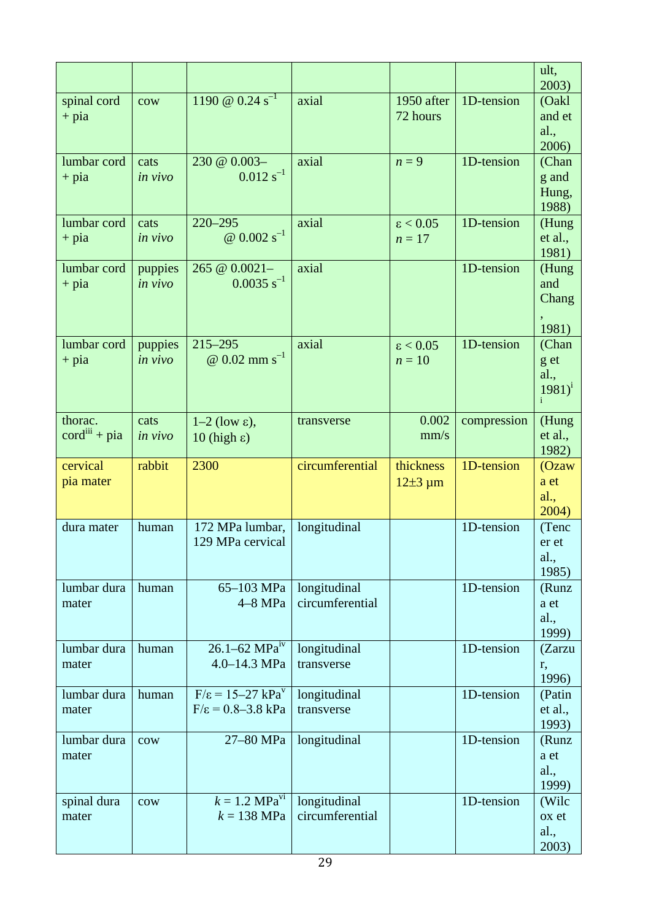| | | | | | | ult, 2003) |
|---|---|---|---|---|---|---|
| spinal cord + pia | cow | 1190 @ 0.24 $s^{-1}$ | axial | 1950 after 72 hours | 1D-tension | (Oakl and et al., 2006) |
| lumbar cord + pia | cats *in vivo* | 230 @ 0.003–0.012 $s^{-1}$ | axial | $n = 9$ | 1D-tension | (Chang and Hung, 1988) |
| lumbar cord + pia | cats *in vivo* | 220–295 @ 0.002 $s^{-1}$ | axial | $\varepsilon < 0.05$ $n = 17$ | 1D-tension | (Hung et al., 1981) |
| lumbar cord + pia | puppies *in vivo* | 265 @ 0.0021–0.0035 $s^{-1}$ | axial | | 1D-tension | (Hung and Chang, 1981) |
| lumbar cord + pia | puppies *in vivo* | 215–295 @ 0.02 mm $s^{-1}$ | axial | $\varepsilon < 0.05$ $n = 10$ | 1D-tension | (Chang et al., 1981)[ii] |
| thorac. cord[iii] + pia | cats *in vivo* | 1–2 (low $\varepsilon$), 10 (high $\varepsilon$) | transverse | 0.002 mm/s | compression | (Hung et al., 1982) |
| cervical pia mater | rabbit | 2300 | circumferential | thickness 12±3 μm | 1D-tension | (Ozawa et al., 2004) |
| dura mater | human | 172 MPa lumbar, 129 MPa cervical | longitudinal | | 1D-tension | (Tencer et al., 1985) |
| lumbar dura mater | human | 65–103 MPa 4–8 MPa | longitudinal circumferential | | 1D-tension | (Runza et al., 1999) |
| lumbar dura mater | human | 26.1–62 MPa[iv] 4.0–14.3 MPa | longitudinal transverse | | 1D-tension | (Zarzur, 1996) |
| lumbar dura mater | human | $F/\varepsilon$ = 15–27 kPa[v] $F/\varepsilon$ = 0.8–3.8 kPa | longitudinal transverse | | 1D-tension | (Patin et al., 1993) |
| lumbar dura mater | cow | 27–80 MPa | longitudinal | | 1D-tension | (Runza et al., 1999) |
| spinal dura mater | cow | $k$ = 1.2 MPa[vi] $k$ = 138 MPa | longitudinal circumferential | | 1D-tension | (Wilcox et al., 2003) |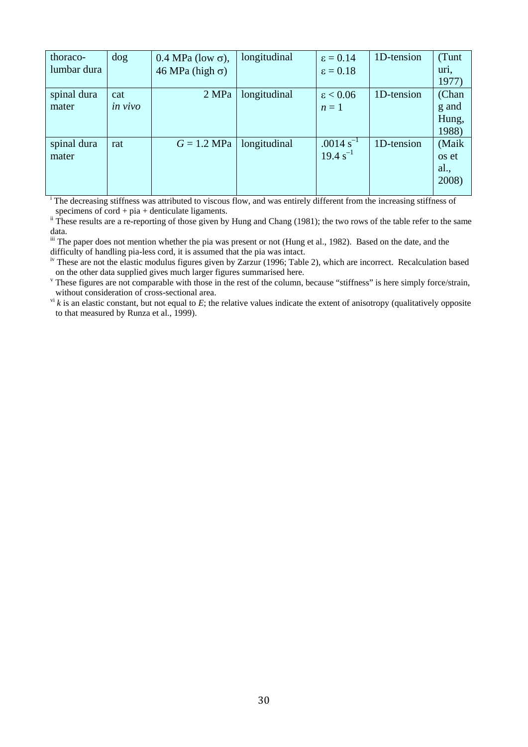| | | | | | | |
|---|---|---|---|---|---|---|
| thoraco-lumbar dura | dog | 0.4 MPa (low $\sigma$), 46 MPa (high $\sigma$) | longitudinal | $\varepsilon = 0.14$ $\varepsilon = 0.18$ | 1D-tension | (Tunturi, 1977) |
| spinal dura mater | cat *in vivo* | 2 MPa | longitudinal | $\varepsilon < 0.06$ $n = 1$ | 1D-tension | (Chang and Hung, 1988) |
| spinal dura mater | rat | $G = 1.2$ MPa | longitudinal | $.0014\ s^{-1}$ $19.4\ s^{-1}$ | 1D-tension | (Maikos et al., 2008) |

[i] The decreasing stiffness was attributed to viscous flow, and was entirely different from the increasing stiffness of specimens of cord + pia + denticulate ligaments.

[ii] These results are a re-reporting of those given by Hung and Chang (1981); the two rows of the table refer to the same data.

[iii] The paper does not mention whether the pia was present or not (Hung et al., 1982). Based on the date, and the difficulty of handling pia-less cord, it is assumed that the pia was intact.

[iv] These are not the elastic modulus figures given by Zarzur (1996; Table 2), which are incorrect. Recalculation based on the other data supplied gives much larger figures summarised here.

[v] These figures are not comparable with those in the rest of the column, because "stiffness" is here simply force/strain, without consideration of cross-sectional area.

[vi] $k$ is an elastic constant, but not equal to $E$; the relative values indicate the extent of anisotropy (qualitatively opposite to that measured by Runza et al., 1999).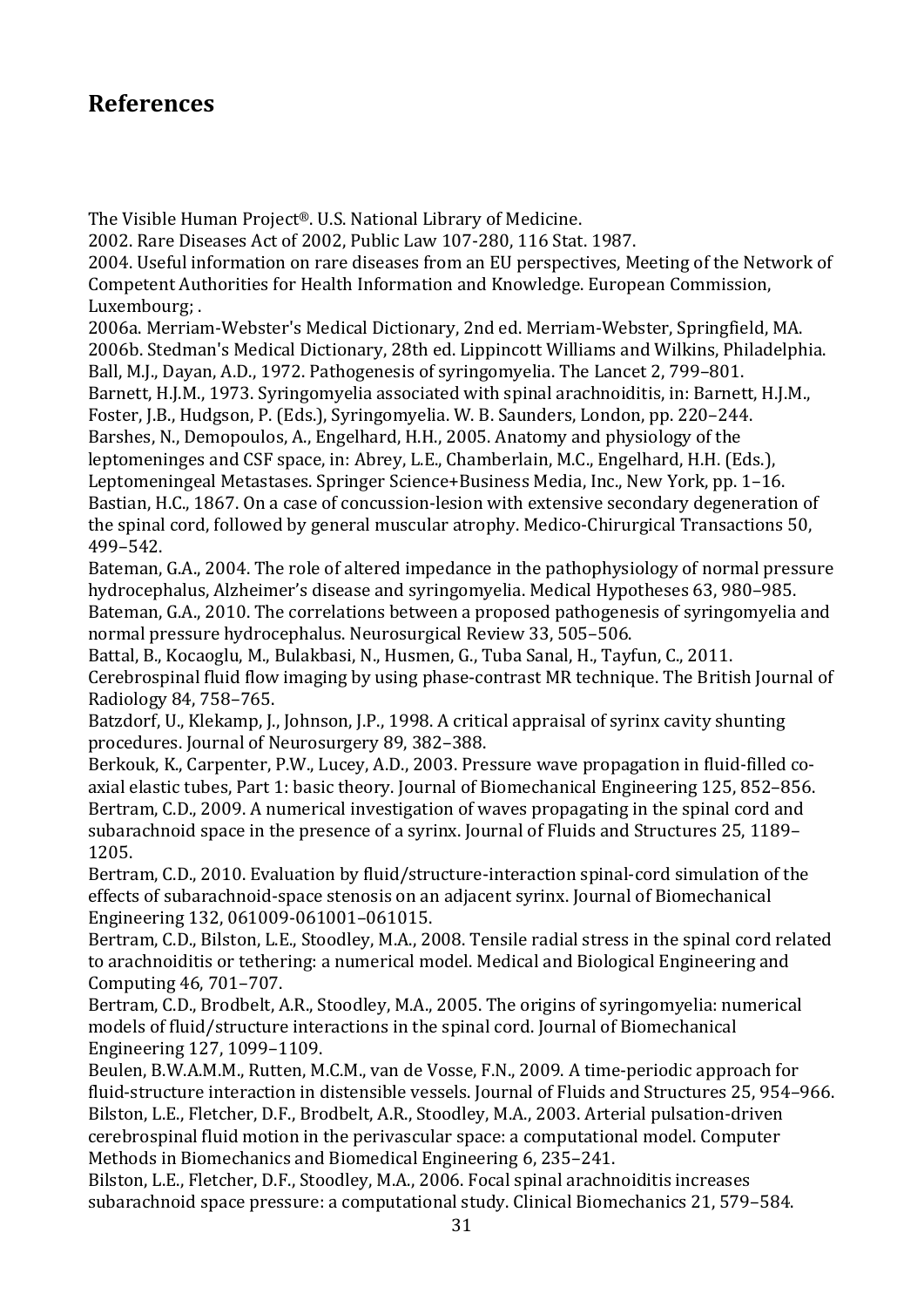## References

The Visible Human Project®. U.S. National Library of Medicine.

2002. Rare Diseases Act of 2002, Public Law 107-280, 116 Stat. 1987.

2004. Useful information on rare diseases from an EU perspectives, Meeting of the Network of Competent Authorities for Health Information and Knowledge. European Commission, Luxembourg; .

2006a. Merriam-Webster's Medical Dictionary, 2nd ed. Merriam-Webster, Springfield, MA.

2006b. Stedman's Medical Dictionary, 28th ed. Lippincott Williams and Wilkins, Philadelphia.

Ball, M.J., Dayan, A.D., 1972. Pathogenesis of syringomyelia. The Lancet 2, 799–801.

Barnett, H.J.M., 1973. Syringomyelia associated with spinal arachnoiditis, in: Barnett, H.J.M., Foster, J.B., Hudgson, P. (Eds.), Syringomyelia. W. B. Saunders, London, pp. 220–244.

Barshes, N., Demopoulos, A., Engelhard, H.H., 2005. Anatomy and physiology of the leptomeninges and CSF space, in: Abrey, L.E., Chamberlain, M.C., Engelhard, H.H. (Eds.), Leptomeningeal Metastases. Springer Science+Business Media, Inc., New York, pp. 1–16.

Bastian, H.C., 1867. On a case of concussion-lesion with extensive secondary degeneration of the spinal cord, followed by general muscular atrophy. Medico-Chirurgical Transactions 50, 499–542.

Bateman, G.A., 2004. The role of altered impedance in the pathophysiology of normal pressure hydrocephalus, Alzheimer's disease and syringomyelia. Medical Hypotheses 63, 980–985.

Bateman, G.A., 2010. The correlations between a proposed pathogenesis of syringomyelia and normal pressure hydrocephalus. Neurosurgical Review 33, 505–506.

Battal, B., Kocaoglu, M., Bulakbasi, N., Husmen, G., Tuba Sanal, H., Tayfun, C., 2011. Cerebrospinal fluid flow imaging by using phase-contrast MR technique. The British Journal of Radiology 84, 758–765.

Batzdorf, U., Klekamp, J., Johnson, J.P., 1998. A critical appraisal of syrinx cavity shunting procedures. Journal of Neurosurgery 89, 382–388.

Berkouk, K., Carpenter, P.W., Lucey, A.D., 2003. Pressure wave propagation in fluid-filled co-axial elastic tubes, Part 1: basic theory. Journal of Biomechanical Engineering 125, 852–856.

Bertram, C.D., 2009. A numerical investigation of waves propagating in the spinal cord and subarachnoid space in the presence of a syrinx. Journal of Fluids and Structures 25, 1189–1205.

Bertram, C.D., 2010. Evaluation by fluid/structure-interaction spinal-cord simulation of the effects of subarachnoid-space stenosis on an adjacent syrinx. Journal of Biomechanical Engineering 132, 061009-061001–061015.

Bertram, C.D., Bilston, L.E., Stoodley, M.A., 2008. Tensile radial stress in the spinal cord related to arachnoiditis or tethering: a numerical model. Medical and Biological Engineering and Computing 46, 701–707.

Bertram, C.D., Brodbelt, A.R., Stoodley, M.A., 2005. The origins of syringomyelia: numerical models of fluid/structure interactions in the spinal cord. Journal of Biomechanical Engineering 127, 1099–1109.

Beulen, B.W.A.M.M., Rutten, M.C.M., van de Vosse, F.N., 2009. A time-periodic approach for fluid-structure interaction in distensible vessels. Journal of Fluids and Structures 25, 954–966.

Bilston, L.E., Fletcher, D.F., Brodbelt, A.R., Stoodley, M.A., 2003. Arterial pulsation-driven cerebrospinal fluid motion in the perivascular space: a computational model. Computer Methods in Biomechanics and Biomedical Engineering 6, 235–241.

Bilston, L.E., Fletcher, D.F., Stoodley, M.A., 2006. Focal spinal arachnoiditis increases subarachnoid space pressure: a computational study. Clinical Biomechanics 21, 579–584.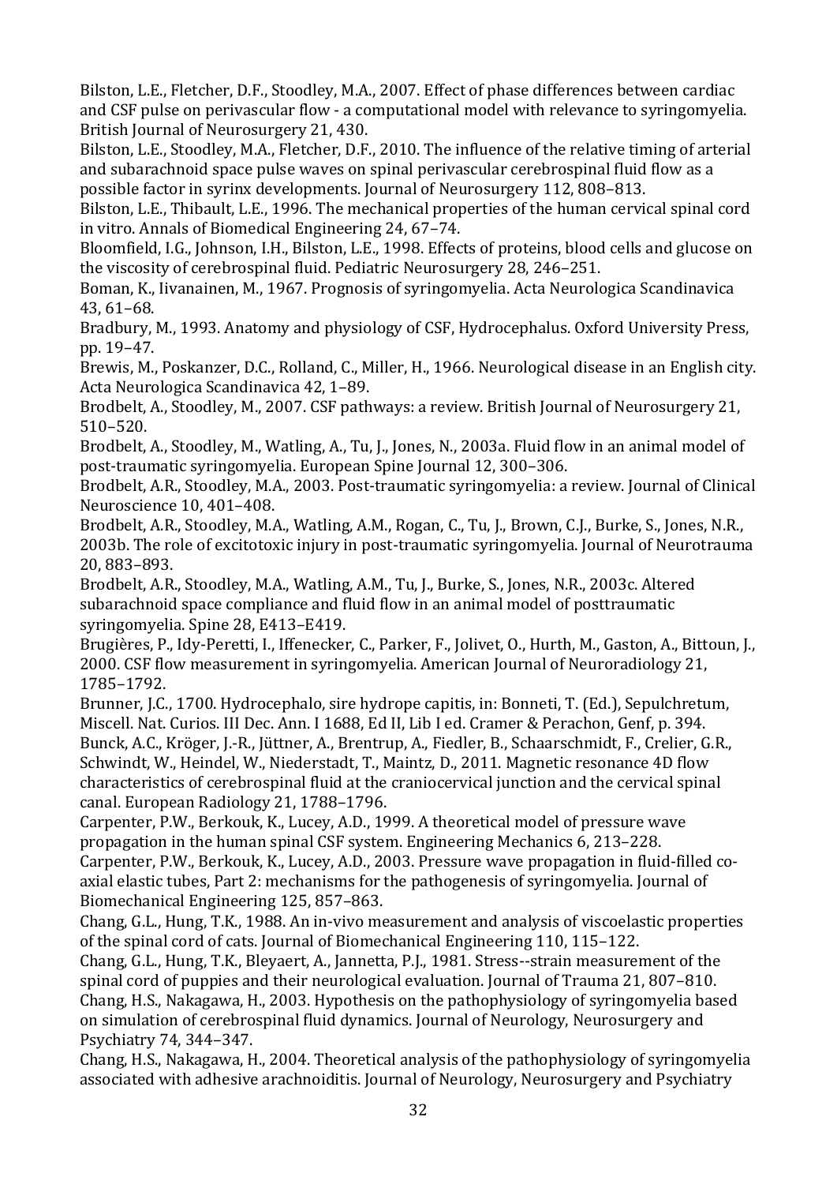Bilston, L.E., Fletcher, D.F., Stoodley, M.A., 2007. Effect of phase differences between cardiac and CSF pulse on perivascular flow - a computational model with relevance to syringomyelia. British Journal of Neurosurgery 21, 430.

Bilston, L.E., Stoodley, M.A., Fletcher, D.F., 2010. The influence of the relative timing of arterial and subarachnoid space pulse waves on spinal perivascular cerebrospinal fluid flow as a possible factor in syrinx developments. Journal of Neurosurgery 112, 808–813.

Bilston, L.E., Thibault, L.E., 1996. The mechanical properties of the human cervical spinal cord in vitro. Annals of Biomedical Engineering 24, 67–74.

Bloomfield, I.G., Johnson, I.H., Bilston, L.E., 1998. Effects of proteins, blood cells and glucose on the viscosity of cerebrospinal fluid. Pediatric Neurosurgery 28, 246–251.

Boman, K., Iivanainen, M., 1967. Prognosis of syringomyelia. Acta Neurologica Scandinavica 43, 61–68.

Bradbury, M., 1993. Anatomy and physiology of CSF, Hydrocephalus. Oxford University Press, pp. 19–47.

Brewis, M., Poskanzer, D.C., Rolland, C., Miller, H., 1966. Neurological disease in an English city. Acta Neurologica Scandinavica 42, 1–89.

Brodbelt, A., Stoodley, M., 2007. CSF pathways: a review. British Journal of Neurosurgery 21, 510–520.

Brodbelt, A., Stoodley, M., Watling, A., Tu, J., Jones, N., 2003a. Fluid flow in an animal model of post-traumatic syringomyelia. European Spine Journal 12, 300–306.

Brodbelt, A.R., Stoodley, M.A., 2003. Post-traumatic syringomyelia: a review. Journal of Clinical Neuroscience 10, 401–408.

Brodbelt, A.R., Stoodley, M.A., Watling, A.M., Rogan, C., Tu, J., Brown, C.J., Burke, S., Jones, N.R., 2003b. The role of excitotoxic injury in post-traumatic syringomyelia. Journal of Neurotrauma 20, 883–893.

Brodbelt, A.R., Stoodley, M.A., Watling, A.M., Tu, J., Burke, S., Jones, N.R., 2003c. Altered subarachnoid space compliance and fluid flow in an animal model of posttraumatic syringomyelia. Spine 28, E413–E419.

Brugières, P., Idy-Peretti, I., Iffenecker, C., Parker, F., Jolivet, O., Hurth, M., Gaston, A., Bittoun, J., 2000. CSF flow measurement in syringomyelia. American Journal of Neuroradiology 21, 1785–1792.

Brunner, J.C., 1700. Hydrocephalo, sire hydrope capitis, in: Bonneti, T. (Ed.), Sepulchretum, Miscell. Nat. Curios. III Dec. Ann. I 1688, Ed II, Lib I ed. Cramer & Perachon, Genf, p. 394.

Bunck, A.C., Kröger, J.-R., Jüttner, A., Brentrup, A., Fiedler, B., Schaarschmidt, F., Crelier, G.R., Schwindt, W., Heindel, W., Niederstadt, T., Maintz, D., 2011. Magnetic resonance 4D flow characteristics of cerebrospinal fluid at the craniocervical junction and the cervical spinal canal. European Radiology 21, 1788–1796.

Carpenter, P.W., Berkouk, K., Lucey, A.D., 1999. A theoretical model of pressure wave propagation in the human spinal CSF system. Engineering Mechanics 6, 213–228.

Carpenter, P.W., Berkouk, K., Lucey, A.D., 2003. Pressure wave propagation in fluid-filled co-axial elastic tubes, Part 2: mechanisms for the pathogenesis of syringomyelia. Journal of Biomechanical Engineering 125, 857–863.

Chang, G.L., Hung, T.K., 1988. An in-vivo measurement and analysis of viscoelastic properties of the spinal cord of cats. Journal of Biomechanical Engineering 110, 115–122.

Chang, G.L., Hung, T.K., Bleyaert, A., Jannetta, P.J., 1981. Stress--strain measurement of the spinal cord of puppies and their neurological evaluation. Journal of Trauma 21, 807–810.

Chang, H.S., Nakagawa, H., 2003. Hypothesis on the pathophysiology of syringomyelia based on simulation of cerebrospinal fluid dynamics. Journal of Neurology, Neurosurgery and Psychiatry 74, 344–347.

Chang, H.S., Nakagawa, H., 2004. Theoretical analysis of the pathophysiology of syringomyelia associated with adhesive arachnoiditis. Journal of Neurology, Neurosurgery and Psychiatry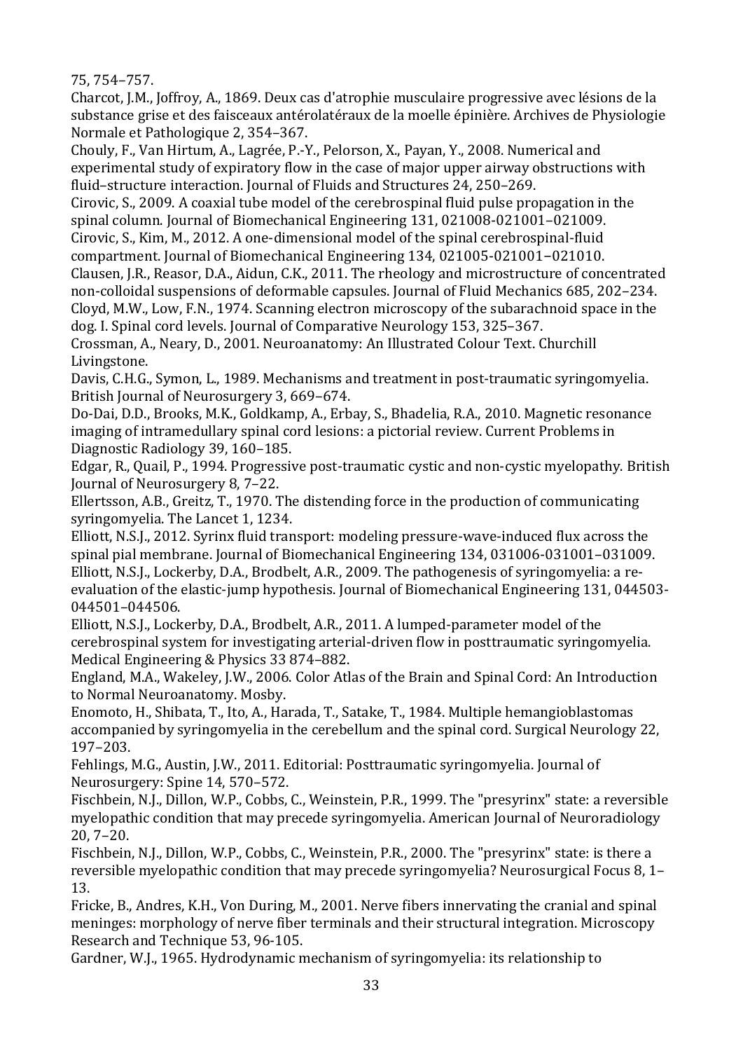75, 754–757.

Charcot, J.M., Joffroy, A., 1869. Deux cas d'atrophie musculaire progressive avec lésions de la substance grise et des faisceaux antérolatéraux de la moelle épinière. Archives de Physiologie Normale et Pathologique 2, 354–367.

Chouly, F., Van Hirtum, A., Lagrée, P.-Y., Pelorson, X., Payan, Y., 2008. Numerical and experimental study of expiratory flow in the case of major upper airway obstructions with fluid–structure interaction. Journal of Fluids and Structures 24, 250–269.

Cirovic, S., 2009. A coaxial tube model of the cerebrospinal fluid pulse propagation in the spinal column. Journal of Biomechanical Engineering 131, 021008-021001–021009.

Cirovic, S., Kim, M., 2012. A one-dimensional model of the spinal cerebrospinal-fluid compartment. Journal of Biomechanical Engineering 134, 021005-021001–021010.

Clausen, J.R., Reasor, D.A., Aidun, C.K., 2011. The rheology and microstructure of concentrated non-colloidal suspensions of deformable capsules. Journal of Fluid Mechanics 685, 202–234.

Cloyd, M.W., Low, F.N., 1974. Scanning electron microscopy of the subarachnoid space in the dog. I. Spinal cord levels. Journal of Comparative Neurology 153, 325–367.

Crossman, A., Neary, D., 2001. Neuroanatomy: An Illustrated Colour Text. Churchill Livingstone.

Davis, C.H.G., Symon, L., 1989. Mechanisms and treatment in post-traumatic syringomyelia. British Journal of Neurosurgery 3, 669–674.

Do-Dai, D.D., Brooks, M.K., Goldkamp, A., Erbay, S., Bhadelia, R.A., 2010. Magnetic resonance imaging of intramedullary spinal cord lesions: a pictorial review. Current Problems in Diagnostic Radiology 39, 160–185.

Edgar, R., Quail, P., 1994. Progressive post-traumatic cystic and non-cystic myelopathy. British Journal of Neurosurgery 8, 7–22.

Ellertsson, A.B., Greitz, T., 1970. The distending force in the production of communicating syringomyelia. The Lancet 1, 1234.

Elliott, N.S.J., 2012. Syrinx fluid transport: modeling pressure-wave-induced flux across the spinal pial membrane. Journal of Biomechanical Engineering 134, 031006-031001–031009.

Elliott, N.S.J., Lockerby, D.A., Brodbelt, A.R., 2009. The pathogenesis of syringomyelia: a re-evaluation of the elastic-jump hypothesis. Journal of Biomechanical Engineering 131, 044503-044501–044506.

Elliott, N.S.J., Lockerby, D.A., Brodbelt, A.R., 2011. A lumped-parameter model of the cerebrospinal system for investigating arterial-driven flow in posttraumatic syringomyelia. Medical Engineering & Physics 33 874–882.

England, M.A., Wakeley, J.W., 2006. Color Atlas of the Brain and Spinal Cord: An Introduction to Normal Neuroanatomy. Mosby.

Enomoto, H., Shibata, T., Ito, A., Harada, T., Satake, T., 1984. Multiple hemangioblastomas accompanied by syringomyelia in the cerebellum and the spinal cord. Surgical Neurology 22, 197–203.

Fehlings, M.G., Austin, J.W., 2011. Editorial: Posttraumatic syringomyelia. Journal of Neurosurgery: Spine 14, 570–572.

Fischbein, N.J., Dillon, W.P., Cobbs, C., Weinstein, P.R., 1999. The "presyrinx" state: a reversible myelopathic condition that may precede syringomyelia. American Journal of Neuroradiology 20, 7–20.

Fischbein, N.J., Dillon, W.P., Cobbs, C., Weinstein, P.R., 2000. The "presyrinx" state: is there a reversible myelopathic condition that may precede syringomyelia? Neurosurgical Focus 8, 1–13.

Fricke, B., Andres, K.H., Von During, M., 2001. Nerve fibers innervating the cranial and spinal meninges: morphology of nerve fiber terminals and their structural integration. Microscopy Research and Technique 53, 96-105.

Gardner, W.J., 1965. Hydrodynamic mechanism of syringomyelia: its relationship to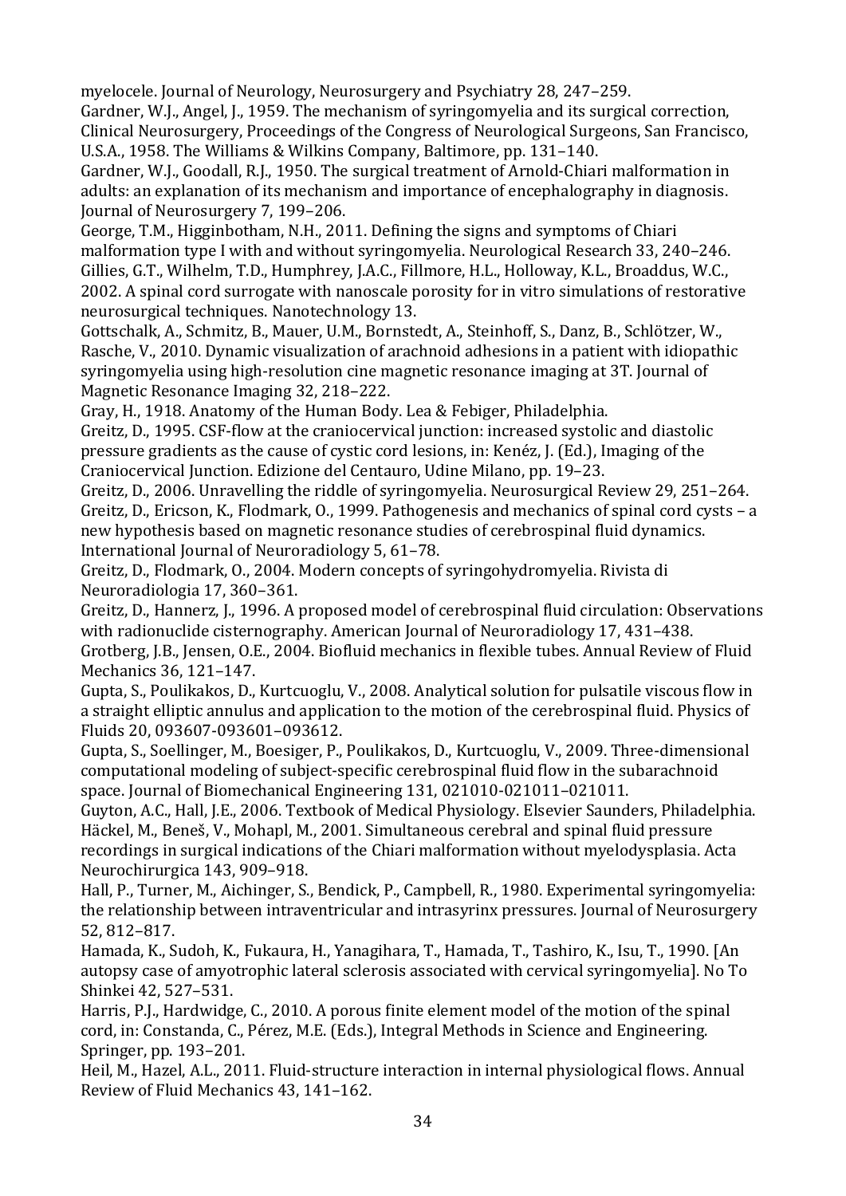myelocele. Journal of Neurology, Neurosurgery and Psychiatry 28, 247–259.

Gardner, W.J., Angel, J., 1959. The mechanism of syringomyelia and its surgical correction, Clinical Neurosurgery, Proceedings of the Congress of Neurological Surgeons, San Francisco, U.S.A., 1958. The Williams & Wilkins Company, Baltimore, pp. 131–140.

Gardner, W.J., Goodall, R.J., 1950. The surgical treatment of Arnold-Chiari malformation in adults: an explanation of its mechanism and importance of encephalography in diagnosis. Journal of Neurosurgery 7, 199–206.

George, T.M., Higginbotham, N.H., 2011. Defining the signs and symptoms of Chiari malformation type I with and without syringomyelia. Neurological Research 33, 240–246.

Gillies, G.T., Wilhelm, T.D., Humphrey, J.A.C., Fillmore, H.L., Holloway, K.L., Broaddus, W.C., 2002. A spinal cord surrogate with nanoscale porosity for in vitro simulations of restorative neurosurgical techniques. Nanotechnology 13.

Gottschalk, A., Schmitz, B., Mauer, U.M., Bornstedt, A., Steinhoff, S., Danz, B., Schlötzer, W., Rasche, V., 2010. Dynamic visualization of arachnoid adhesions in a patient with idiopathic syringomyelia using high-resolution cine magnetic resonance imaging at 3T. Journal of Magnetic Resonance Imaging 32, 218–222.

Gray, H., 1918. Anatomy of the Human Body. Lea & Febiger, Philadelphia.

Greitz, D., 1995. CSF-flow at the craniocervical junction: increased systolic and diastolic pressure gradients as the cause of cystic cord lesions, in: Kenéz, J. (Ed.), Imaging of the Craniocervical Junction. Edizione del Centauro, Udine Milano, pp. 19–23.

Greitz, D., 2006. Unravelling the riddle of syringomyelia. Neurosurgical Review 29, 251–264.

Greitz, D., Ericson, K., Flodmark, O., 1999. Pathogenesis and mechanics of spinal cord cysts – a new hypothesis based on magnetic resonance studies of cerebrospinal fluid dynamics. International Journal of Neuroradiology 5, 61–78.

Greitz, D., Flodmark, O., 2004. Modern concepts of syringohydromyelia. Rivista di Neuroradiologia 17, 360–361.

Greitz, D., Hannerz, J., 1996. A proposed model of cerebrospinal fluid circulation: Observations with radionuclide cisternography. American Journal of Neuroradiology 17, 431–438.

Grotberg, J.B., Jensen, O.E., 2004. Biofluid mechanics in flexible tubes. Annual Review of Fluid Mechanics 36, 121–147.

Gupta, S., Poulikakos, D., Kurtcuoglu, V., 2008. Analytical solution for pulsatile viscous flow in a straight elliptic annulus and application to the motion of the cerebrospinal fluid. Physics of Fluids 20, 093607-093601–093612.

Gupta, S., Soellinger, M., Boesiger, P., Poulikakos, D., Kurtcuoglu, V., 2009. Three-dimensional computational modeling of subject-specific cerebrospinal fluid flow in the subarachnoid space. Journal of Biomechanical Engineering 131, 021010-021011–021011.

Guyton, A.C., Hall, J.E., 2006. Textbook of Medical Physiology. Elsevier Saunders, Philadelphia.

Häckel, M., Beneš, V., Mohapl, M., 2001. Simultaneous cerebral and spinal fluid pressure recordings in surgical indications of the Chiari malformation without myelodysplasia. Acta Neurochirurgica 143, 909–918.

Hall, P., Turner, M., Aichinger, S., Bendick, P., Campbell, R., 1980. Experimental syringomyelia: the relationship between intraventricular and intrasyrinx pressures. Journal of Neurosurgery 52, 812–817.

Hamada, K., Sudoh, K., Fukaura, H., Yanagihara, T., Hamada, T., Tashiro, K., Isu, T., 1990. [An autopsy case of amyotrophic lateral sclerosis associated with cervical syringomyelia]. No To Shinkei 42, 527–531.

Harris, P.J., Hardwidge, C., 2010. A porous finite element model of the motion of the spinal cord, in: Constanda, C., Pérez, M.E. (Eds.), Integral Methods in Science and Engineering. Springer, pp. 193–201.

Heil, M., Hazel, A.L., 2011. Fluid-structure interaction in internal physiological flows. Annual Review of Fluid Mechanics 43, 141–162.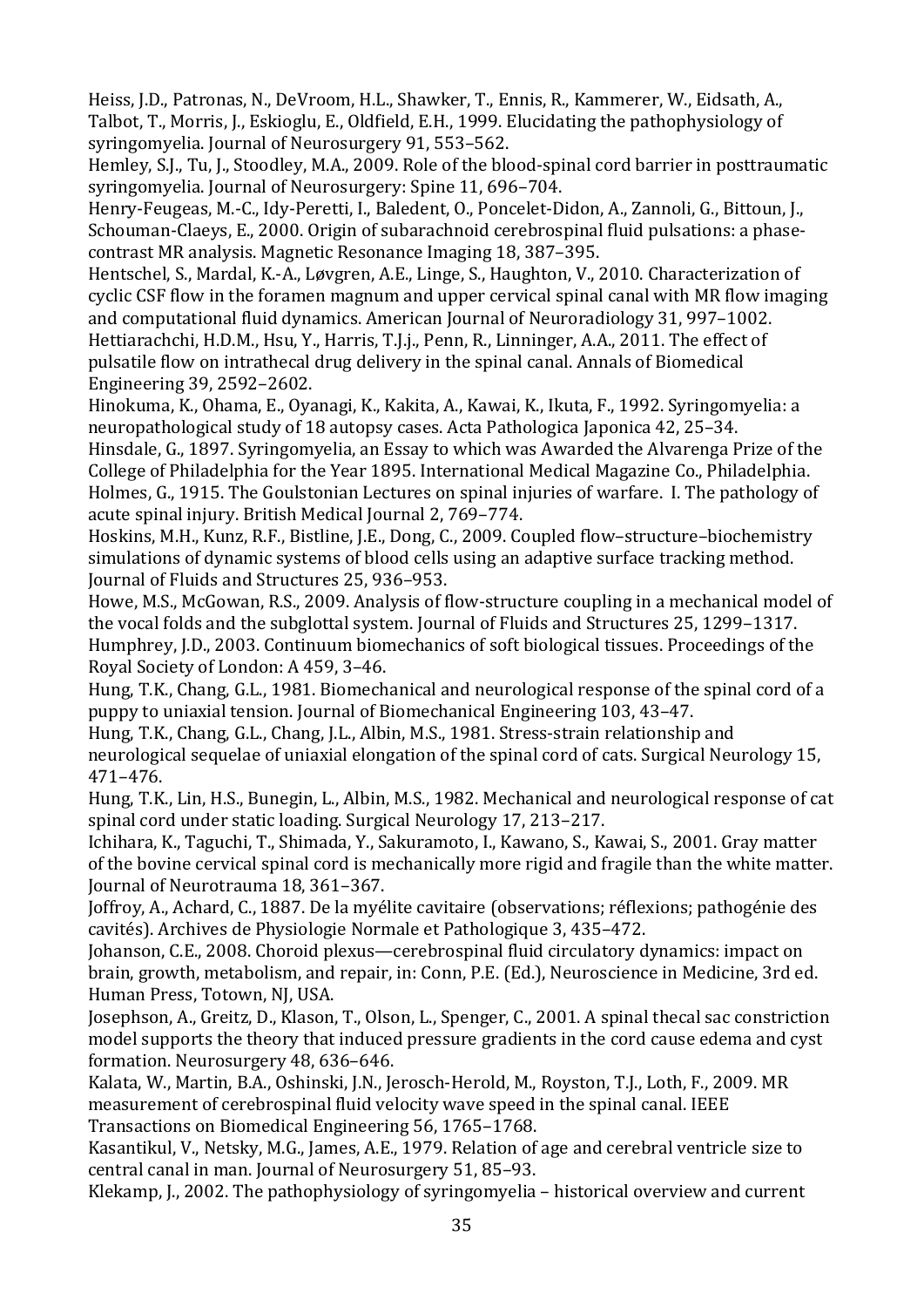Heiss, J.D., Patronas, N., DeVroom, H.L., Shawker, T., Ennis, R., Kammerer, W., Eidsath, A., Talbot, T., Morris, J., Eskioglu, E., Oldfield, E.H., 1999. Elucidating the pathophysiology of syringomyelia. Journal of Neurosurgery 91, 553–562.

Hemley, S.J., Tu, J., Stoodley, M.A., 2009. Role of the blood-spinal cord barrier in posttraumatic syringomyelia. Journal of Neurosurgery: Spine 11, 696–704.

Henry-Feugeas, M.-C., Idy-Peretti, I., Baledent, O., Poncelet-Didon, A., Zannoli, G., Bittoun, J., Schouman-Claeys, E., 2000. Origin of subarachnoid cerebrospinal fluid pulsations: a phase-contrast MR analysis. Magnetic Resonance Imaging 18, 387–395.

Hentschel, S., Mardal, K.-A., Løvgren, A.E., Linge, S., Haughton, V., 2010. Characterization of cyclic CSF flow in the foramen magnum and upper cervical spinal canal with MR flow imaging and computational fluid dynamics. American Journal of Neuroradiology 31, 997–1002.

Hettiarachchi, H.D.M., Hsu, Y., Harris, T.J.j., Penn, R., Linninger, A.A., 2011. The effect of pulsatile flow on intrathecal drug delivery in the spinal canal. Annals of Biomedical Engineering 39, 2592–2602.

Hinokuma, K., Ohama, E., Oyanagi, K., Kakita, A., Kawai, K., Ikuta, F., 1992. Syringomyelia: a neuropathological study of 18 autopsy cases. Acta Pathologica Japonica 42, 25–34.

Hinsdale, G., 1897. Syringomyelia, an Essay to which was Awarded the Alvarenga Prize of the College of Philadelphia for the Year 1895. International Medical Magazine Co., Philadelphia.

Holmes, G., 1915. The Goulstonian Lectures on spinal injuries of warfare. I. The pathology of acute spinal injury. British Medical Journal 2, 769–774.

Hoskins, M.H., Kunz, R.F., Bistline, J.E., Dong, C., 2009. Coupled flow–structure–biochemistry simulations of dynamic systems of blood cells using an adaptive surface tracking method. Journal of Fluids and Structures 25, 936–953.

Howe, M.S., McGowan, R.S., 2009. Analysis of flow-structure coupling in a mechanical model of the vocal folds and the subglottal system. Journal of Fluids and Structures 25, 1299–1317.

Humphrey, J.D., 2003. Continuum biomechanics of soft biological tissues. Proceedings of the Royal Society of London: A 459, 3–46.

Hung, T.K., Chang, G.L., 1981. Biomechanical and neurological response of the spinal cord of a puppy to uniaxial tension. Journal of Biomechanical Engineering 103, 43–47.

Hung, T.K., Chang, G.L., Chang, J.L., Albin, M.S., 1981. Stress-strain relationship and neurological sequelae of uniaxial elongation of the spinal cord of cats. Surgical Neurology 15, 471–476.

Hung, T.K., Lin, H.S., Bunegin, L., Albin, M.S., 1982. Mechanical and neurological response of cat spinal cord under static loading. Surgical Neurology 17, 213–217.

Ichihara, K., Taguchi, T., Shimada, Y., Sakuramoto, I., Kawano, S., Kawai, S., 2001. Gray matter of the bovine cervical spinal cord is mechanically more rigid and fragile than the white matter. Journal of Neurotrauma 18, 361–367.

Joffroy, A., Achard, C., 1887. De la myélite cavitaire (observations; réflexions; pathogénie des cavités). Archives de Physiologie Normale et Pathologique 3, 435–472.

Johanson, C.E., 2008. Choroid plexus—cerebrospinal fluid circulatory dynamics: impact on brain, growth, metabolism, and repair, in: Conn, P.E. (Ed.), Neuroscience in Medicine, 3rd ed. Human Press, Totown, NJ, USA.

Josephson, A., Greitz, D., Klason, T., Olson, L., Spenger, C., 2001. A spinal thecal sac constriction model supports the theory that induced pressure gradients in the cord cause edema and cyst formation. Neurosurgery 48, 636–646.

Kalata, W., Martin, B.A., Oshinski, J.N., Jerosch-Herold, M., Royston, T.J., Loth, F., 2009. MR measurement of cerebrospinal fluid velocity wave speed in the spinal canal. IEEE Transactions on Biomedical Engineering 56, 1765–1768.

Kasantikul, V., Netsky, M.G., James, A.E., 1979. Relation of age and cerebral ventricle size to central canal in man. Journal of Neurosurgery 51, 85–93.

Klekamp, J., 2002. The pathophysiology of syringomyelia – historical overview and current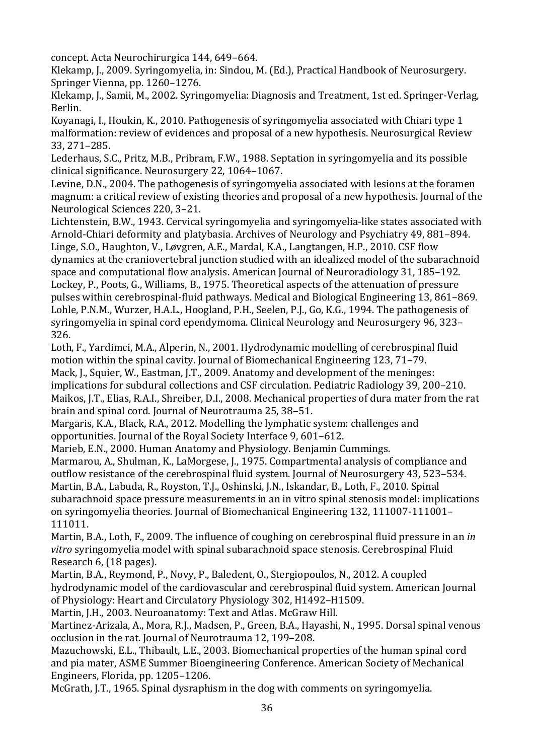concept. Acta Neurochirurgica 144, 649–664.

Klekamp, J., 2009. Syringomyelia, in: Sindou, M. (Ed.), Practical Handbook of Neurosurgery. Springer Vienna, pp. 1260–1276.

Klekamp, J., Samii, M., 2002. Syringomyelia: Diagnosis and Treatment, 1st ed. Springer-Verlag, Berlin.

Koyanagi, I., Houkin, K., 2010. Pathogenesis of syringomyelia associated with Chiari type 1 malformation: review of evidences and proposal of a new hypothesis. Neurosurgical Review 33, 271–285.

Lederhaus, S.C., Pritz, M.B., Pribram, F.W., 1988. Septation in syringomyelia and its possible clinical significance. Neurosurgery 22, 1064–1067.

Levine, D.N., 2004. The pathogenesis of syringomyelia associated with lesions at the foramen magnum: a critical review of existing theories and proposal of a new hypothesis. Journal of the Neurological Sciences 220, 3–21.

Lichtenstein, B.W., 1943. Cervical syringomyelia and syringomyelia-like states associated with Arnold-Chiari deformity and platybasia. Archives of Neurology and Psychiatry 49, 881–894.

Linge, S.O., Haughton, V., Løvgren, A.E., Mardal, K.A., Langtangen, H.P., 2010. CSF flow dynamics at the craniovertebral junction studied with an idealized model of the subarachnoid space and computational flow analysis. American Journal of Neuroradiology 31, 185–192.

Lockey, P., Poots, G., Williams, B., 1975. Theoretical aspects of the attenuation of pressure pulses within cerebrospinal-fluid pathways. Medical and Biological Engineering 13, 861–869.

Lohle, P.N.M., Wurzer, H.A.L., Hoogland, P.H., Seelen, P.J., Go, K.G., 1994. The pathogenesis of syringomyelia in spinal cord ependymoma. Clinical Neurology and Neurosurgery 96, 323–326.

Loth, F., Yardimci, M.A., Alperin, N., 2001. Hydrodynamic modelling of cerebrospinal fluid motion within the spinal cavity. Journal of Biomechanical Engineering 123, 71–79.

Mack, J., Squier, W., Eastman, J.T., 2009. Anatomy and development of the meninges: implications for subdural collections and CSF circulation. Pediatric Radiology 39, 200–210.

Maikos, J.T., Elias, R.A.I., Shreiber, D.I., 2008. Mechanical properties of dura mater from the rat brain and spinal cord. Journal of Neurotrauma 25, 38–51.

Margaris, K.A., Black, R.A., 2012. Modelling the lymphatic system: challenges and opportunities. Journal of the Royal Society Interface 9, 601–612.

Marieb, E.N., 2000. Human Anatomy and Physiology. Benjamin Cummings.

Marmarou, A., Shulman, K., LaMorgese, J., 1975. Compartmental analysis of compliance and outflow resistance of the cerebrospinal fluid system. Journal of Neurosurgery 43, 523–534.

Martin, B.A., Labuda, R., Royston, T.J., Oshinski, J.N., Iskandar, B., Loth, F., 2010. Spinal subarachnoid space pressure measurements in an in vitro spinal stenosis model: implications on syringomyelia theories. Journal of Biomechanical Engineering 132, 111007-111001–111011.

Martin, B.A., Loth, F., 2009. The influence of coughing on cerebrospinal fluid pressure in an *in vitro* syringomyelia model with spinal subarachnoid space stenosis. Cerebrospinal Fluid Research 6, (18 pages).

Martin, B.A., Reymond, P., Novy, P., Baledent, O., Stergiopoulos, N., 2012. A coupled hydrodynamic model of the cardiovascular and cerebrospinal fluid system. American Journal of Physiology: Heart and Circulatory Physiology 302, H1492–H1509.

Martin, J.H., 2003. Neuroanatomy: Text and Atlas. McGraw Hill.

Martinez-Arizala, A., Mora, R.J., Madsen, P., Green, B.A., Hayashi, N., 1995. Dorsal spinal venous occlusion in the rat. Journal of Neurotrauma 12, 199–208.

Mazuchowski, E.L., Thibault, L.E., 2003. Biomechanical properties of the human spinal cord and pia mater, ASME Summer Bioengineering Conference. American Society of Mechanical Engineers, Florida, pp. 1205–1206.

McGrath, J.T., 1965. Spinal dysraphism in the dog with comments on syringomyelia.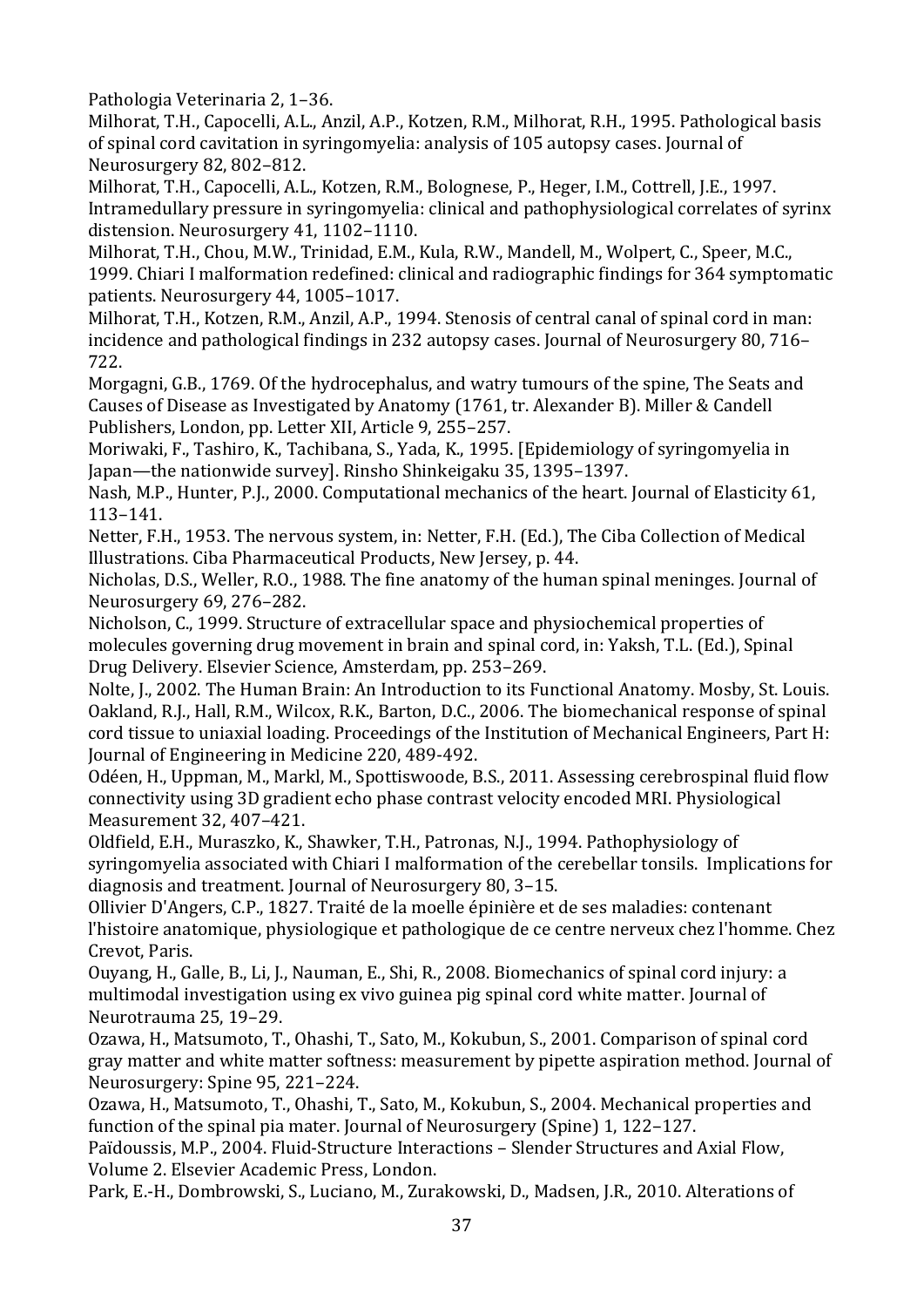Pathologia Veterinaria 2, 1–36.

Milhorat, T.H., Capocelli, A.L., Anzil, A.P., Kotzen, R.M., Milhorat, R.H., 1995. Pathological basis of spinal cord cavitation in syringomyelia: analysis of 105 autopsy cases. Journal of Neurosurgery 82, 802–812.

Milhorat, T.H., Capocelli, A.L., Kotzen, R.M., Bolognese, P., Heger, I.M., Cottrell, J.E., 1997. Intramedullary pressure in syringomyelia: clinical and pathophysiological correlates of syrinx distension. Neurosurgery 41, 1102–1110.

Milhorat, T.H., Chou, M.W., Trinidad, E.M., Kula, R.W., Mandell, M., Wolpert, C., Speer, M.C., 1999. Chiari I malformation redefined: clinical and radiographic findings for 364 symptomatic patients. Neurosurgery 44, 1005–1017.

Milhorat, T.H., Kotzen, R.M., Anzil, A.P., 1994. Stenosis of central canal of spinal cord in man: incidence and pathological findings in 232 autopsy cases. Journal of Neurosurgery 80, 716–722.

Morgagni, G.B., 1769. Of the hydrocephalus, and watry tumours of the spine, The Seats and Causes of Disease as Investigated by Anatomy (1761, tr. Alexander B). Miller & Candell Publishers, London, pp. Letter XII, Article 9, 255–257.

Moriwaki, F., Tashiro, K., Tachibana, S., Yada, K., 1995. [Epidemiology of syringomyelia in Japan—the nationwide survey]. Rinsho Shinkeigaku 35, 1395–1397.

Nash, M.P., Hunter, P.J., 2000. Computational mechanics of the heart. Journal of Elasticity 61, 113–141.

Netter, F.H., 1953. The nervous system, in: Netter, F.H. (Ed.), The Ciba Collection of Medical Illustrations. Ciba Pharmaceutical Products, New Jersey, p. 44.

Nicholas, D.S., Weller, R.O., 1988. The fine anatomy of the human spinal meninges. Journal of Neurosurgery 69, 276–282.

Nicholson, C., 1999. Structure of extracellular space and physiochemical properties of molecules governing drug movement in brain and spinal cord, in: Yaksh, T.L. (Ed.), Spinal Drug Delivery. Elsevier Science, Amsterdam, pp. 253–269.

Nolte, J., 2002. The Human Brain: An Introduction to its Functional Anatomy. Mosby, St. Louis.

Oakland, R.J., Hall, R.M., Wilcox, R.K., Barton, D.C., 2006. The biomechanical response of spinal cord tissue to uniaxial loading. Proceedings of the Institution of Mechanical Engineers, Part H: Journal of Engineering in Medicine 220, 489-492.

Odéen, H., Uppman, M., Markl, M., Spottiswoode, B.S., 2011. Assessing cerebrospinal fluid flow connectivity using 3D gradient echo phase contrast velocity encoded MRI. Physiological Measurement 32, 407–421.

Oldfield, E.H., Muraszko, K., Shawker, T.H., Patronas, N.J., 1994. Pathophysiology of syringomyelia associated with Chiari I malformation of the cerebellar tonsils. Implications for diagnosis and treatment. Journal of Neurosurgery 80, 3–15.

Ollivier D'Angers, C.P., 1827. Traité de la moelle épinière et de ses maladies: contenant l'histoire anatomique, physiologique et pathologique de ce centre nerveux chez l'homme. Chez Crevot, Paris.

Ouyang, H., Galle, B., Li, J., Nauman, E., Shi, R., 2008. Biomechanics of spinal cord injury: a multimodal investigation using ex vivo guinea pig spinal cord white matter. Journal of Neurotrauma 25, 19–29.

Ozawa, H., Matsumoto, T., Ohashi, T., Sato, M., Kokubun, S., 2001. Comparison of spinal cord gray matter and white matter softness: measurement by pipette aspiration method. Journal of Neurosurgery: Spine 95, 221–224.

Ozawa, H., Matsumoto, T., Ohashi, T., Sato, M., Kokubun, S., 2004. Mechanical properties and function of the spinal pia mater. Journal of Neurosurgery (Spine) 1, 122–127.

Païdoussis, M.P., 2004. Fluid-Structure Interactions – Slender Structures and Axial Flow, Volume 2. Elsevier Academic Press, London.

Park, E.-H., Dombrowski, S., Luciano, M., Zurakowski, D., Madsen, J.R., 2010. Alterations of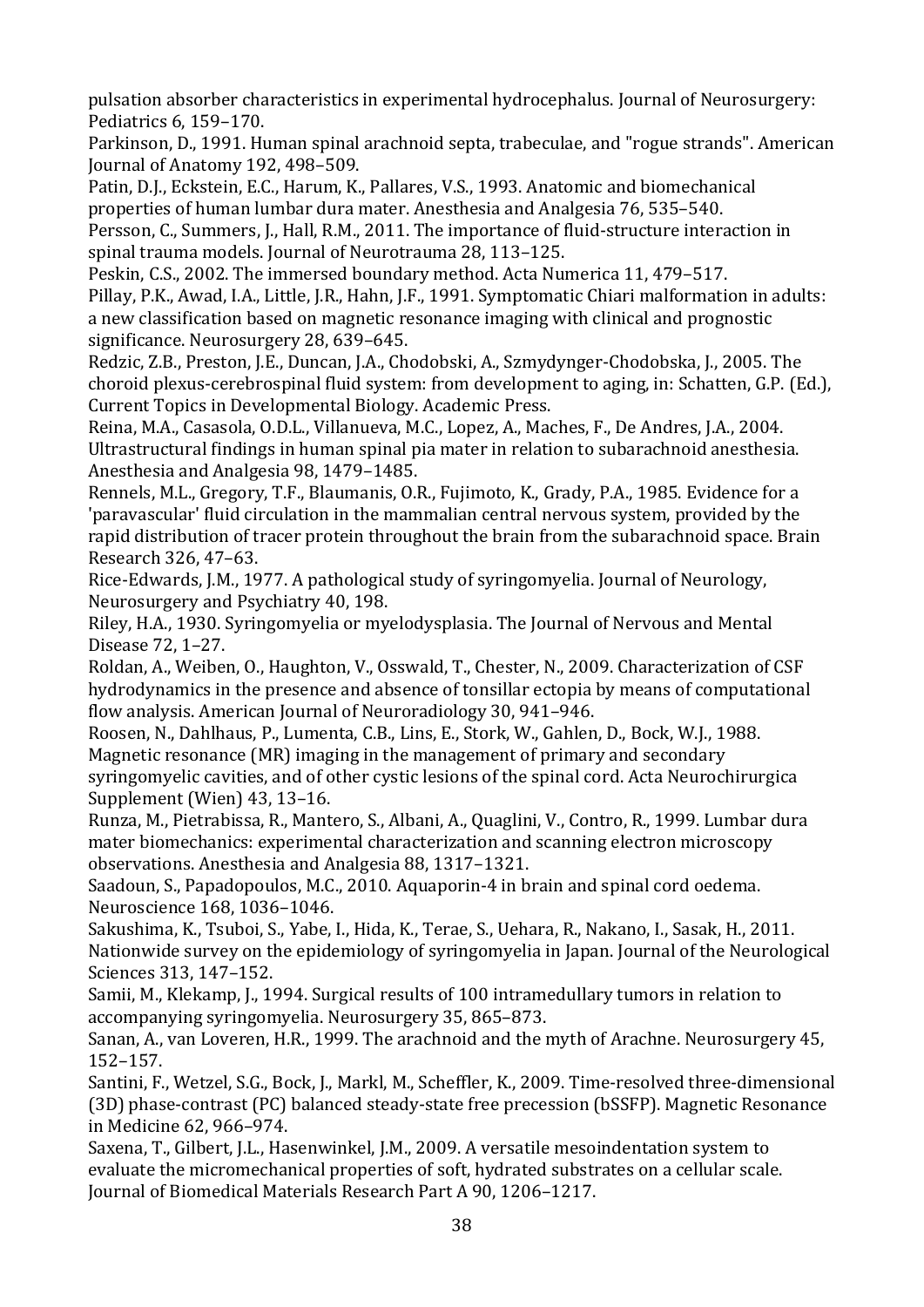pulsation absorber characteristics in experimental hydrocephalus. Journal of Neurosurgery: Pediatrics 6, 159–170.

Parkinson, D., 1991. Human spinal arachnoid septa, trabeculae, and "rogue strands". American Journal of Anatomy 192, 498–509.

Patin, D.J., Eckstein, E.C., Harum, K., Pallares, V.S., 1993. Anatomic and biomechanical properties of human lumbar dura mater. Anesthesia and Analgesia 76, 535–540.

Persson, C., Summers, J., Hall, R.M., 2011. The importance of fluid-structure interaction in spinal trauma models. Journal of Neurotrauma 28, 113–125.

Peskin, C.S., 2002. The immersed boundary method. Acta Numerica 11, 479–517.

Pillay, P.K., Awad, I.A., Little, J.R., Hahn, J.F., 1991. Symptomatic Chiari malformation in adults: a new classification based on magnetic resonance imaging with clinical and prognostic significance. Neurosurgery 28, 639–645.

Redzic, Z.B., Preston, J.E., Duncan, J.A., Chodobski, A., Szmydynger-Chodobska, J., 2005. The choroid plexus-cerebrospinal fluid system: from development to aging, in: Schatten, G.P. (Ed.), Current Topics in Developmental Biology. Academic Press.

Reina, M.A., Casasola, O.D.L., Villanueva, M.C., Lopez, A., Maches, F., De Andres, J.A., 2004. Ultrastructural findings in human spinal pia mater in relation to subarachnoid anesthesia. Anesthesia and Analgesia 98, 1479–1485.

Rennels, M.L., Gregory, T.F., Blaumanis, O.R., Fujimoto, K., Grady, P.A., 1985. Evidence for a 'paravascular' fluid circulation in the mammalian central nervous system, provided by the rapid distribution of tracer protein throughout the brain from the subarachnoid space. Brain Research 326, 47–63.

Rice-Edwards, J.M., 1977. A pathological study of syringomyelia. Journal of Neurology, Neurosurgery and Psychiatry 40, 198.

Riley, H.A., 1930. Syringomyelia or myelodysplasia. The Journal of Nervous and Mental Disease 72, 1–27.

Roldan, A., Weiben, O., Haughton, V., Osswald, T., Chester, N., 2009. Characterization of CSF hydrodynamics in the presence and absence of tonsillar ectopia by means of computational flow analysis. American Journal of Neuroradiology 30, 941–946.

Roosen, N., Dahlhaus, P., Lumenta, C.B., Lins, E., Stork, W., Gahlen, D., Bock, W.J., 1988. Magnetic resonance (MR) imaging in the management of primary and secondary syringomyelic cavities, and of other cystic lesions of the spinal cord. Acta Neurochirurgica Supplement (Wien) 43, 13–16.

Runza, M., Pietrabissa, R., Mantero, S., Albani, A., Quaglini, V., Contro, R., 1999. Lumbar dura mater biomechanics: experimental characterization and scanning electron microscopy observations. Anesthesia and Analgesia 88, 1317–1321.

Saadoun, S., Papadopoulos, M.C., 2010. Aquaporin-4 in brain and spinal cord oedema. Neuroscience 168, 1036–1046.

Sakushima, K., Tsuboi, S., Yabe, I., Hida, K., Terae, S., Uehara, R., Nakano, I., Sasak, H., 2011. Nationwide survey on the epidemiology of syringomyelia in Japan. Journal of the Neurological Sciences 313, 147–152.

Samii, M., Klekamp, J., 1994. Surgical results of 100 intramedullary tumors in relation to accompanying syringomyelia. Neurosurgery 35, 865–873.

Sanan, A., van Loveren, H.R., 1999. The arachnoid and the myth of Arachne. Neurosurgery 45, 152–157.

Santini, F., Wetzel, S.G., Bock, J., Markl, M., Scheffler, K., 2009. Time-resolved three-dimensional (3D) phase-contrast (PC) balanced steady-state free precession (bSSFP). Magnetic Resonance in Medicine 62, 966–974.

Saxena, T., Gilbert, J.L., Hasenwinkel, J.M., 2009. A versatile mesoindentation system to evaluate the micromechanical properties of soft, hydrated substrates on a cellular scale. Journal of Biomedical Materials Research Part A 90, 1206–1217.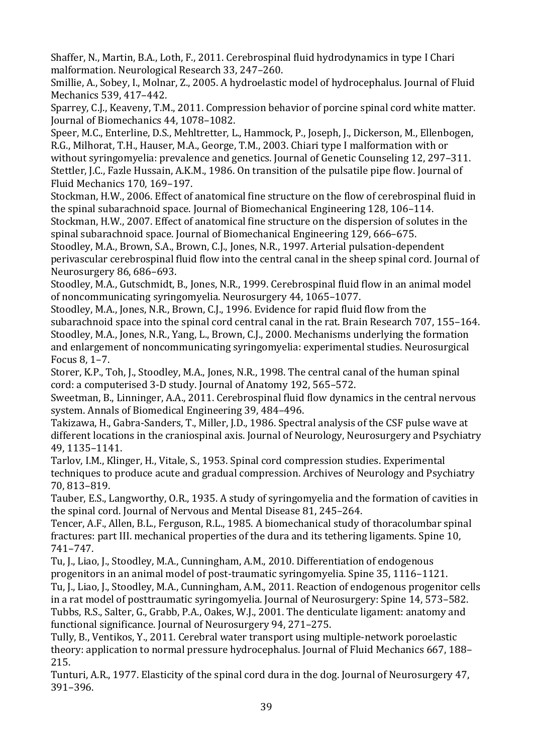Shaffer, N., Martin, B.A., Loth, F., 2011. Cerebrospinal fluid hydrodynamics in type I Chari malformation. Neurological Research 33, 247–260.

Smillie, A., Sobey, I., Molnar, Z., 2005. A hydroelastic model of hydrocephalus. Journal of Fluid Mechanics 539, 417–442.

Sparrey, C.J., Keaveny, T.M., 2011. Compression behavior of porcine spinal cord white matter. Journal of Biomechanics 44, 1078–1082.

Speer, M.C., Enterline, D.S., Mehltretter, L., Hammock, P., Joseph, J., Dickerson, M., Ellenbogen, R.G., Milhorat, T.H., Hauser, M.A., George, T.M., 2003. Chiari type I malformation with or without syringomyelia: prevalence and genetics. Journal of Genetic Counseling 12, 297–311.

Stettler, J.C., Fazle Hussain, A.K.M., 1986. On transition of the pulsatile pipe flow. Journal of Fluid Mechanics 170, 169–197.

Stockman, H.W., 2006. Effect of anatomical fine structure on the flow of cerebrospinal fluid in the spinal subarachnoid space. Journal of Biomechanical Engineering 128, 106–114.

Stockman, H.W., 2007. Effect of anatomical fine structure on the dispersion of solutes in the spinal subarachnoid space. Journal of Biomechanical Engineering 129, 666–675.

Stoodley, M.A., Brown, S.A., Brown, C.J., Jones, N.R., 1997. Arterial pulsation-dependent perivascular cerebrospinal fluid flow into the central canal in the sheep spinal cord. Journal of Neurosurgery 86, 686–693.

Stoodley, M.A., Gutschmidt, B., Jones, N.R., 1999. Cerebrospinal fluid flow in an animal model of noncommunicating syringomyelia. Neurosurgery 44, 1065–1077.

Stoodley, M.A., Jones, N.R., Brown, C.J., 1996. Evidence for rapid fluid flow from the subarachnoid space into the spinal cord central canal in the rat. Brain Research 707, 155–164.

Stoodley, M.A., Jones, N.R., Yang, L., Brown, C.J., 2000. Mechanisms underlying the formation and enlargement of noncommunicating syringomyelia: experimental studies. Neurosurgical Focus 8, 1–7.

Storer, K.P., Toh, J., Stoodley, M.A., Jones, N.R., 1998. The central canal of the human spinal cord: a computerised 3-D study. Journal of Anatomy 192, 565–572.

Sweetman, B., Linninger, A.A., 2011. Cerebrospinal fluid flow dynamics in the central nervous system. Annals of Biomedical Engineering 39, 484–496.

Takizawa, H., Gabra-Sanders, T., Miller, J.D., 1986. Spectral analysis of the CSF pulse wave at different locations in the craniospinal axis. Journal of Neurology, Neurosurgery and Psychiatry 49, 1135–1141.

Tarlov, I.M., Klinger, H., Vitale, S., 1953. Spinal cord compression studies. Experimental techniques to produce acute and gradual compression. Archives of Neurology and Psychiatry 70, 813–819.

Tauber, E.S., Langworthy, O.R., 1935. A study of syringomyelia and the formation of cavities in the spinal cord. Journal of Nervous and Mental Disease 81, 245–264.

Tencer, A.F., Allen, B.L., Ferguson, R.L., 1985. A biomechanical study of thoracolumbar spinal fractures: part III. mechanical properties of the dura and its tethering ligaments. Spine 10, 741–747.

Tu, J., Liao, J., Stoodley, M.A., Cunningham, A.M., 2010. Differentiation of endogenous progenitors in an animal model of post-traumatic syringomyelia. Spine 35, 1116–1121.

Tu, J., Liao, J., Stoodley, M.A., Cunningham, A.M., 2011. Reaction of endogenous progenitor cells in a rat model of posttraumatic syringomyelia. Journal of Neurosurgery: Spine 14, 573–582.

Tubbs, R.S., Salter, G., Grabb, P.A., Oakes, W.J., 2001. The denticulate ligament: anatomy and functional significance. Journal of Neurosurgery 94, 271–275.

Tully, B., Ventikos, Y., 2011. Cerebral water transport using multiple-network poroelastic theory: application to normal pressure hydrocephalus. Journal of Fluid Mechanics 667, 188–215.

Tunturi, A.R., 1977. Elasticity of the spinal cord dura in the dog. Journal of Neurosurgery 47, 391–396.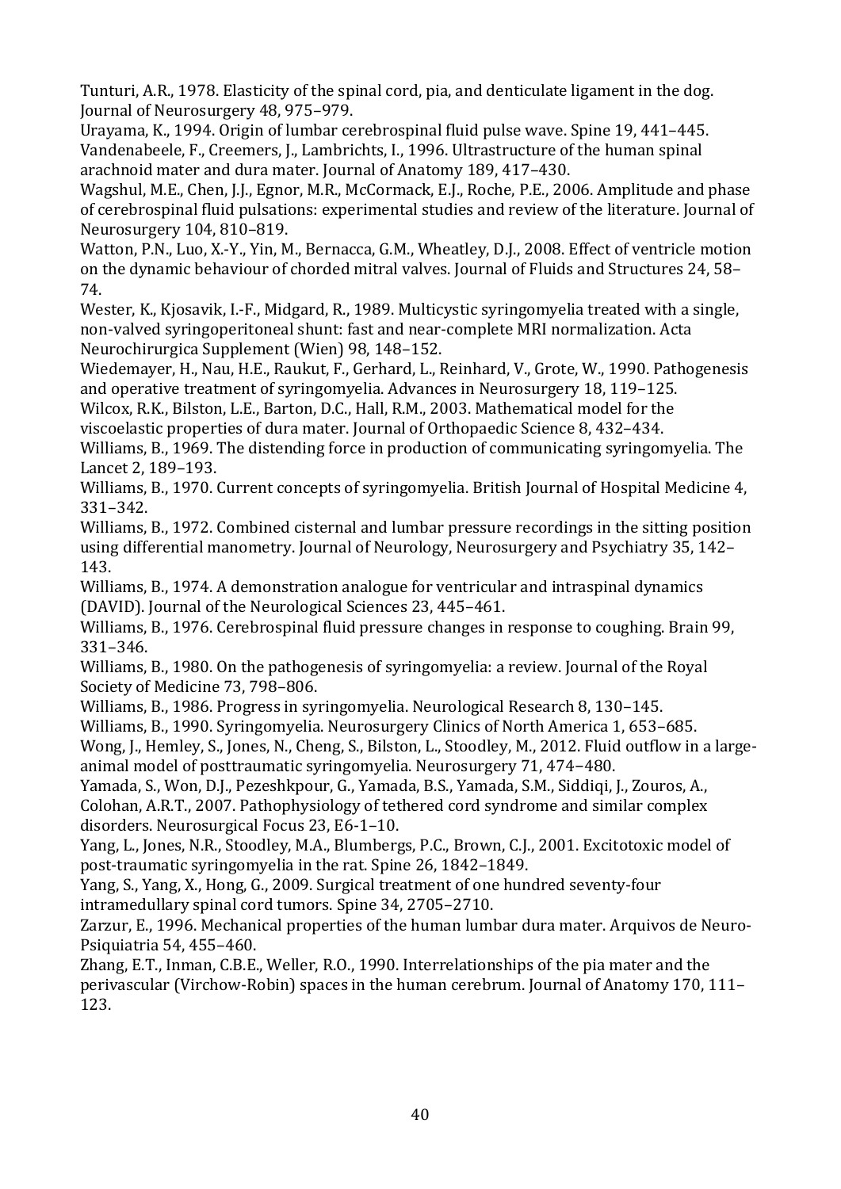Tunturi, A.R., 1978. Elasticity of the spinal cord, pia, and denticulate ligament in the dog. Journal of Neurosurgery 48, 975–979.

Urayama, K., 1994. Origin of lumbar cerebrospinal fluid pulse wave. Spine 19, 441–445.

Vandenabeele, F., Creemers, J., Lambrichts, I., 1996. Ultrastructure of the human spinal arachnoid mater and dura mater. Journal of Anatomy 189, 417–430.

Wagshul, M.E., Chen, J.J., Egnor, M.R., McCormack, E.J., Roche, P.E., 2006. Amplitude and phase of cerebrospinal fluid pulsations: experimental studies and review of the literature. Journal of Neurosurgery 104, 810–819.

Watton, P.N., Luo, X.-Y., Yin, M., Bernacca, G.M., Wheatley, D.J., 2008. Effect of ventricle motion on the dynamic behaviour of chorded mitral valves. Journal of Fluids and Structures 24, 58–74.

Wester, K., Kjosavik, I.-F., Midgard, R., 1989. Multicystic syringomyelia treated with a single, non-valved syringoperitoneal shunt: fast and near-complete MRI normalization. Acta Neurochirurgica Supplement (Wien) 98, 148–152.

Wiedemayer, H., Nau, H.E., Raukut, F., Gerhard, L., Reinhard, V., Grote, W., 1990. Pathogenesis and operative treatment of syringomyelia. Advances in Neurosurgery 18, 119–125.

Wilcox, R.K., Bilston, L.E., Barton, D.C., Hall, R.M., 2003. Mathematical model for the viscoelastic properties of dura mater. Journal of Orthopaedic Science 8, 432–434.

Williams, B., 1969. The distending force in production of communicating syringomyelia. The Lancet 2, 189–193.

Williams, B., 1970. Current concepts of syringomyelia. British Journal of Hospital Medicine 4, 331–342.

Williams, B., 1972. Combined cisternal and lumbar pressure recordings in the sitting position using differential manometry. Journal of Neurology, Neurosurgery and Psychiatry 35, 142–143.

Williams, B., 1974. A demonstration analogue for ventricular and intraspinal dynamics (DAVID). Journal of the Neurological Sciences 23, 445–461.

Williams, B., 1976. Cerebrospinal fluid pressure changes in response to coughing. Brain 99, 331–346.

Williams, B., 1980. On the pathogenesis of syringomyelia: a review. Journal of the Royal Society of Medicine 73, 798–806.

Williams, B., 1986. Progress in syringomyelia. Neurological Research 8, 130–145.

Williams, B., 1990. Syringomyelia. Neurosurgery Clinics of North America 1, 653–685.

Wong, J., Hemley, S., Jones, N., Cheng, S., Bilston, L., Stoodley, M., 2012. Fluid outflow in a large-animal model of posttraumatic syringomyelia. Neurosurgery 71, 474–480.

Yamada, S., Won, D.J., Pezeshkpour, G., Yamada, B.S., Yamada, S.M., Siddiqi, J., Zouros, A., Colohan, A.R.T., 2007. Pathophysiology of tethered cord syndrome and similar complex disorders. Neurosurgical Focus 23, E6-1–10.

Yang, L., Jones, N.R., Stoodley, M.A., Blumbergs, P.C., Brown, C.J., 2001. Excitotoxic model of post-traumatic syringomyelia in the rat. Spine 26, 1842–1849.

Yang, S., Yang, X., Hong, G., 2009. Surgical treatment of one hundred seventy-four intramedullary spinal cord tumors. Spine 34, 2705–2710.

Zarzur, E., 1996. Mechanical properties of the human lumbar dura mater. Arquivos de Neuro-Psiquiatria 54, 455–460.

Zhang, E.T., Inman, C.B.E., Weller, R.O., 1990. Interrelationships of the pia mater and the perivascular (Virchow-Robin) spaces in the human cerebrum. Journal of Anatomy 170, 111–123.